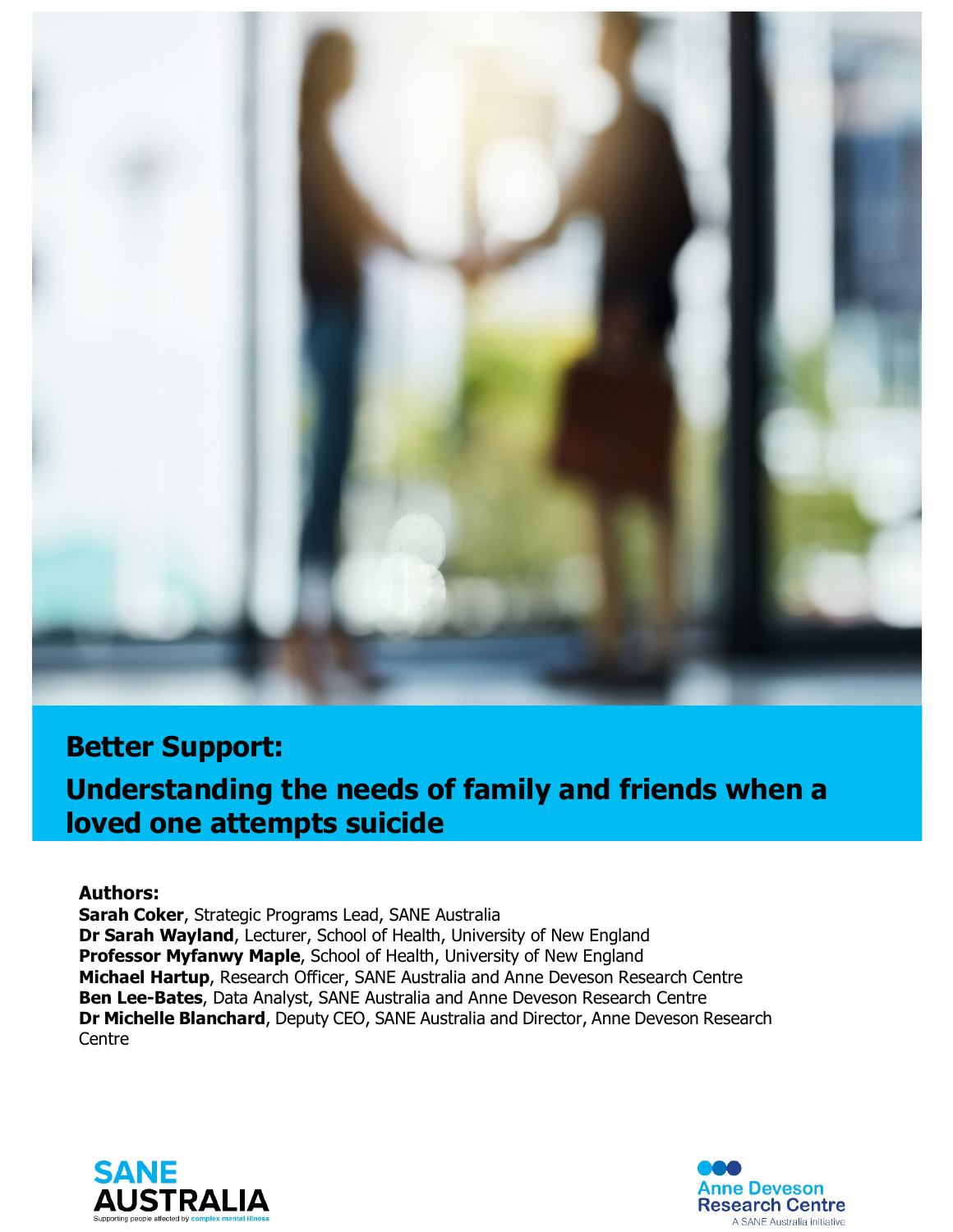# Better Support:

## Understanding the needs of family and friends when a loved one attempts suicide

**Authors:**

**Sarah Coker**, Strategic Programs Lead, SANE Australia
**Dr Sarah Wayland**, Lecturer, School of Health, University of New England
**Professor Myfanwy Maple**, School of Health, University of New England
**Michael Hartup**, Research Officer, SANE Australia and Anne Deveson Research Centre
**Ben Lee-Bates**, Data Analyst, SANE Australia and Anne Deveson Research Centre
**Dr Michelle Blanchard**, Deputy CEO, SANE Australia and Director, Anne Deveson Research Centre

SANE AUSTRALIA
Supporting people affected by complex mental illness

Anne Deveson Research Centre
A SANE Australia initiative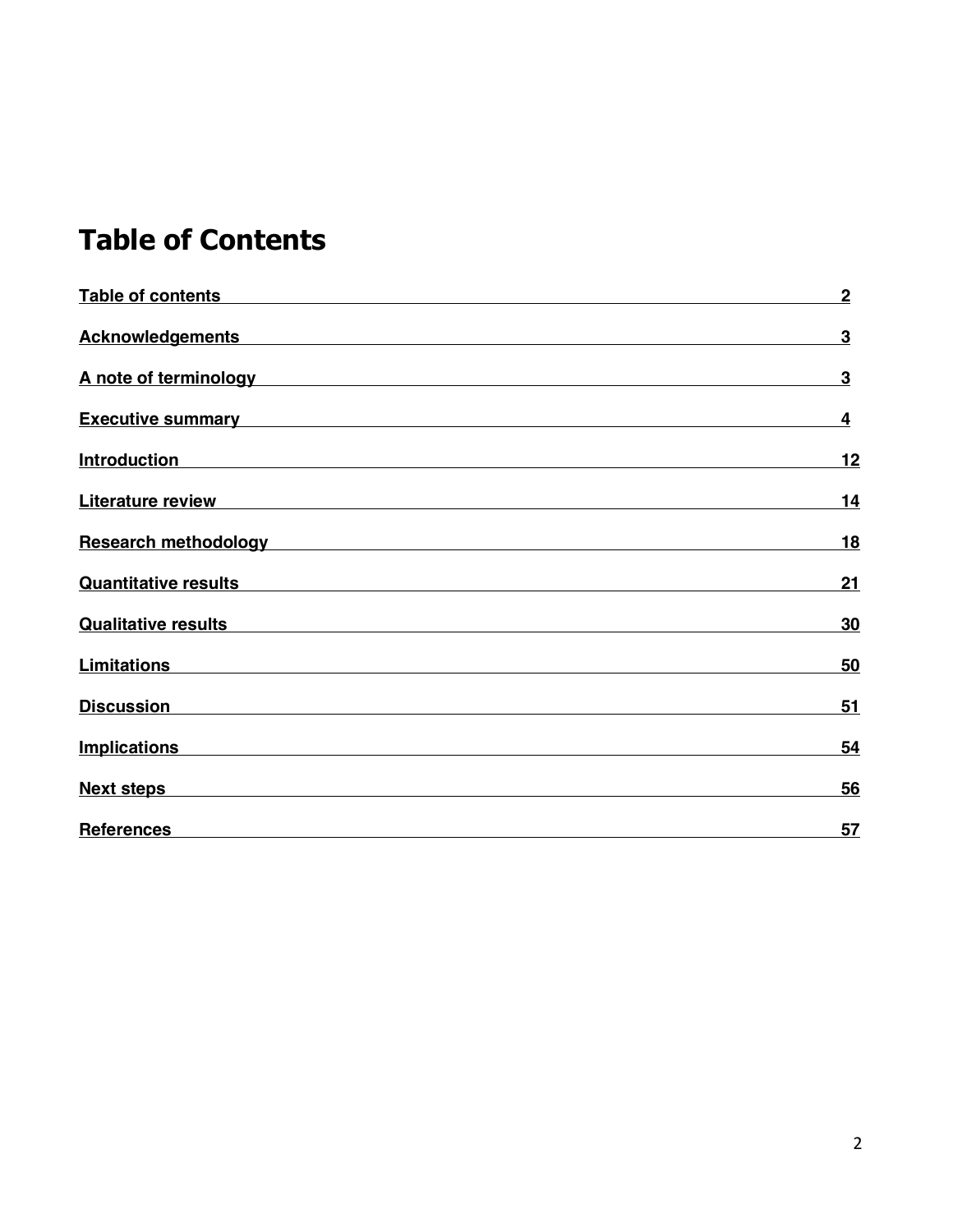# Table of Contents

| | |
|---|---|
| **Table of contents** | **2** |
| **Acknowledgements** | **3** |
| **A note of terminology** | **3** |
| **Executive summary** | **4** |
| **Introduction** | **12** |
| **Literature review** | **14** |
| **Research methodology** | **18** |
| **Quantitative results** | **21** |
| **Qualitative results** | **30** |
| **Limitations** | **50** |
| **Discussion** | **51** |
| **Implications** | **54** |
| **Next steps** | **56** |
| **References** | **57** |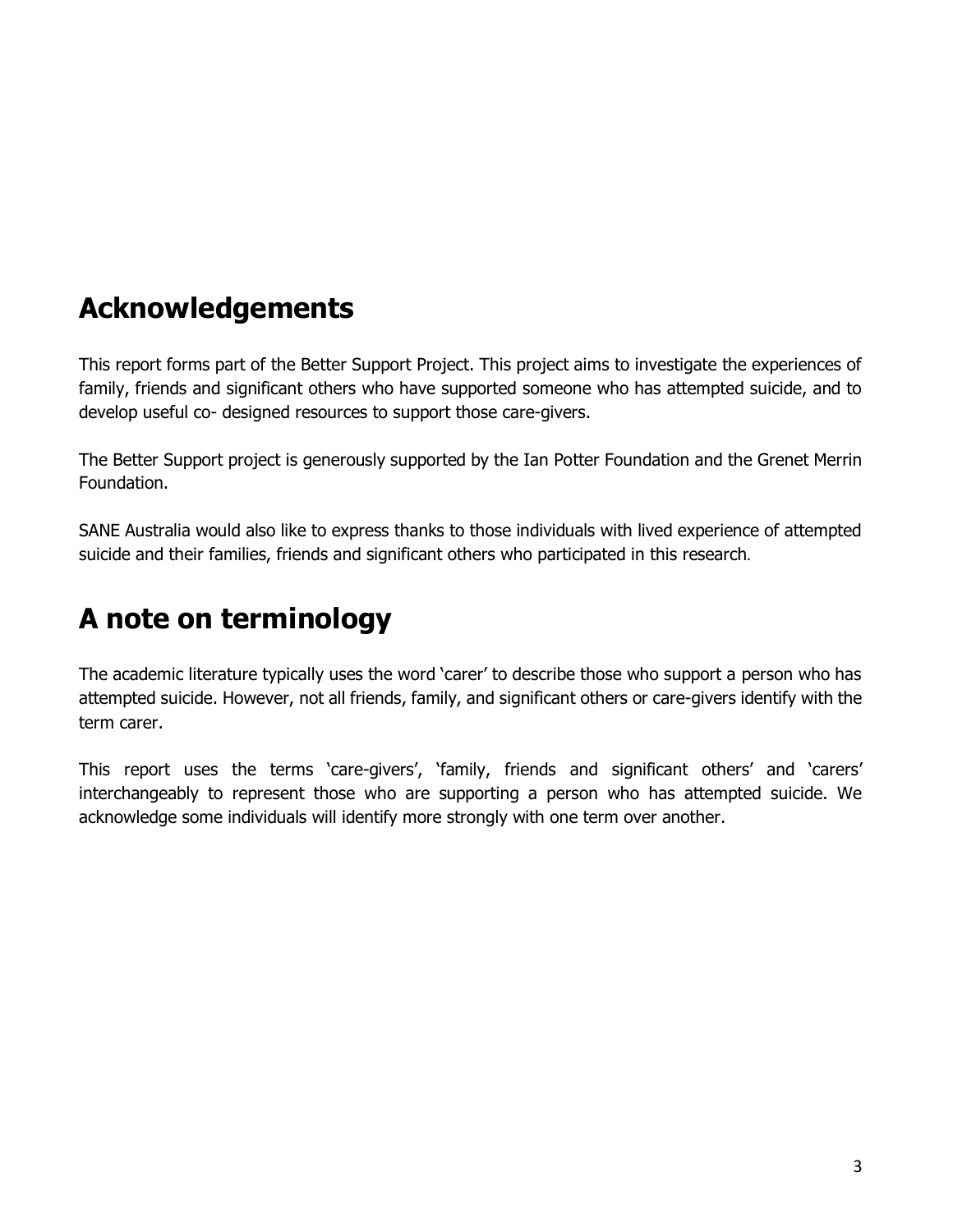# Acknowledgements

This report forms part of the Better Support Project. This project aims to investigate the experiences of family, friends and significant others who have supported someone who has attempted suicide, and to develop useful co- designed resources to support those care-givers.

The Better Support project is generously supported by the Ian Potter Foundation and the Grenet Merrin Foundation.

SANE Australia would also like to express thanks to those individuals with lived experience of attempted suicide and their families, friends and significant others who participated in this research.

# A note on terminology

The academic literature typically uses the word 'carer' to describe those who support a person who has attempted suicide. However, not all friends, family, and significant others or care-givers identify with the term carer.

This report uses the terms 'care-givers', 'family, friends and significant others' and 'carers' interchangeably to represent those who are supporting a person who has attempted suicide. We acknowledge some individuals will identify more strongly with one term over another.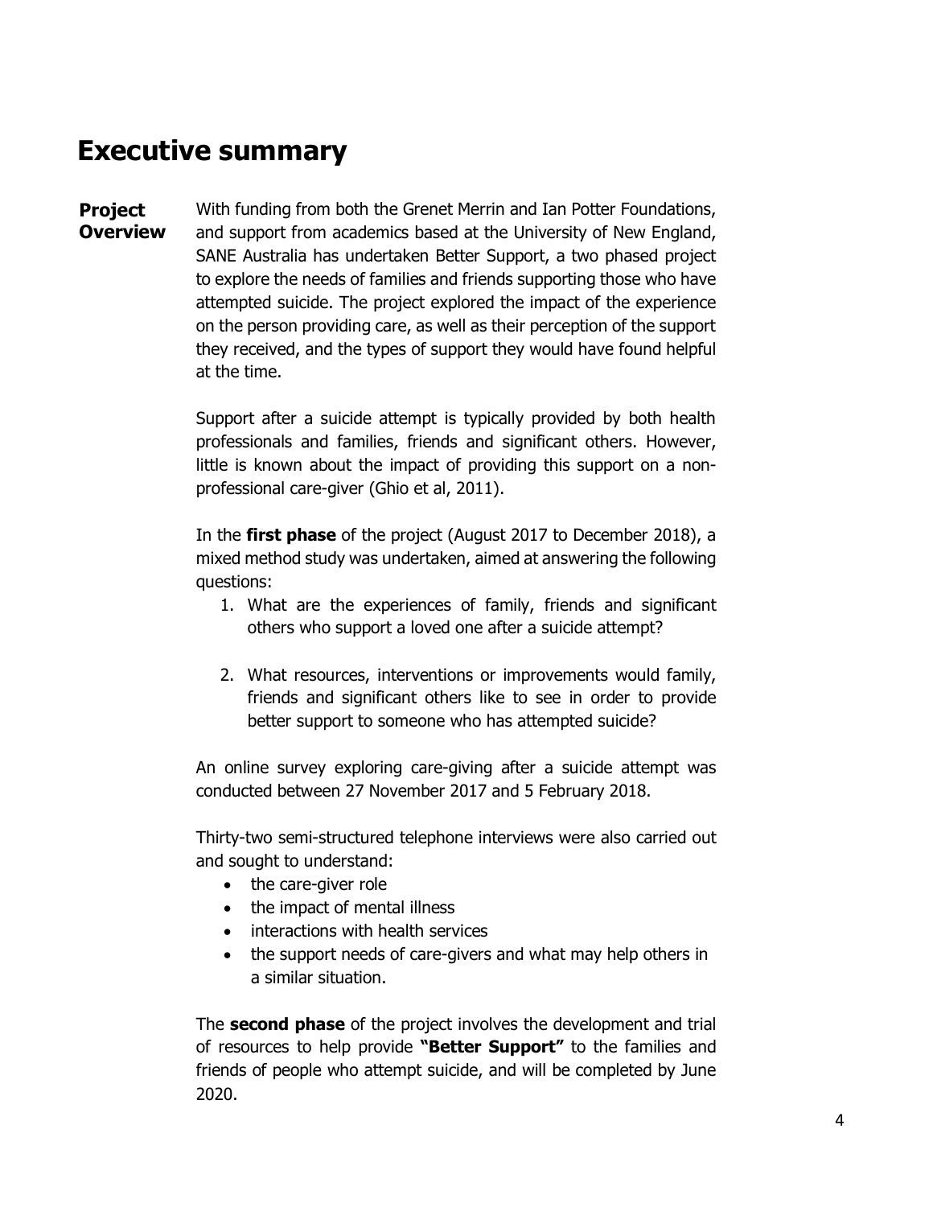# Executive summary

**Project Overview**

With funding from both the Grenet Merrin and Ian Potter Foundations, and support from academics based at the University of New England, SANE Australia has undertaken Better Support, a two phased project to explore the needs of families and friends supporting those who have attempted suicide. The project explored the impact of the experience on the person providing care, as well as their perception of the support they received, and the types of support they would have found helpful at the time.

Support after a suicide attempt is typically provided by both health professionals and families, friends and significant others. However, little is known about the impact of providing this support on a non-professional care-giver (Ghio et al, 2011).

In the **first phase** of the project (August 2017 to December 2018), a mixed method study was undertaken, aimed at answering the following questions:

1. What are the experiences of family, friends and significant others who support a loved one after a suicide attempt?

2. What resources, interventions or improvements would family, friends and significant others like to see in order to provide better support to someone who has attempted suicide?

An online survey exploring care-giving after a suicide attempt was conducted between 27 November 2017 and 5 February 2018.

Thirty-two semi-structured telephone interviews were also carried out and sought to understand:

- the care-giver role
- the impact of mental illness
- interactions with health services
- the support needs of care-givers and what may help others in a similar situation.

The **second phase** of the project involves the development and trial of resources to help provide **"Better Support"** to the families and friends of people who attempt suicide, and will be completed by June 2020.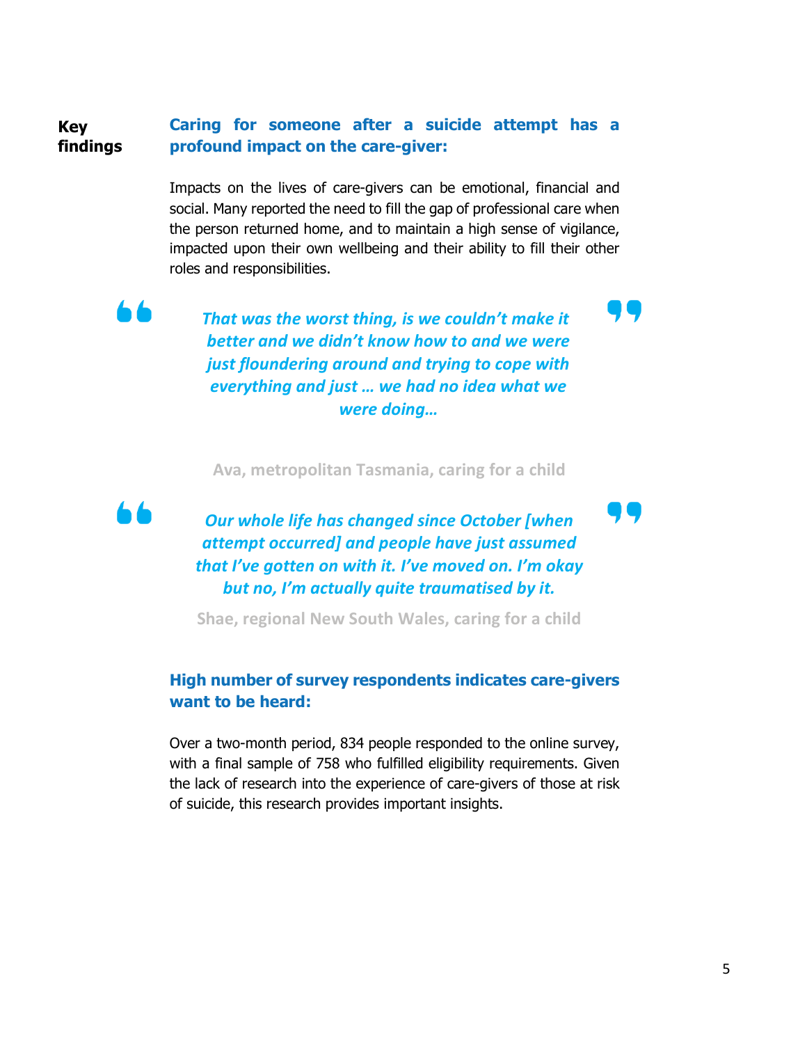## Key findings

### Caring for someone after a suicide attempt has a profound impact on the care-giver:

Impacts on the lives of care-givers can be emotional, financial and social. Many reported the need to fill the gap of professional care when the person returned home, and to maintain a high sense of vigilance, impacted upon their own wellbeing and their ability to fill their other roles and responsibilities.

> ***That was the worst thing, is we couldn't make it better and we didn't know how to and we were just floundering around and trying to cope with everything and just … we had no idea what we were doing…***
>
> **Ava, metropolitan Tasmania, caring for a child**

> ***Our whole life has changed since October [when attempt occurred] and people have just assumed that I've gotten on with it. I've moved on. I'm okay but no, I'm actually quite traumatised by it.***
>
> **Shae, regional New South Wales, caring for a child**

### High number of survey respondents indicates care-givers want to be heard:

Over a two-month period, 834 people responded to the online survey, with a final sample of 758 who fulfilled eligibility requirements. Given the lack of research into the experience of care-givers of those at risk of suicide, this research provides important insights.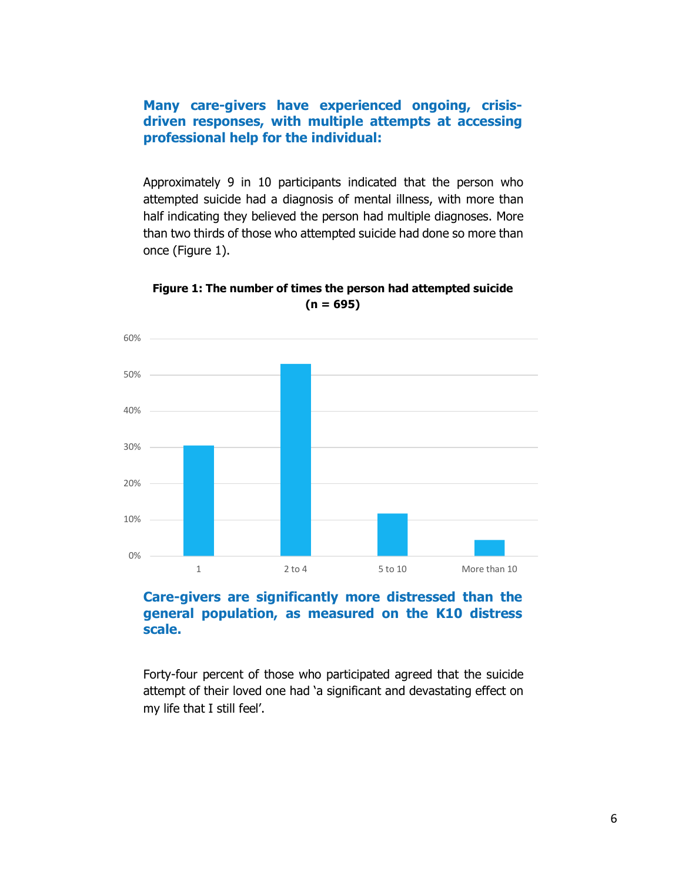**Many care-givers have experienced ongoing, crisis-driven responses, with multiple attempts at accessing professional help for the individual:**

Approximately 9 in 10 participants indicated that the person who attempted suicide had a diagnosis of mental illness, with more than half indicating they believed the person had multiple diagnoses. More than two thirds of those who attempted suicide had done so more than once (Figure 1).

**Figure 1: The number of times the person had attempted suicide (n = 695)**

60%
50%
40%
30%
20%
10%
0%

1
2 to 4
5 to 10
More than 10

**Care-givers are significantly more distressed than the general population, as measured on the K10 distress scale.**

Forty-four percent of those who participated agreed that the suicide attempt of their loved one had 'a significant and devastating effect on my life that I still feel'.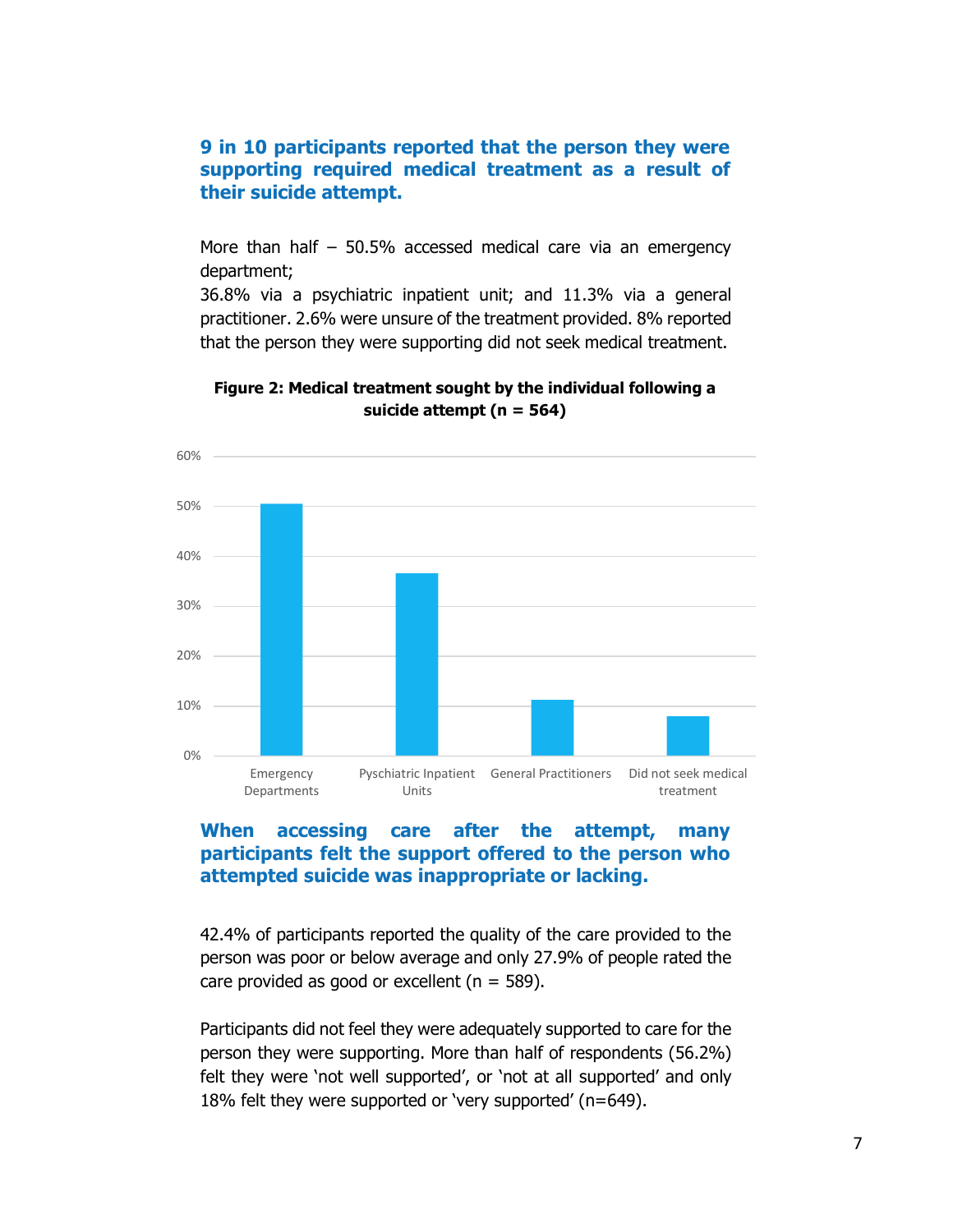## 9 in 10 participants reported that the person they were supporting required medical treatment as a result of their suicide attempt.

More than half – 50.5% accessed medical care via an emergency department;
36.8% via a psychiatric inpatient unit; and 11.3% via a general practitioner. 2.6% were unsure of the treatment provided. 8% reported that the person they were supporting did not seek medical treatment.

**Figure 2: Medical treatment sought by the individual following a suicide attempt (n = 564)**

60%
50%
40%
30%
20%
10%
0%

Emergency Departments
Pyschiatric Inpatient Units
General Practitioners
Did not seek medical treatment

## When accessing care after the attempt, many participants felt the support offered to the person who attempted suicide was inappropriate or lacking.

42.4% of participants reported the quality of the care provided to the person was poor or below average and only 27.9% of people rated the care provided as good or excellent (n = 589).

Participants did not feel they were adequately supported to care for the person they were supporting. More than half of respondents (56.2%) felt they were 'not well supported', or 'not at all supported' and only 18% felt they were supported or 'very supported' (n=649).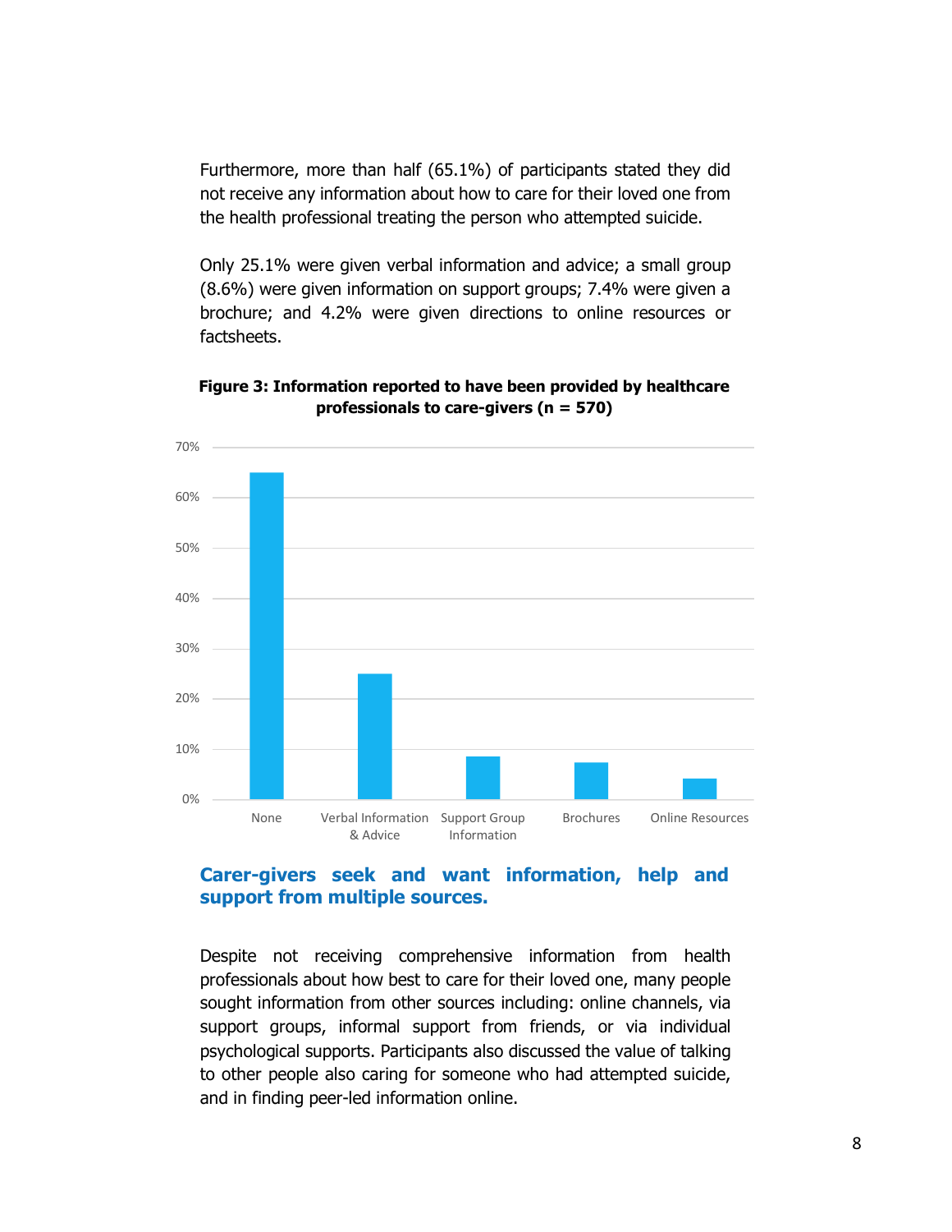Furthermore, more than half (65.1%) of participants stated they did not receive any information about how to care for their loved one from the health professional treating the person who attempted suicide.

Only 25.1% were given verbal information and advice; a small group (8.6%) were given information on support groups; 7.4% were given a brochure; and 4.2% were given directions to online resources or factsheets.

**Figure 3: Information reported to have been provided by healthcare professionals to care-givers (n = 570)**

## Carer-givers seek and want information, help and support from multiple sources.

Despite not receiving comprehensive information from health professionals about how best to care for their loved one, many people sought information from other sources including: online channels, via support groups, informal support from friends, or via individual psychological supports. Participants also discussed the value of talking to other people also caring for someone who had attempted suicide, and in finding peer-led information online.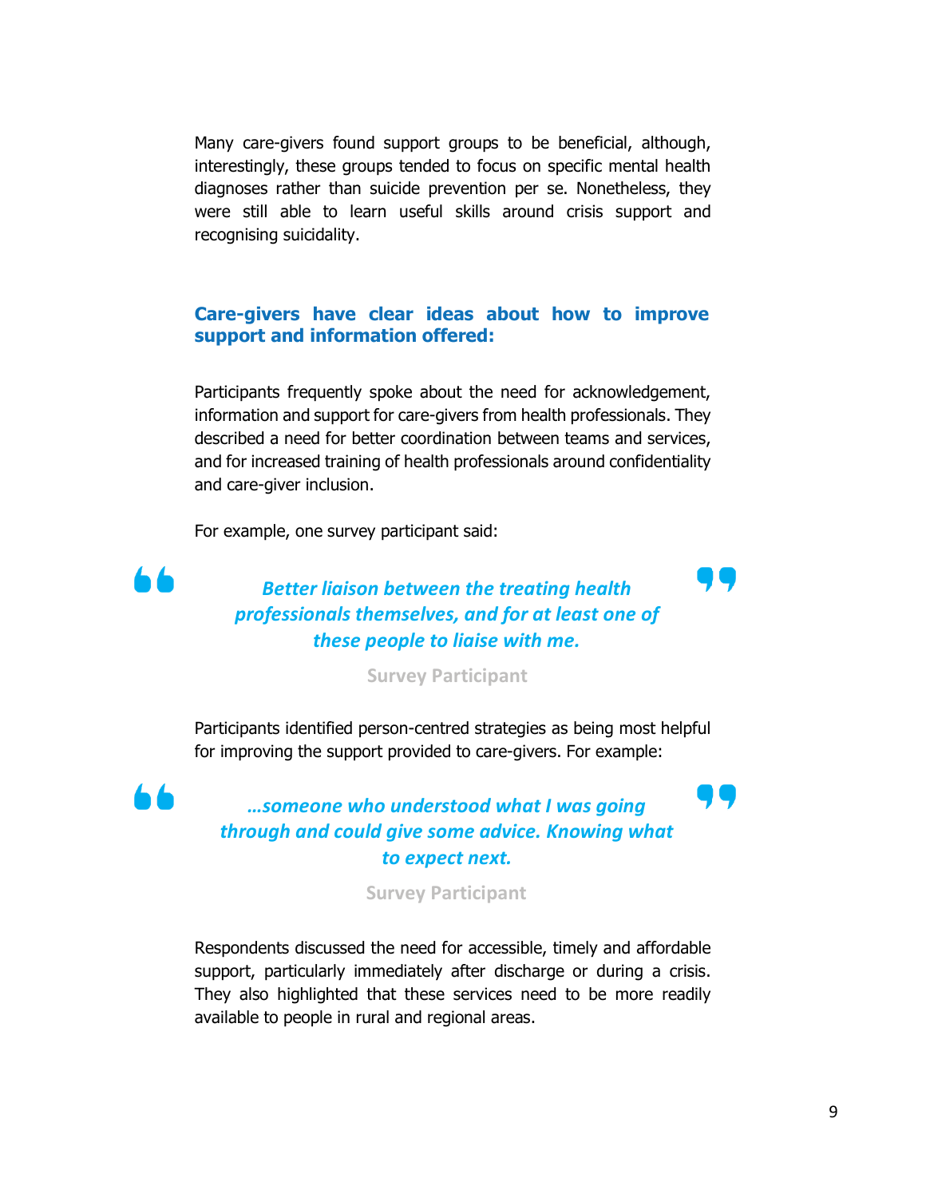Many care-givers found support groups to be beneficial, although, interestingly, these groups tended to focus on specific mental health diagnoses rather than suicide prevention per se. Nonetheless, they were still able to learn useful skills around crisis support and recognising suicidality.

### Care-givers have clear ideas about how to improve support and information offered:

Participants frequently spoke about the need for acknowledgement, information and support for care-givers from health professionals. They described a need for better coordination between teams and services, and for increased training of health professionals around confidentiality and care-giver inclusion.

For example, one survey participant said:

> ***Better liaison between the treating health professionals themselves, and for at least one of these people to liaise with me.***
>
> **Survey Participant**

Participants identified person-centred strategies as being most helpful for improving the support provided to care-givers. For example:

> ***…someone who understood what I was going through and could give some advice. Knowing what to expect next.***
>
> **Survey Participant**

Respondents discussed the need for accessible, timely and affordable support, particularly immediately after discharge or during a crisis. They also highlighted that these services need to be more readily available to people in rural and regional areas.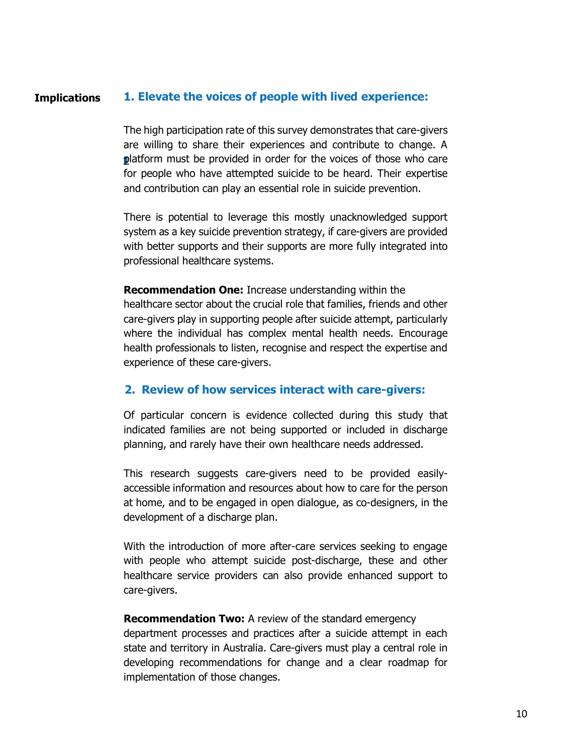**Implications**

### 1. Elevate the voices of people with lived experience:

The high participation rate of this survey demonstrates that care-givers are willing to share their experiences and contribute to change. A platform must be provided in order for the voices of those who care for people who have attempted suicide to be heard. Their expertise and contribution can play an essential role in suicide prevention.

There is potential to leverage this mostly unacknowledged support system as a key suicide prevention strategy, if care-givers are provided with better supports and their supports are more fully integrated into professional healthcare systems.

**Recommendation One:** Increase understanding within the healthcare sector about the crucial role that families, friends and other care-givers play in supporting people after suicide attempt, particularly where the individual has complex mental health needs. Encourage health professionals to listen, recognise and respect the expertise and experience of these care-givers.

### 2. Review of how services interact with care-givers:

Of particular concern is evidence collected during this study that indicated families are not being supported or included in discharge planning, and rarely have their own healthcare needs addressed.

This research suggests care-givers need to be provided easily-accessible information and resources about how to care for the person at home, and to be engaged in open dialogue, as co-designers, in the development of a discharge plan.

With the introduction of more after-care services seeking to engage with people who attempt suicide post-discharge, these and other healthcare service providers can also provide enhanced support to care-givers.

**Recommendation Two:** A review of the standard emergency department processes and practices after a suicide attempt in each state and territory in Australia. Care-givers must play a central role in developing recommendations for change and a clear roadmap for implementation of those changes.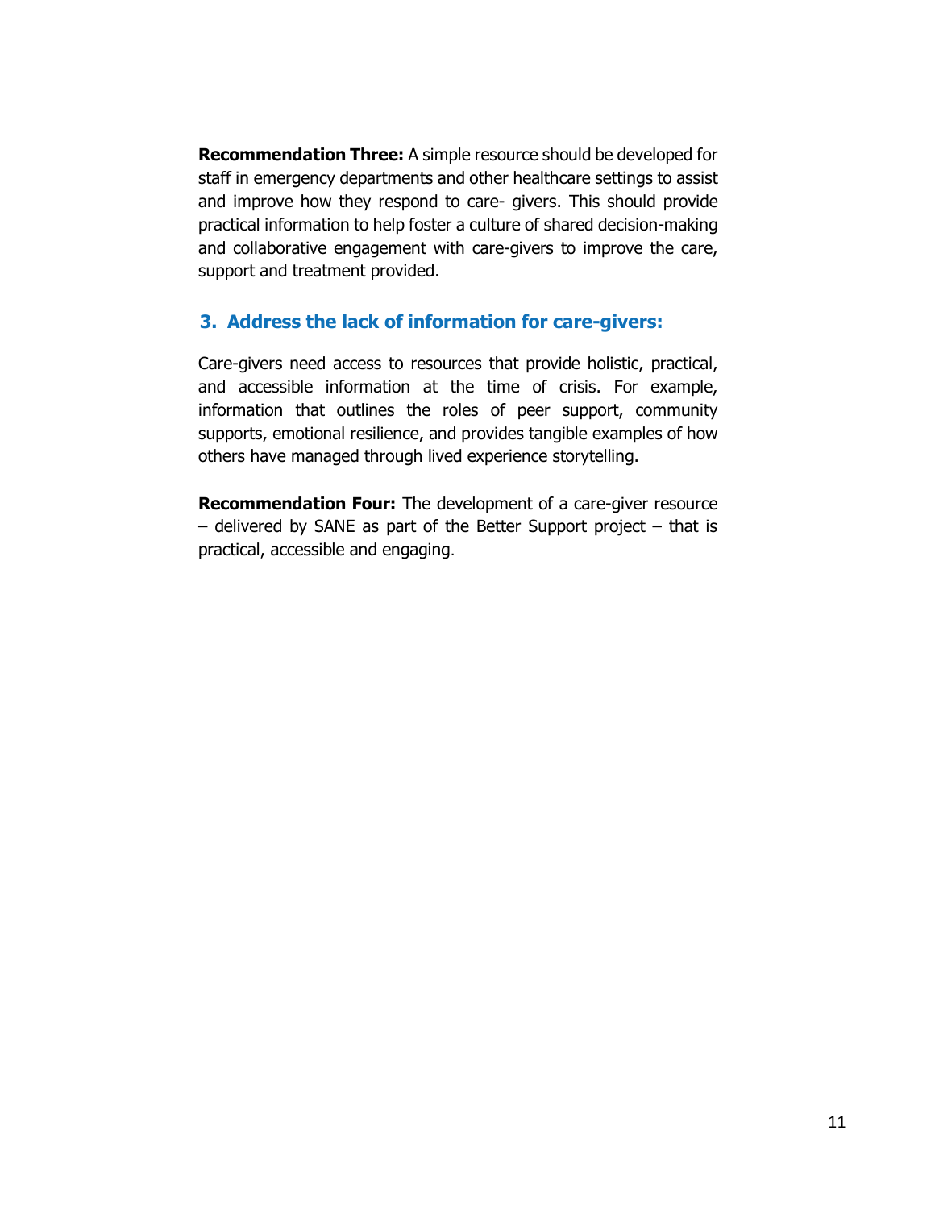**Recommendation Three:** A simple resource should be developed for staff in emergency departments and other healthcare settings to assist and improve how they respond to care- givers. This should provide practical information to help foster a culture of shared decision-making and collaborative engagement with care-givers to improve the care, support and treatment provided.

## 3. Address the lack of information for care-givers:

Care-givers need access to resources that provide holistic, practical, and accessible information at the time of crisis. For example, information that outlines the roles of peer support, community supports, emotional resilience, and provides tangible examples of how others have managed through lived experience storytelling.

**Recommendation Four:** The development of a care-giver resource – delivered by SANE as part of the Better Support project – that is practical, accessible and engaging.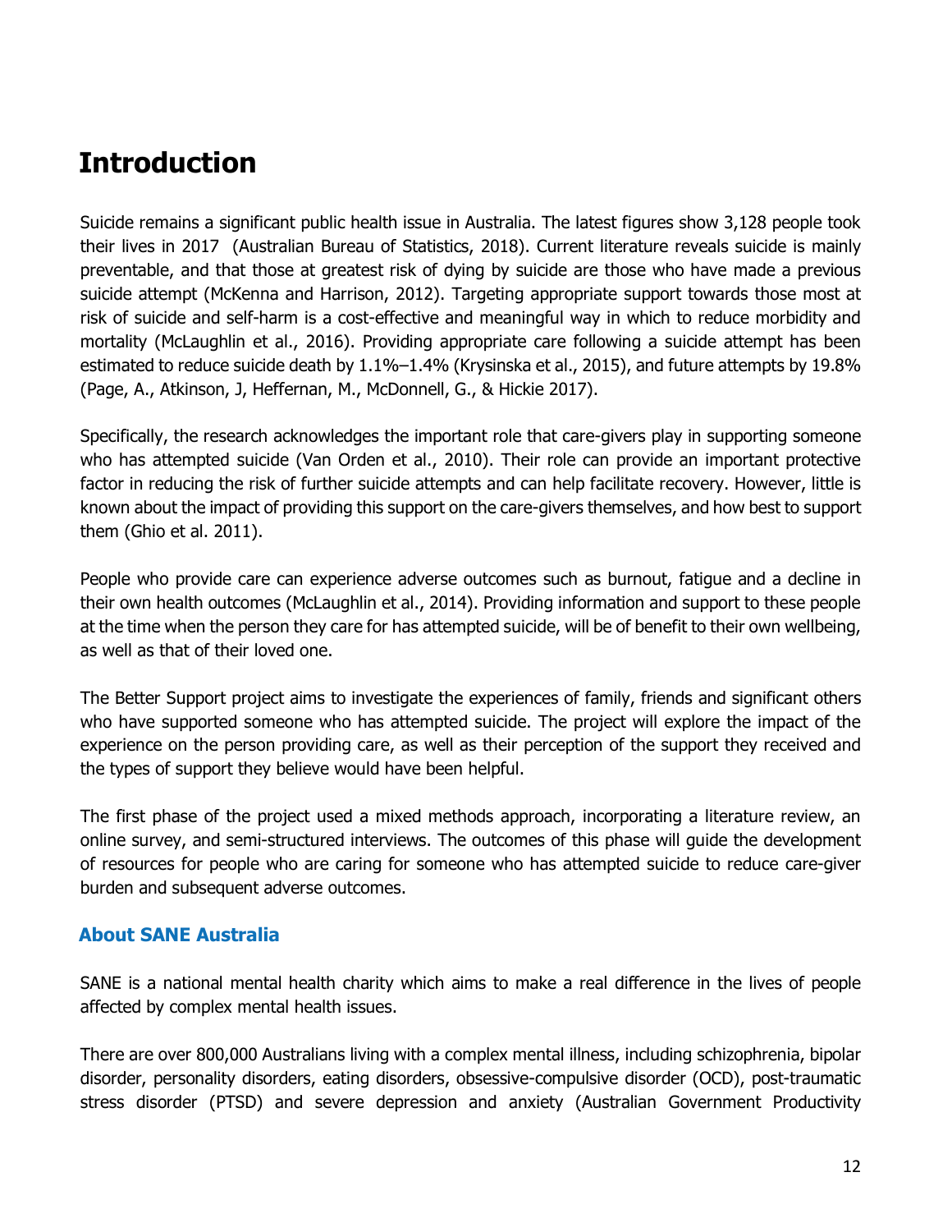# Introduction

Suicide remains a significant public health issue in Australia. The latest figures show 3,128 people took their lives in 2017 (Australian Bureau of Statistics, 2018). Current literature reveals suicide is mainly preventable, and that those at greatest risk of dying by suicide are those who have made a previous suicide attempt (McKenna and Harrison, 2012). Targeting appropriate support towards those most at risk of suicide and self-harm is a cost-effective and meaningful way in which to reduce morbidity and mortality (McLaughlin et al., 2016). Providing appropriate care following a suicide attempt has been estimated to reduce suicide death by 1.1%–1.4% (Krysinska et al., 2015), and future attempts by 19.8% (Page, A., Atkinson, J, Heffernan, M., McDonnell, G., & Hickie 2017).

Specifically, the research acknowledges the important role that care-givers play in supporting someone who has attempted suicide (Van Orden et al., 2010). Their role can provide an important protective factor in reducing the risk of further suicide attempts and can help facilitate recovery. However, little is known about the impact of providing this support on the care-givers themselves, and how best to support them (Ghio et al. 2011).

People who provide care can experience adverse outcomes such as burnout, fatigue and a decline in their own health outcomes (McLaughlin et al., 2014). Providing information and support to these people at the time when the person they care for has attempted suicide, will be of benefit to their own wellbeing, as well as that of their loved one.

The Better Support project aims to investigate the experiences of family, friends and significant others who have supported someone who has attempted suicide. The project will explore the impact of the experience on the person providing care, as well as their perception of the support they received and the types of support they believe would have been helpful.

The first phase of the project used a mixed methods approach, incorporating a literature review, an online survey, and semi-structured interviews. The outcomes of this phase will guide the development of resources for people who are caring for someone who has attempted suicide to reduce care-giver burden and subsequent adverse outcomes.

## About SANE Australia

SANE is a national mental health charity which aims to make a real difference in the lives of people affected by complex mental health issues.

There are over 800,000 Australians living with a complex mental illness, including schizophrenia, bipolar disorder, personality disorders, eating disorders, obsessive-compulsive disorder (OCD), post-traumatic stress disorder (PTSD) and severe depression and anxiety (Australian Government Productivity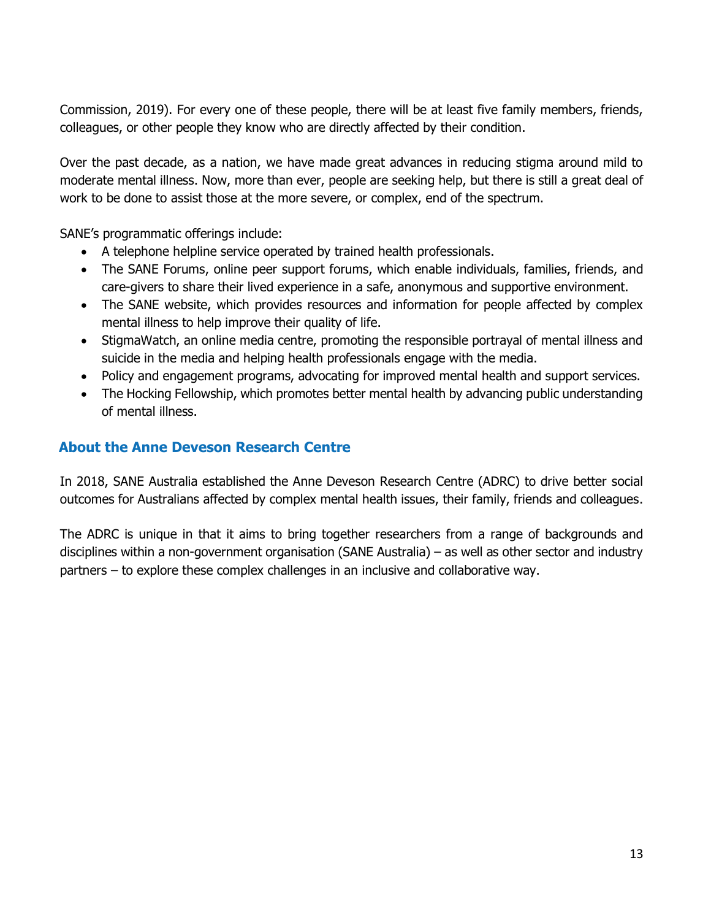Commission, 2019). For every one of these people, there will be at least five family members, friends, colleagues, or other people they know who are directly affected by their condition.

Over the past decade, as a nation, we have made great advances in reducing stigma around mild to moderate mental illness. Now, more than ever, people are seeking help, but there is still a great deal of work to be done to assist those at the more severe, or complex, end of the spectrum.

SANE's programmatic offerings include:

- A telephone helpline service operated by trained health professionals.
- The SANE Forums, online peer support forums, which enable individuals, families, friends, and care-givers to share their lived experience in a safe, anonymous and supportive environment.
- The SANE website, which provides resources and information for people affected by complex mental illness to help improve their quality of life.
- StigmaWatch, an online media centre, promoting the responsible portrayal of mental illness and suicide in the media and helping health professionals engage with the media.
- Policy and engagement programs, advocating for improved mental health and support services.
- The Hocking Fellowship, which promotes better mental health by advancing public understanding of mental illness.

## About the Anne Deveson Research Centre

In 2018, SANE Australia established the Anne Deveson Research Centre (ADRC) to drive better social outcomes for Australians affected by complex mental health issues, their family, friends and colleagues.

The ADRC is unique in that it aims to bring together researchers from a range of backgrounds and disciplines within a non-government organisation (SANE Australia) – as well as other sector and industry partners – to explore these complex challenges in an inclusive and collaborative way.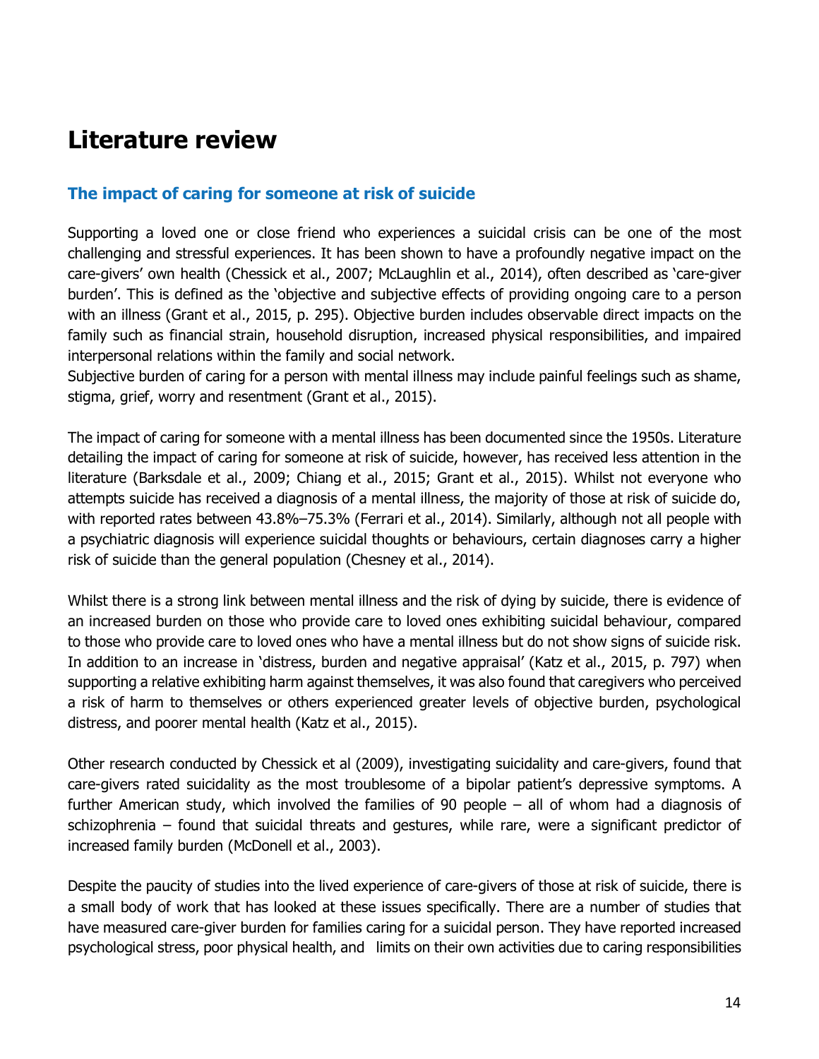# Literature review

## The impact of caring for someone at risk of suicide

Supporting a loved one or close friend who experiences a suicidal crisis can be one of the most challenging and stressful experiences. It has been shown to have a profoundly negative impact on the care-givers' own health (Chessick et al., 2007; McLaughlin et al., 2014), often described as 'care-giver burden'. This is defined as the 'objective and subjective effects of providing ongoing care to a person with an illness (Grant et al., 2015, p. 295). Objective burden includes observable direct impacts on the family such as financial strain, household disruption, increased physical responsibilities, and impaired interpersonal relations within the family and social network.
Subjective burden of caring for a person with mental illness may include painful feelings such as shame, stigma, grief, worry and resentment (Grant et al., 2015).

The impact of caring for someone with a mental illness has been documented since the 1950s. Literature detailing the impact of caring for someone at risk of suicide, however, has received less attention in the literature (Barksdale et al., 2009; Chiang et al., 2015; Grant et al., 2015). Whilst not everyone who attempts suicide has received a diagnosis of a mental illness, the majority of those at risk of suicide do, with reported rates between 43.8%–75.3% (Ferrari et al., 2014). Similarly, although not all people with a psychiatric diagnosis will experience suicidal thoughts or behaviours, certain diagnoses carry a higher risk of suicide than the general population (Chesney et al., 2014).

Whilst there is a strong link between mental illness and the risk of dying by suicide, there is evidence of an increased burden on those who provide care to loved ones exhibiting suicidal behaviour, compared to those who provide care to loved ones who have a mental illness but do not show signs of suicide risk. In addition to an increase in 'distress, burden and negative appraisal' (Katz et al., 2015, p. 797) when supporting a relative exhibiting harm against themselves, it was also found that caregivers who perceived a risk of harm to themselves or others experienced greater levels of objective burden, psychological distress, and poorer mental health (Katz et al., 2015).

Other research conducted by Chessick et al (2009), investigating suicidality and care-givers, found that care-givers rated suicidality as the most troublesome of a bipolar patient's depressive symptoms. A further American study, which involved the families of 90 people – all of whom had a diagnosis of schizophrenia – found that suicidal threats and gestures, while rare, were a significant predictor of increased family burden (McDonell et al., 2003).

Despite the paucity of studies into the lived experience of care-givers of those at risk of suicide, there is a small body of work that has looked at these issues specifically. There are a number of studies that have measured care-giver burden for families caring for a suicidal person. They have reported increased psychological stress, poor physical health, and limits on their own activities due to caring responsibilities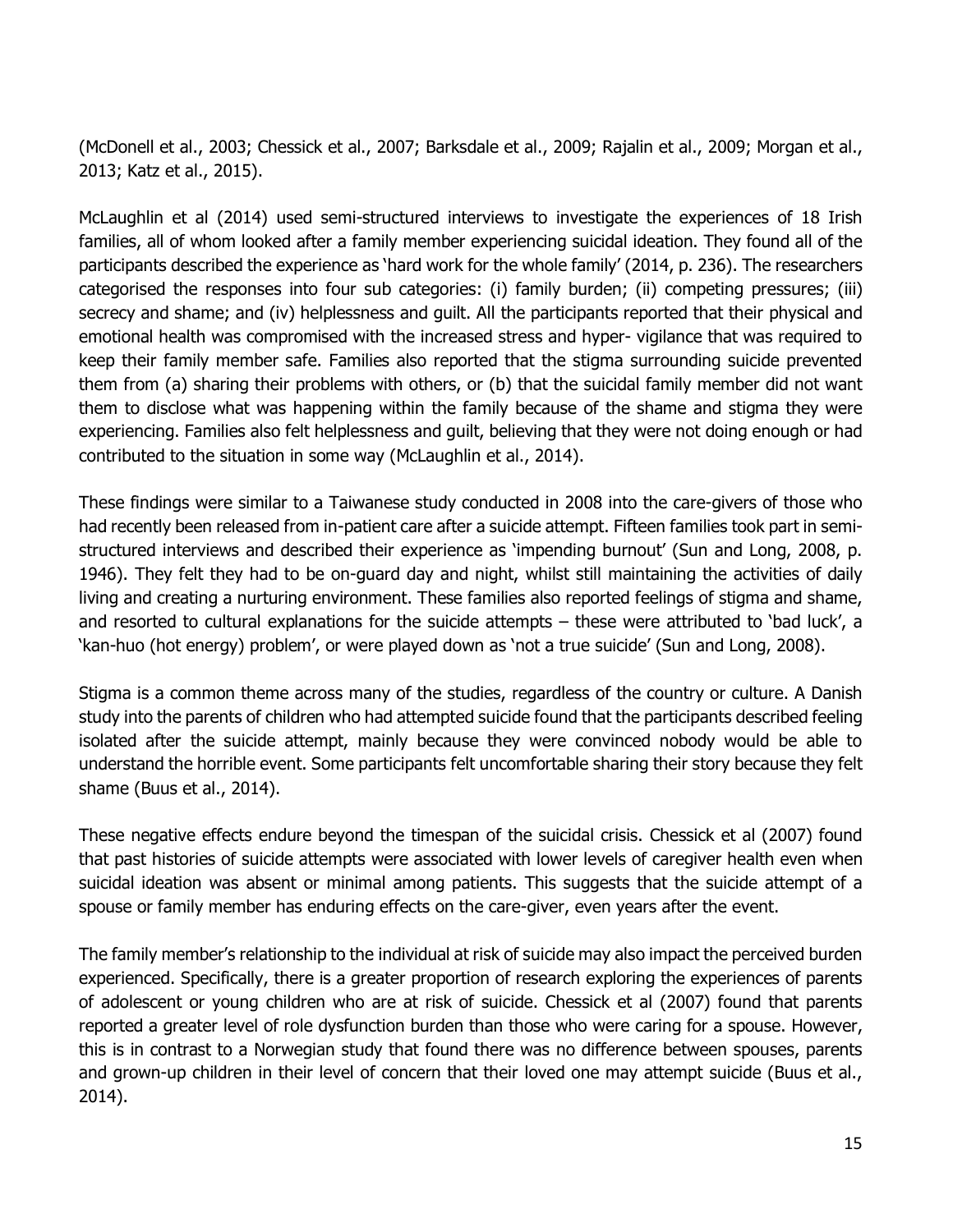(McDonell et al., 2003; Chessick et al., 2007; Barksdale et al., 2009; Rajalin et al., 2009; Morgan et al., 2013; Katz et al., 2015).

McLaughlin et al (2014) used semi-structured interviews to investigate the experiences of 18 Irish families, all of whom looked after a family member experiencing suicidal ideation. They found all of the participants described the experience as 'hard work for the whole family' (2014, p. 236). The researchers categorised the responses into four sub categories: (i) family burden; (ii) competing pressures; (iii) secrecy and shame; and (iv) helplessness and guilt. All the participants reported that their physical and emotional health was compromised with the increased stress and hyper- vigilance that was required to keep their family member safe. Families also reported that the stigma surrounding suicide prevented them from (a) sharing their problems with others, or (b) that the suicidal family member did not want them to disclose what was happening within the family because of the shame and stigma they were experiencing. Families also felt helplessness and guilt, believing that they were not doing enough or had contributed to the situation in some way (McLaughlin et al., 2014).

These findings were similar to a Taiwanese study conducted in 2008 into the care-givers of those who had recently been released from in-patient care after a suicide attempt. Fifteen families took part in semi-structured interviews and described their experience as 'impending burnout' (Sun and Long, 2008, p. 1946). They felt they had to be on-guard day and night, whilst still maintaining the activities of daily living and creating a nurturing environment. These families also reported feelings of stigma and shame, and resorted to cultural explanations for the suicide attempts – these were attributed to 'bad luck', a 'kan-huo (hot energy) problem', or were played down as 'not a true suicide' (Sun and Long, 2008).

Stigma is a common theme across many of the studies, regardless of the country or culture. A Danish study into the parents of children who had attempted suicide found that the participants described feeling isolated after the suicide attempt, mainly because they were convinced nobody would be able to understand the horrible event. Some participants felt uncomfortable sharing their story because they felt shame (Buus et al., 2014).

These negative effects endure beyond the timespan of the suicidal crisis. Chessick et al (2007) found that past histories of suicide attempts were associated with lower levels of caregiver health even when suicidal ideation was absent or minimal among patients. This suggests that the suicide attempt of a spouse or family member has enduring effects on the care-giver, even years after the event.

The family member's relationship to the individual at risk of suicide may also impact the perceived burden experienced. Specifically, there is a greater proportion of research exploring the experiences of parents of adolescent or young children who are at risk of suicide. Chessick et al (2007) found that parents reported a greater level of role dysfunction burden than those who were caring for a spouse. However, this is in contrast to a Norwegian study that found there was no difference between spouses, parents and grown-up children in their level of concern that their loved one may attempt suicide (Buus et al., 2014).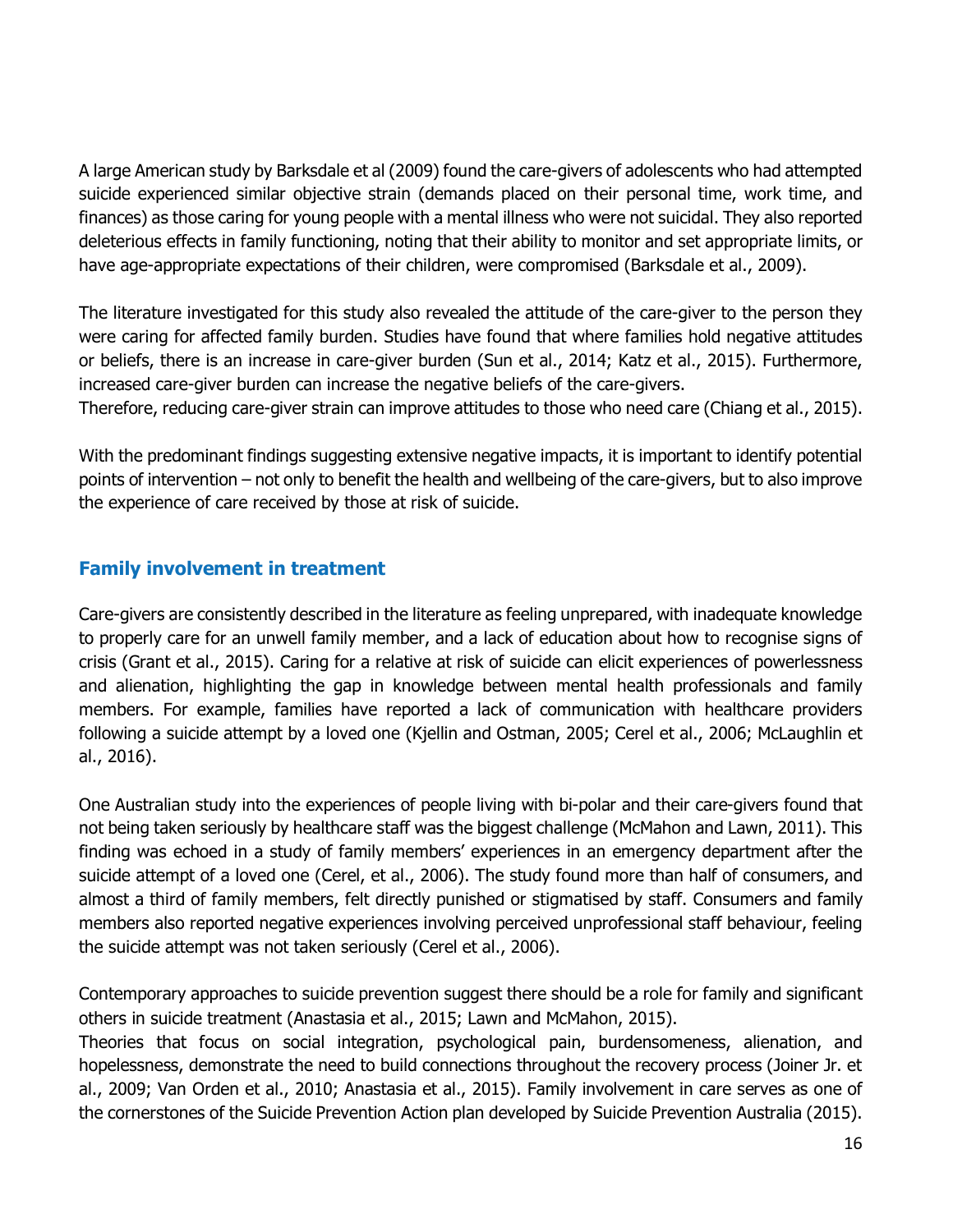A large American study by Barksdale et al (2009) found the care-givers of adolescents who had attempted suicide experienced similar objective strain (demands placed on their personal time, work time, and finances) as those caring for young people with a mental illness who were not suicidal. They also reported deleterious effects in family functioning, noting that their ability to monitor and set appropriate limits, or have age-appropriate expectations of their children, were compromised (Barksdale et al., 2009).

The literature investigated for this study also revealed the attitude of the care-giver to the person they were caring for affected family burden. Studies have found that where families hold negative attitudes or beliefs, there is an increase in care-giver burden (Sun et al., 2014; Katz et al., 2015). Furthermore, increased care-giver burden can increase the negative beliefs of the care-givers.
Therefore, reducing care-giver strain can improve attitudes to those who need care (Chiang et al., 2015).

With the predominant findings suggesting extensive negative impacts, it is important to identify potential points of intervention – not only to benefit the health and wellbeing of the care-givers, but to also improve the experience of care received by those at risk of suicide.

## Family involvement in treatment

Care-givers are consistently described in the literature as feeling unprepared, with inadequate knowledge to properly care for an unwell family member, and a lack of education about how to recognise signs of crisis (Grant et al., 2015). Caring for a relative at risk of suicide can elicit experiences of powerlessness and alienation, highlighting the gap in knowledge between mental health professionals and family members. For example, families have reported a lack of communication with healthcare providers following a suicide attempt by a loved one (Kjellin and Ostman, 2005; Cerel et al., 2006; McLaughlin et al., 2016).

One Australian study into the experiences of people living with bi-polar and their care-givers found that not being taken seriously by healthcare staff was the biggest challenge (McMahon and Lawn, 2011). This finding was echoed in a study of family members' experiences in an emergency department after the suicide attempt of a loved one (Cerel, et al., 2006). The study found more than half of consumers, and almost a third of family members, felt directly punished or stigmatised by staff. Consumers and family members also reported negative experiences involving perceived unprofessional staff behaviour, feeling the suicide attempt was not taken seriously (Cerel et al., 2006).

Contemporary approaches to suicide prevention suggest there should be a role for family and significant others in suicide treatment (Anastasia et al., 2015; Lawn and McMahon, 2015).
Theories that focus on social integration, psychological pain, burdensomeness, alienation, and hopelessness, demonstrate the need to build connections throughout the recovery process (Joiner Jr. et al., 2009; Van Orden et al., 2010; Anastasia et al., 2015). Family involvement in care serves as one of the cornerstones of the Suicide Prevention Action plan developed by Suicide Prevention Australia (2015).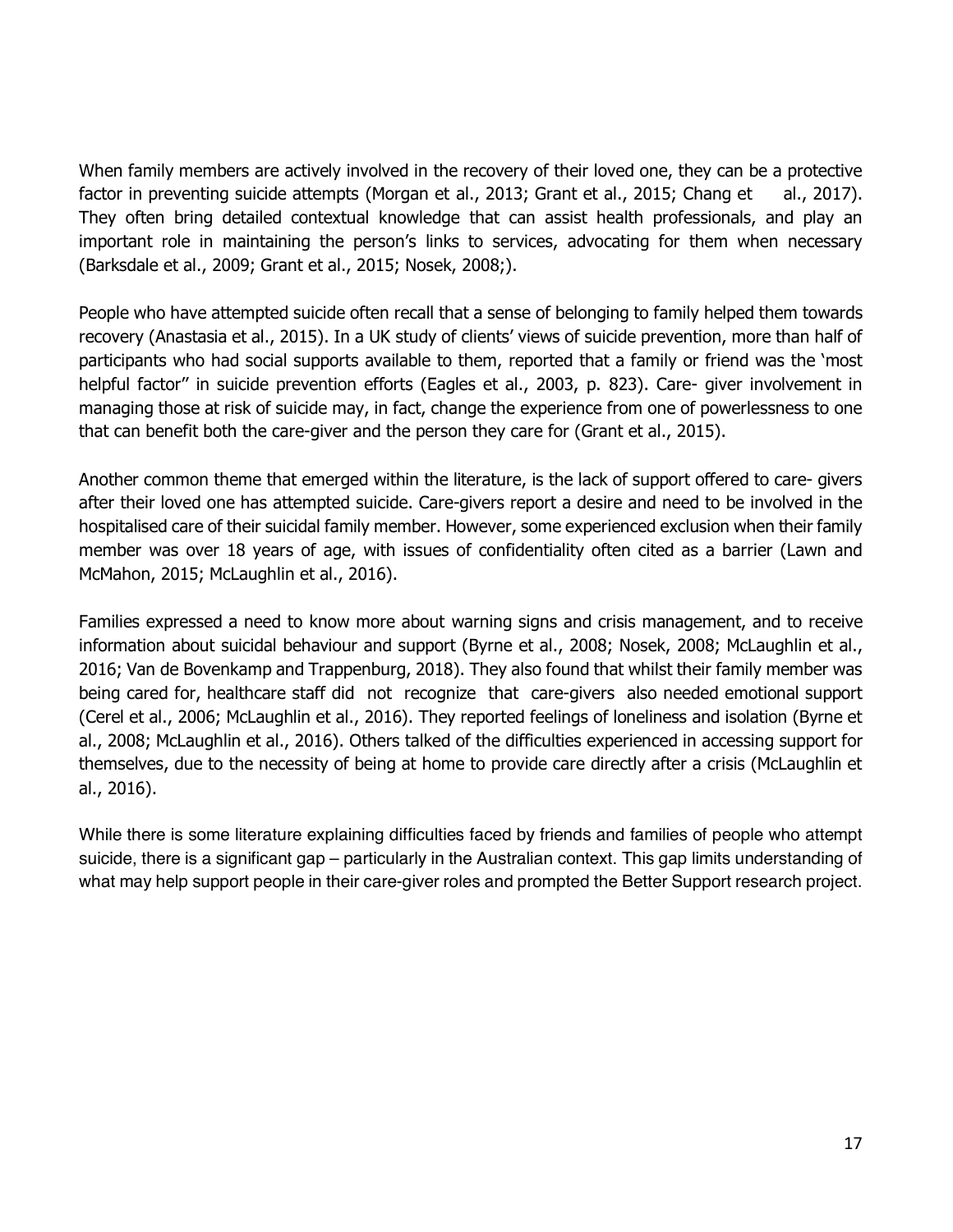When family members are actively involved in the recovery of their loved one, they can be a protective factor in preventing suicide attempts (Morgan et al., 2013; Grant et al., 2015; Chang et al., 2017). They often bring detailed contextual knowledge that can assist health professionals, and play an important role in maintaining the person's links to services, advocating for them when necessary (Barksdale et al., 2009; Grant et al., 2015; Nosek, 2008;).

People who have attempted suicide often recall that a sense of belonging to family helped them towards recovery (Anastasia et al., 2015). In a UK study of clients' views of suicide prevention, more than half of participants who had social supports available to them, reported that a family or friend was the 'most helpful factor" in suicide prevention efforts (Eagles et al., 2003, p. 823). Care- giver involvement in managing those at risk of suicide may, in fact, change the experience from one of powerlessness to one that can benefit both the care-giver and the person they care for (Grant et al., 2015).

Another common theme that emerged within the literature, is the lack of support offered to care- givers after their loved one has attempted suicide. Care-givers report a desire and need to be involved in the hospitalised care of their suicidal family member. However, some experienced exclusion when their family member was over 18 years of age, with issues of confidentiality often cited as a barrier (Lawn and McMahon, 2015; McLaughlin et al., 2016).

Families expressed a need to know more about warning signs and crisis management, and to receive information about suicidal behaviour and support (Byrne et al., 2008; Nosek, 2008; McLaughlin et al., 2016; Van de Bovenkamp and Trappenburg, 2018). They also found that whilst their family member was being cared for, healthcare staff did not recognize that care-givers also needed emotional support (Cerel et al., 2006; McLaughlin et al., 2016). They reported feelings of loneliness and isolation (Byrne et al., 2008; McLaughlin et al., 2016). Others talked of the difficulties experienced in accessing support for themselves, due to the necessity of being at home to provide care directly after a crisis (McLaughlin et al., 2016).

While there is some literature explaining difficulties faced by friends and families of people who attempt suicide, there is a significant gap – particularly in the Australian context. This gap limits understanding of what may help support people in their care-giver roles and prompted the Better Support research project.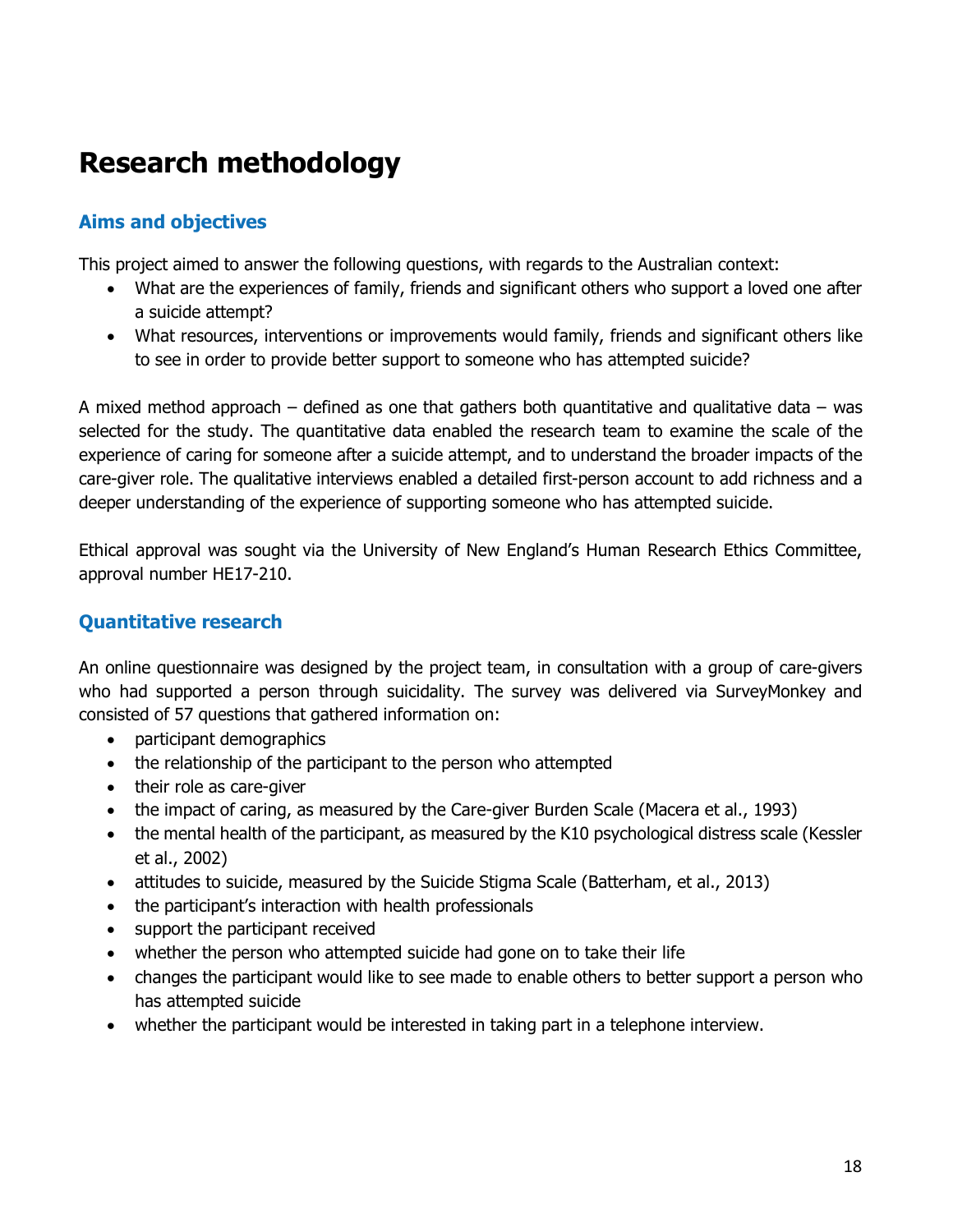# Research methodology

## Aims and objectives

This project aimed to answer the following questions, with regards to the Australian context:

- What are the experiences of family, friends and significant others who support a loved one after a suicide attempt?
- What resources, interventions or improvements would family, friends and significant others like to see in order to provide better support to someone who has attempted suicide?

A mixed method approach – defined as one that gathers both quantitative and qualitative data – was selected for the study. The quantitative data enabled the research team to examine the scale of the experience of caring for someone after a suicide attempt, and to understand the broader impacts of the care-giver role. The qualitative interviews enabled a detailed first-person account to add richness and a deeper understanding of the experience of supporting someone who has attempted suicide.

Ethical approval was sought via the University of New England's Human Research Ethics Committee, approval number HE17-210.

## Quantitative research

An online questionnaire was designed by the project team, in consultation with a group of care-givers who had supported a person through suicidality. The survey was delivered via SurveyMonkey and consisted of 57 questions that gathered information on:

- participant demographics
- the relationship of the participant to the person who attempted
- their role as care-giver
- the impact of caring, as measured by the Care-giver Burden Scale (Macera et al., 1993)
- the mental health of the participant, as measured by the K10 psychological distress scale (Kessler et al., 2002)
- attitudes to suicide, measured by the Suicide Stigma Scale (Batterham, et al., 2013)
- the participant's interaction with health professionals
- support the participant received
- whether the person who attempted suicide had gone on to take their life
- changes the participant would like to see made to enable others to better support a person who has attempted suicide
- whether the participant would be interested in taking part in a telephone interview.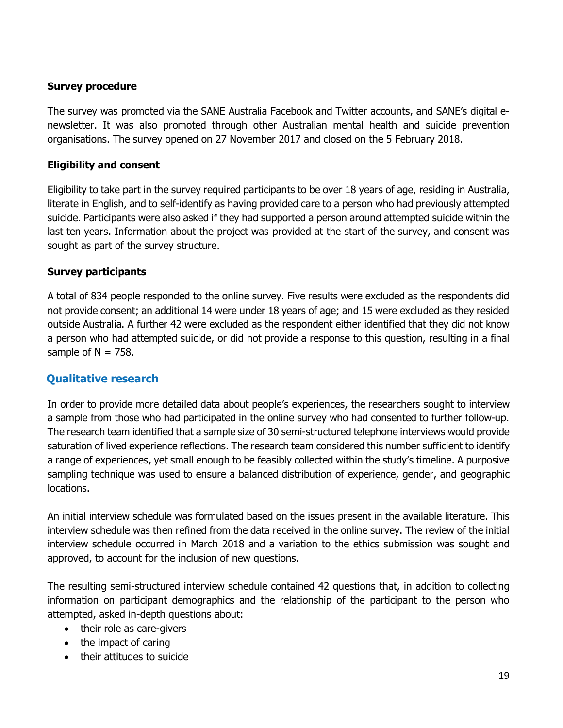### Survey procedure

The survey was promoted via the SANE Australia Facebook and Twitter accounts, and SANE's digital e-newsletter. It was also promoted through other Australian mental health and suicide prevention organisations. The survey opened on 27 November 2017 and closed on the 5 February 2018.

### Eligibility and consent

Eligibility to take part in the survey required participants to be over 18 years of age, residing in Australia, literate in English, and to self-identify as having provided care to a person who had previously attempted suicide. Participants were also asked if they had supported a person around attempted suicide within the last ten years. Information about the project was provided at the start of the survey, and consent was sought as part of the survey structure.

### Survey participants

A total of 834 people responded to the online survey. Five results were excluded as the respondents did not provide consent; an additional 14 were under 18 years of age; and 15 were excluded as they resided outside Australia. A further 42 were excluded as the respondent either identified that they did not know a person who had attempted suicide, or did not provide a response to this question, resulting in a final sample of N = 758.

## Qualitative research

In order to provide more detailed data about people's experiences, the researchers sought to interview a sample from those who had participated in the online survey who had consented to further follow-up. The research team identified that a sample size of 30 semi-structured telephone interviews would provide saturation of lived experience reflections. The research team considered this number sufficient to identify a range of experiences, yet small enough to be feasibly collected within the study's timeline. A purposive sampling technique was used to ensure a balanced distribution of experience, gender, and geographic locations.

An initial interview schedule was formulated based on the issues present in the available literature. This interview schedule was then refined from the data received in the online survey. The review of the initial interview schedule occurred in March 2018 and a variation to the ethics submission was sought and approved, to account for the inclusion of new questions.

The resulting semi-structured interview schedule contained 42 questions that, in addition to collecting information on participant demographics and the relationship of the participant to the person who attempted, asked in-depth questions about:

- their role as care-givers
- the impact of caring
- their attitudes to suicide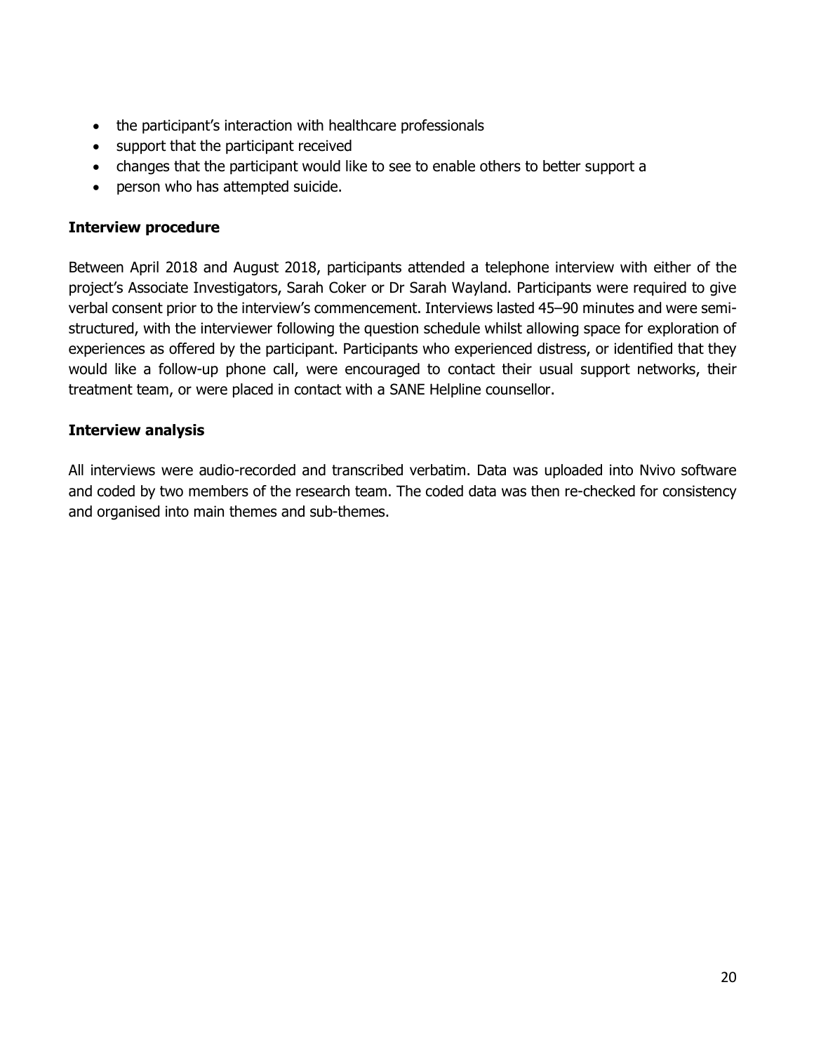- the participant's interaction with healthcare professionals
- support that the participant received
- changes that the participant would like to see to enable others to better support a
- person who has attempted suicide.

**Interview procedure**

Between April 2018 and August 2018, participants attended a telephone interview with either of the project's Associate Investigators, Sarah Coker or Dr Sarah Wayland. Participants were required to give verbal consent prior to the interview's commencement. Interviews lasted 45–90 minutes and were semi-structured, with the interviewer following the question schedule whilst allowing space for exploration of experiences as offered by the participant. Participants who experienced distress, or identified that they would like a follow-up phone call, were encouraged to contact their usual support networks, their treatment team, or were placed in contact with a SANE Helpline counsellor.

**Interview analysis**

All interviews were audio-recorded and transcribed verbatim. Data was uploaded into Nvivo software and coded by two members of the research team. The coded data was then re-checked for consistency and organised into main themes and sub-themes.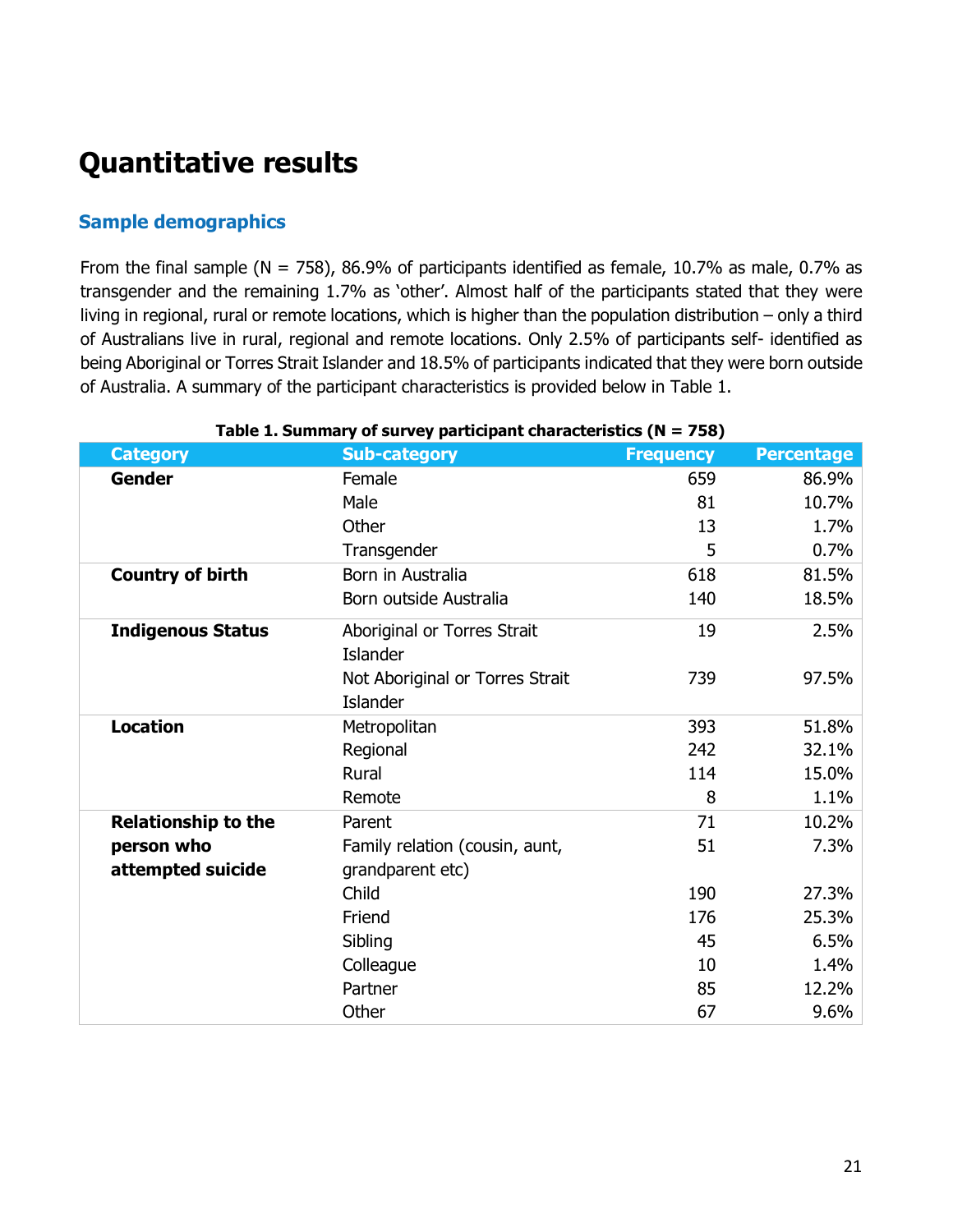# Quantitative results

## Sample demographics

From the final sample (N = 758), 86.9% of participants identified as female, 10.7% as male, 0.7% as transgender and the remaining 1.7% as 'other'. Almost half of the participants stated that they were living in regional, rural or remote locations, which is higher than the population distribution – only a third of Australians live in rural, regional and remote locations. Only 2.5% of participants self- identified as being Aboriginal or Torres Strait Islander and 18.5% of participants indicated that they were born outside of Australia. A summary of the participant characteristics is provided below in Table 1.

**Table 1. Summary of survey participant characteristics (N = 758)**

| Category | Sub-category | Frequency | Percentage |
|---|---|---|---|
| **Gender** | Female | 659 | 86.9% |
| | Male | 81 | 10.7% |
| | Other | 13 | 1.7% |
| | Transgender | 5 | 0.7% |
| **Country of birth** | Born in Australia | 618 | 81.5% |
| | Born outside Australia | 140 | 18.5% |
| **Indigenous Status** | Aboriginal or Torres Strait Islander | 19 | 2.5% |
| | Not Aboriginal or Torres Strait Islander | 739 | 97.5% |
| **Location** | Metropolitan | 393 | 51.8% |
| | Regional | 242 | 32.1% |
| | Rural | 114 | 15.0% |
| | Remote | 8 | 1.1% |
| **Relationship to the person who attempted suicide** | Parent | 71 | 10.2% |
| | Family relation (cousin, aunt, grandparent etc) | 51 | 7.3% |
| | Child | 190 | 27.3% |
| | Friend | 176 | 25.3% |
| | Sibling | 45 | 6.5% |
| | Colleague | 10 | 1.4% |
| | Partner | 85 | 12.2% |
| | Other | 67 | 9.6% |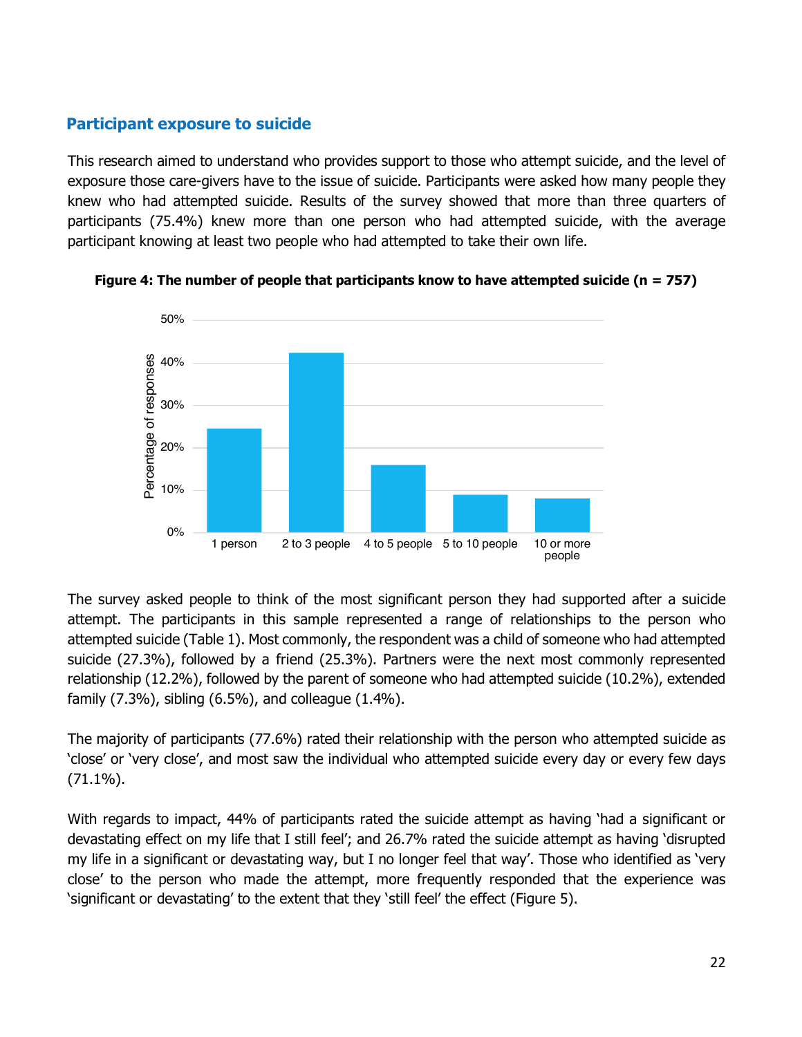## Participant exposure to suicide

This research aimed to understand who provides support to those who attempt suicide, and the level of exposure those care-givers have to the issue of suicide. Participants were asked how many people they knew who had attempted suicide. Results of the survey showed that more than three quarters of participants (75.4%) knew more than one person who had attempted suicide, with the average participant knowing at least two people who had attempted to take their own life.

**Figure 4: The number of people that participants know to have attempted suicide (n = 757)**

50%
40%
30%
20%
10%
0%

Percentage of responses

1 person
2 to 3 people
4 to 5 people
5 to 10 people
10 or more people

The survey asked people to think of the most significant person they had supported after a suicide attempt. The participants in this sample represented a range of relationships to the person who attempted suicide (Table 1). Most commonly, the respondent was a child of someone who had attempted suicide (27.3%), followed by a friend (25.3%). Partners were the next most commonly represented relationship (12.2%), followed by the parent of someone who had attempted suicide (10.2%), extended family (7.3%), sibling (6.5%), and colleague (1.4%).

The majority of participants (77.6%) rated their relationship with the person who attempted suicide as 'close' or 'very close', and most saw the individual who attempted suicide every day or every few days (71.1%).

With regards to impact, 44% of participants rated the suicide attempt as having 'had a significant or devastating effect on my life that I still feel'; and 26.7% rated the suicide attempt as having 'disrupted my life in a significant or devastating way, but I no longer feel that way'. Those who identified as 'very close' to the person who made the attempt, more frequently responded that the experience was 'significant or devastating' to the extent that they 'still feel' the effect (Figure 5).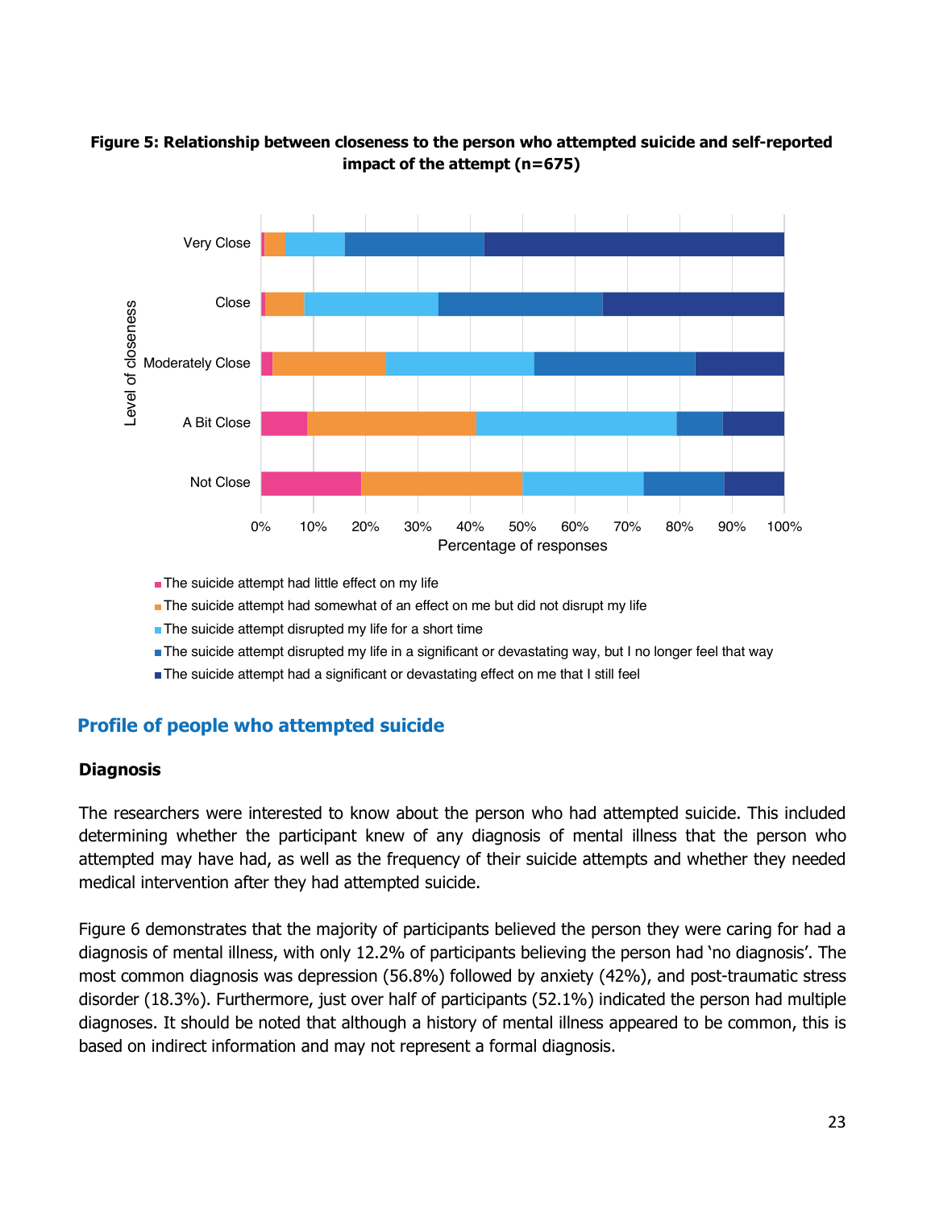**Figure 5: Relationship between closeness to the person who attempted suicide and self-reported impact of the attempt (n=675)**

Level of closeness

Very Close

Close

Moderately Close

A Bit Close

Not Close

0% 10% 20% 30% 40% 50% 60% 70% 80% 90% 100%

Percentage of responses

- The suicide attempt had little effect on my life
- The suicide attempt had somewhat of an effect on me but did not disrupt my life
- The suicide attempt disrupted my life for a short time
- The suicide attempt disrupted my life in a significant or devastating way, but I no longer feel that way
- The suicide attempt had a significant or devastating effect on me that I still feel

## Profile of people who attempted suicide

### Diagnosis

The researchers were interested to know about the person who had attempted suicide. This included determining whether the participant knew of any diagnosis of mental illness that the person who attempted may have had, as well as the frequency of their suicide attempts and whether they needed medical intervention after they had attempted suicide.

Figure 6 demonstrates that the majority of participants believed the person they were caring for had a diagnosis of mental illness, with only 12.2% of participants believing the person had 'no diagnosis'. The most common diagnosis was depression (56.8%) followed by anxiety (42%), and post-traumatic stress disorder (18.3%). Furthermore, just over half of participants (52.1%) indicated the person had multiple diagnoses. It should be noted that although a history of mental illness appeared to be common, this is based on indirect information and may not represent a formal diagnosis.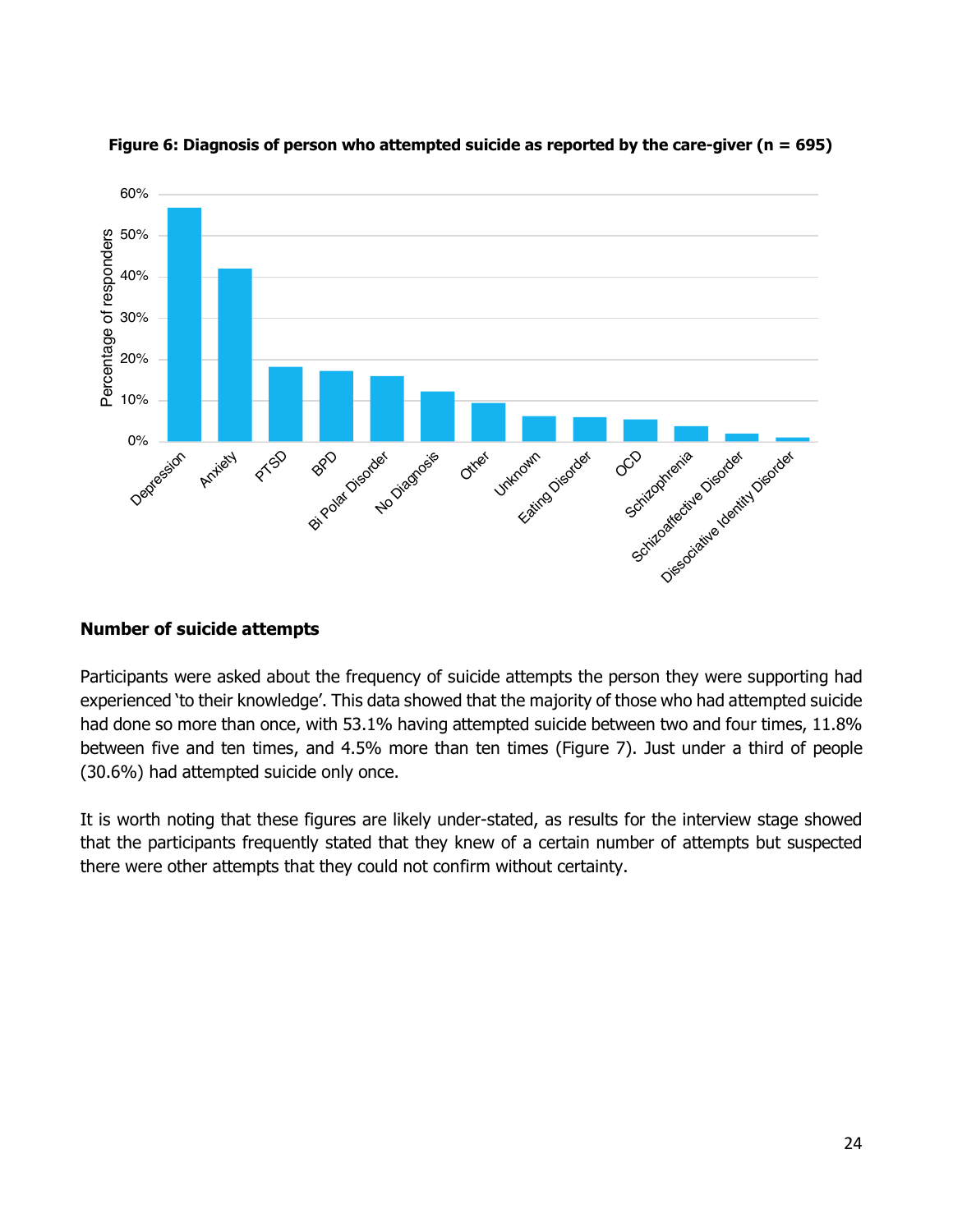**Figure 6: Diagnosis of person who attempted suicide as reported by the care-giver (n = 695)**

60%
50%
40%
30%
20%
10%
0%

Percentage of responders

Depression
Anxiety
PTSD
BPD
Bi Polar Disorder
No Diagnosis
Other
Unknown
Eating Disorder
OCD
Schizophrenia
Schizoaffective Disorder
Dissociative Identity Disorder

### Number of suicide attempts

Participants were asked about the frequency of suicide attempts the person they were supporting had experienced 'to their knowledge'. This data showed that the majority of those who had attempted suicide had done so more than once, with 53.1% having attempted suicide between two and four times, 11.8% between five and ten times, and 4.5% more than ten times (Figure 7). Just under a third of people (30.6%) had attempted suicide only once.

It is worth noting that these figures are likely under-stated, as results for the interview stage showed that the participants frequently stated that they knew of a certain number of attempts but suspected there were other attempts that they could not confirm without certainty.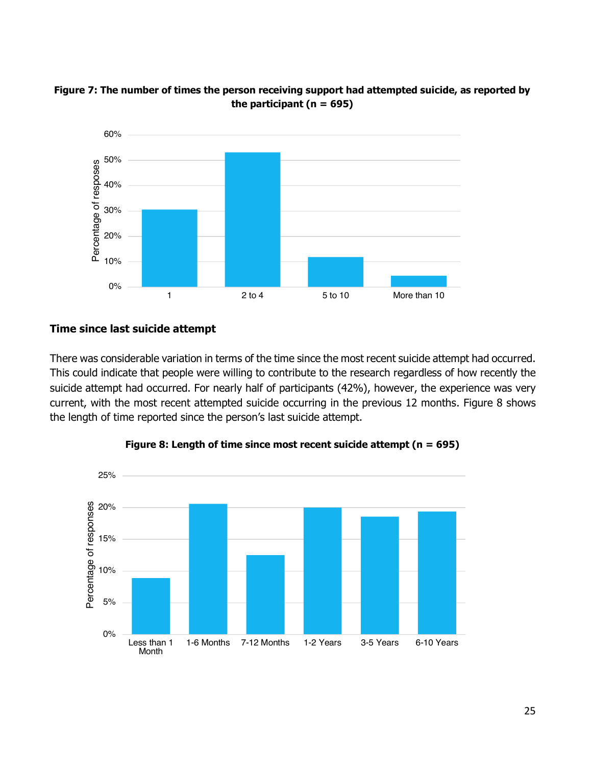**Figure 7: The number of times the person receiving support had attempted suicide, as reported by the participant (n = 695)**

Percentage of resposes

60%
50%
40%
30%
20%
10%
0%

1
2 to 4
5 to 10
More than 10

### Time since last suicide attempt

There was considerable variation in terms of the time since the most recent suicide attempt had occurred. This could indicate that people were willing to contribute to the research regardless of how recently the suicide attempt had occurred. For nearly half of participants (42%), however, the experience was very current, with the most recent attempted suicide occurring in the previous 12 months. Figure 8 shows the length of time reported since the person's last suicide attempt.

**Figure 8: Length of time since most recent suicide attempt (n = 695)**

Percentage of responses

25%
20%
15%
10%
5%
0%

Less than 1 Month
1-6 Months
7-12 Months
1-2 Years
3-5 Years
6-10 Years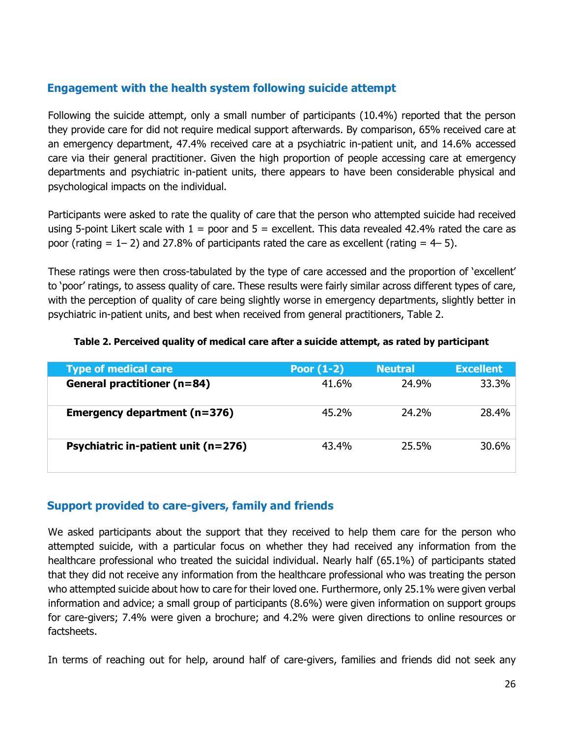## Engagement with the health system following suicide attempt

Following the suicide attempt, only a small number of participants (10.4%) reported that the person they provide care for did not require medical support afterwards. By comparison, 65% received care at an emergency department, 47.4% received care at a psychiatric in-patient unit, and 14.6% accessed care via their general practitioner. Given the high proportion of people accessing care at emergency departments and psychiatric in-patient units, there appears to have been considerable physical and psychological impacts on the individual.

Participants were asked to rate the quality of care that the person who attempted suicide had received using 5-point Likert scale with 1 = poor and 5 = excellent. This data revealed 42.4% rated the care as poor (rating = 1– 2) and 27.8% of participants rated the care as excellent (rating = 4– 5).

These ratings were then cross-tabulated by the type of care accessed and the proportion of 'excellent' to 'poor' ratings, to assess quality of care. These results were fairly similar across different types of care, with the perception of quality of care being slightly worse in emergency departments, slightly better in psychiatric in-patient units, and best when received from general practitioners, Table 2.

**Table 2. Perceived quality of medical care after a suicide attempt, as rated by participant**

| Type of medical care | Poor (1-2) | Neutral | Excellent |
|---|---|---|---|
| **General practitioner (n=84)** | 41.6% | 24.9% | 33.3% |
| **Emergency department (n=376)** | 45.2% | 24.2% | 28.4% |
| **Psychiatric in-patient unit (n=276)** | 43.4% | 25.5% | 30.6% |

## Support provided to care-givers, family and friends

We asked participants about the support that they received to help them care for the person who attempted suicide, with a particular focus on whether they had received any information from the healthcare professional who treated the suicidal individual. Nearly half (65.1%) of participants stated that they did not receive any information from the healthcare professional who was treating the person who attempted suicide about how to care for their loved one. Furthermore, only 25.1% were given verbal information and advice; a small group of participants (8.6%) were given information on support groups for care-givers; 7.4% were given a brochure; and 4.2% were given directions to online resources or factsheets.

In terms of reaching out for help, around half of care-givers, families and friends did not seek any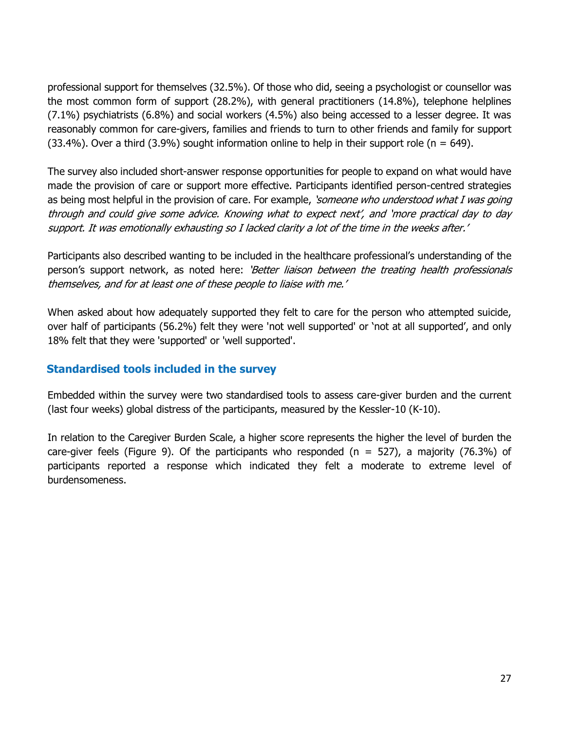professional support for themselves (32.5%). Of those who did, seeing a psychologist or counsellor was the most common form of support (28.2%), with general practitioners (14.8%), telephone helplines (7.1%) psychiatrists (6.8%) and social workers (4.5%) also being accessed to a lesser degree. It was reasonably common for care-givers, families and friends to turn to other friends and family for support (33.4%). Over a third (3.9%) sought information online to help in their support role (n = 649).

The survey also included short-answer response opportunities for people to expand on what would have made the provision of care or support more effective. Participants identified person-centred strategies as being most helpful in the provision of care. For example, *'someone who understood what I was going through and could give some advice. Knowing what to expect next', and 'more practical day to day support. It was emotionally exhausting so I lacked clarity a lot of the time in the weeks after.'*

Participants also described wanting to be included in the healthcare professional's understanding of the person's support network, as noted here: *'Better liaison between the treating health professionals themselves, and for at least one of these people to liaise with me.'*

When asked about how adequately supported they felt to care for the person who attempted suicide, over half of participants (56.2%) felt they were 'not well supported' or 'not at all supported', and only 18% felt that they were 'supported' or 'well supported'.

## Standardised tools included in the survey

Embedded within the survey were two standardised tools to assess care-giver burden and the current (last four weeks) global distress of the participants, measured by the Kessler-10 (K-10).

In relation to the Caregiver Burden Scale, a higher score represents the higher the level of burden the care-giver feels (Figure 9). Of the participants who responded (n = 527), a majority (76.3%) of participants reported a response which indicated they felt a moderate to extreme level of burdensomeness.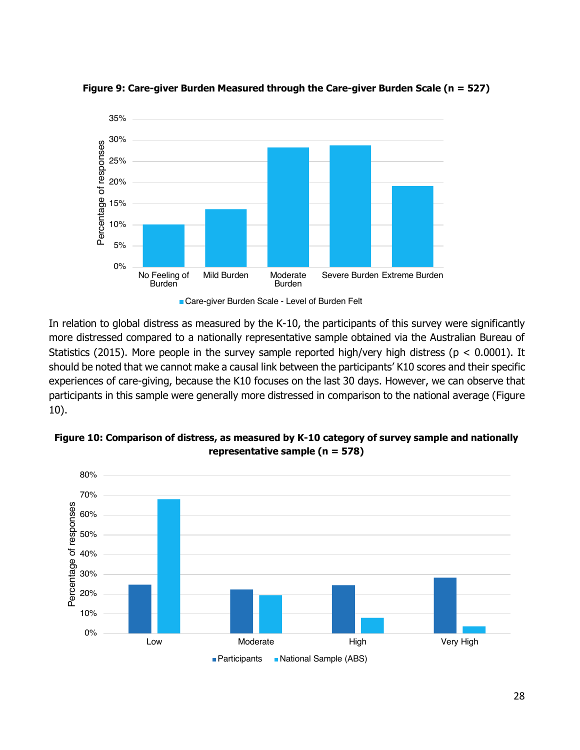**Figure 9: Care-giver Burden Measured through the Care-giver Burden Scale (n = 527)**

35%
30%
25%
20%
15%
10%
5%
0%

Percentage of responses

No Feeling of Burden
Mild Burden
Moderate Burden
Severe Burden
Extreme Burden

Care-giver Burden Scale - Level of Burden Felt

In relation to global distress as measured by the K-10, the participants of this survey were significantly more distressed compared to a nationally representative sample obtained via the Australian Bureau of Statistics (2015). More people in the survey sample reported high/very high distress ($p < 0.0001$). It should be noted that we cannot make a causal link between the participants' K10 scores and their specific experiences of care-giving, because the K10 focuses on the last 30 days. However, we can observe that participants in this sample were generally more distressed in comparison to the national average (Figure 10).

**Figure 10: Comparison of distress, as measured by K-10 category of survey sample and nationally representative sample (n = 578)**

80%
70%
60%
50%
40%
30%
20%
10%
0%

Percentage of responses

Low
Moderate
High
Very High

Participants
National Sample (ABS)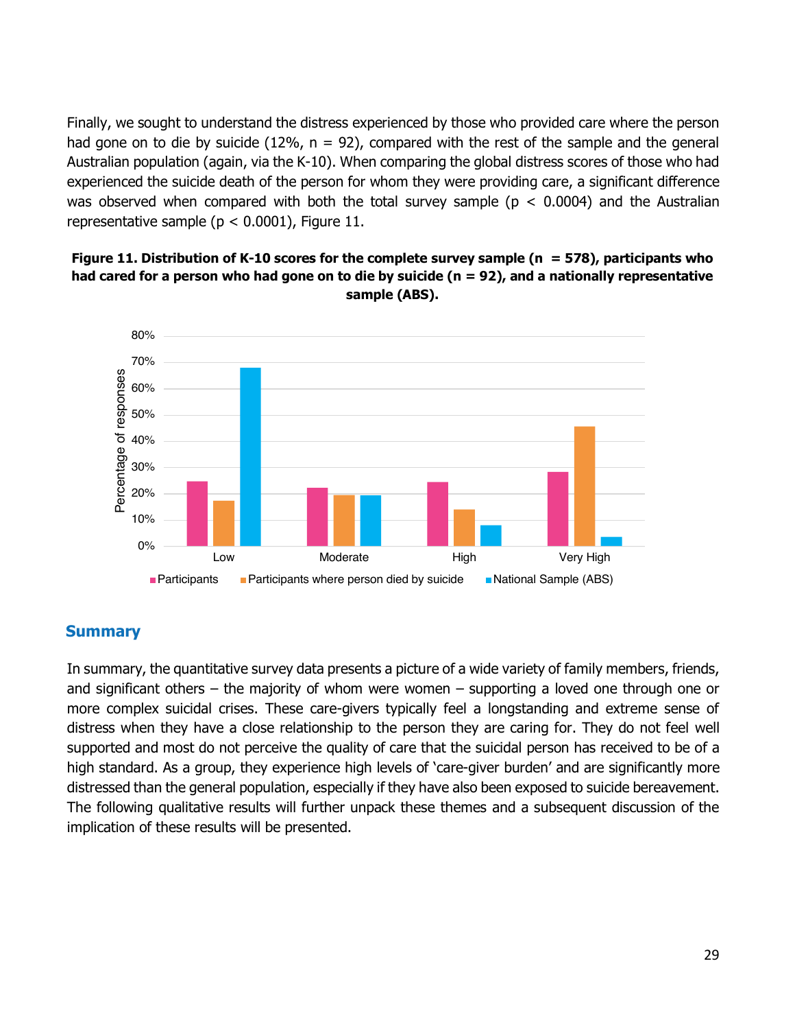Finally, we sought to understand the distress experienced by those who provided care where the person had gone on to die by suicide (12%, n = 92), compared with the rest of the sample and the general Australian population (again, via the K-10). When comparing the global distress scores of those who had experienced the suicide death of the person for whom they were providing care, a significant difference was observed when compared with both the total survey sample ($p < 0.0004$) and the Australian representative sample ($p < 0.0001$), Figure 11.

**Figure 11. Distribution of K-10 scores for the complete survey sample (n = 578), participants who had cared for a person who had gone on to die by suicide (n = 92), and a nationally representative sample (ABS).**

Percentage of responses
80%
70%
60%
50%
40%
30%
20%
10%
0%
Low
Moderate
High
Very High
Participants
Participants where person died by suicide
National Sample (ABS)

## Summary

In summary, the quantitative survey data presents a picture of a wide variety of family members, friends, and significant others – the majority of whom were women – supporting a loved one through one or more complex suicidal crises. These care-givers typically feel a longstanding and extreme sense of distress when they have a close relationship to the person they are caring for. They do not feel well supported and most do not perceive the quality of care that the suicidal person has received to be of a high standard. As a group, they experience high levels of 'care-giver burden' and are significantly more distressed than the general population, especially if they have also been exposed to suicide bereavement. The following qualitative results will further unpack these themes and a subsequent discussion of the implication of these results will be presented.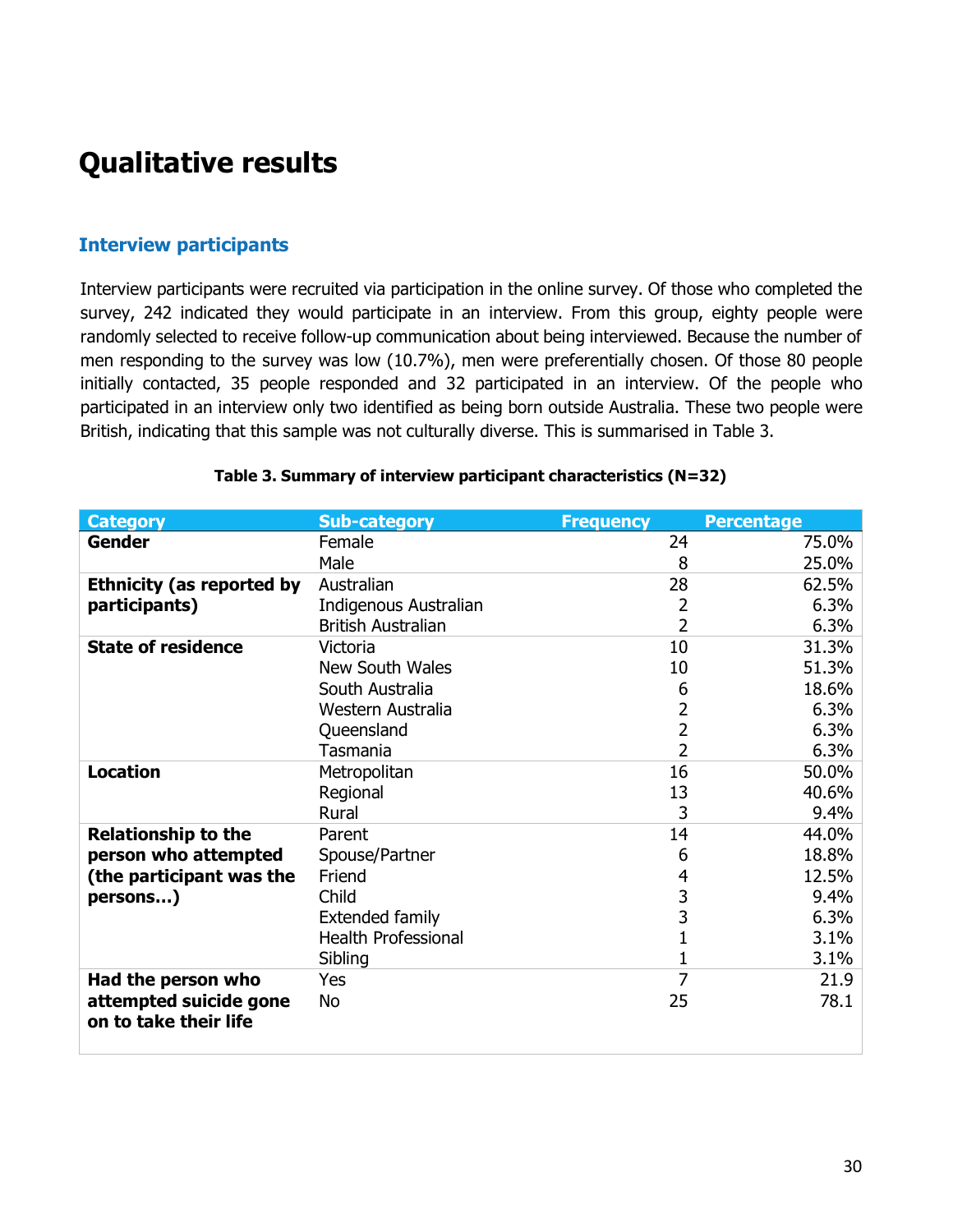# Qualitative results

## Interview participants

Interview participants were recruited via participation in the online survey. Of those who completed the survey, 242 indicated they would participate in an interview. From this group, eighty people were randomly selected to receive follow-up communication about being interviewed. Because the number of men responding to the survey was low (10.7%), men were preferentially chosen. Of those 80 people initially contacted, 35 people responded and 32 participated in an interview. Of the people who participated in an interview only two identified as being born outside Australia. These two people were British, indicating that this sample was not culturally diverse. This is summarised in Table 3.

**Table 3. Summary of interview participant characteristics (N=32)**

| Category | Sub-category | Frequency | Percentage |
|---|---|---|---|
| **Gender** | Female | 24 | 75.0% |
| | Male | 8 | 25.0% |
| **Ethnicity (as reported by participants)** | Australian | 28 | 62.5% |
| | Indigenous Australian | 2 | 6.3% |
| | British Australian | 2 | 6.3% |
| **State of residence** | Victoria | 10 | 31.3% |
| | New South Wales | 10 | 51.3% |
| | South Australia | 6 | 18.6% |
| | Western Australia | 2 | 6.3% |
| | Queensland | 2 | 6.3% |
| | Tasmania | 2 | 6.3% |
| **Location** | Metropolitan | 16 | 50.0% |
| | Regional | 13 | 40.6% |
| | Rural | 3 | 9.4% |
| **Relationship to the person who attempted (the participant was the persons…)** | Parent | 14 | 44.0% |
| | Spouse/Partner | 6 | 18.8% |
| | Friend | 4 | 12.5% |
| | Child | 3 | 9.4% |
| | Extended family | 3 | 6.3% |
| | Health Professional | 1 | 3.1% |
| | Sibling | 1 | 3.1% |
| **Had the person who attempted suicide gone on to take their life** | Yes | 7 | 21.9 |
| | No | 25 | 78.1 |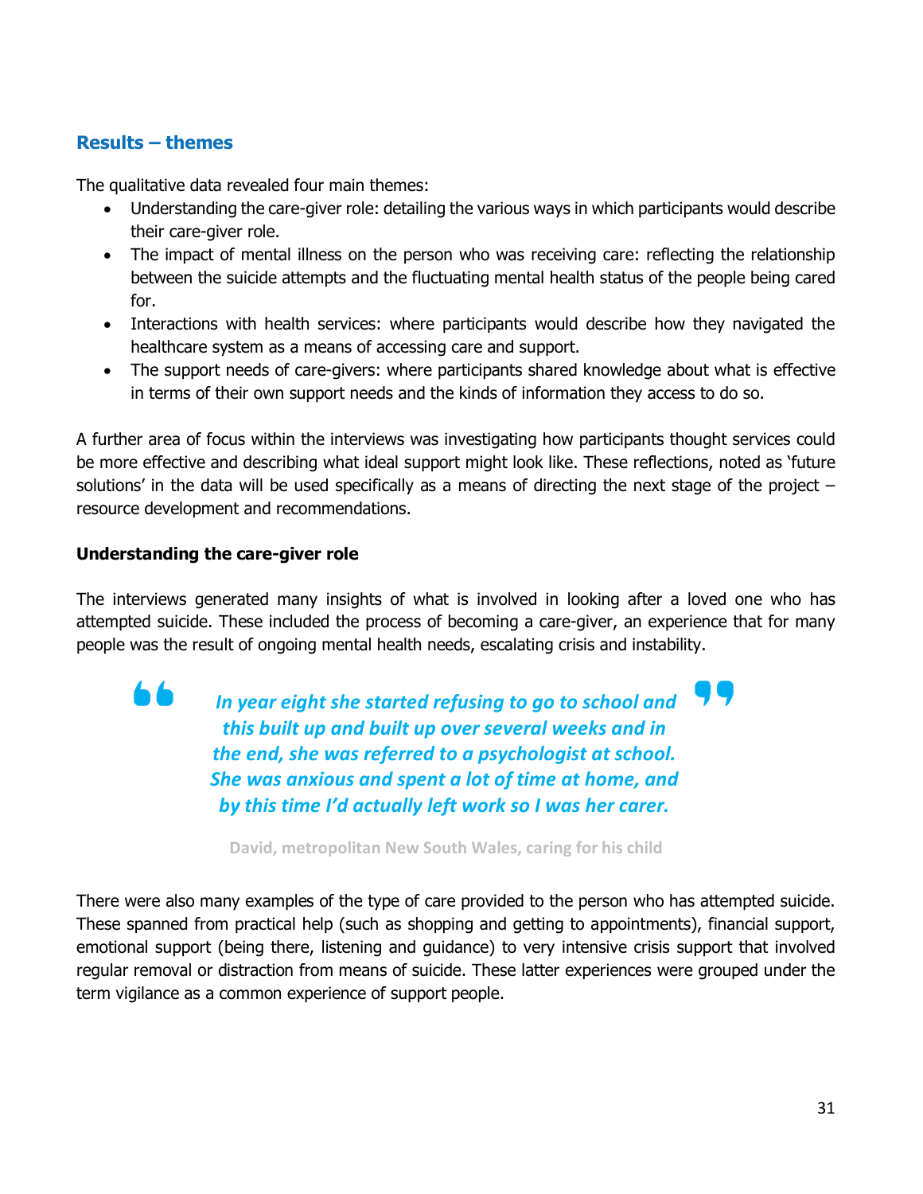## Results – themes

The qualitative data revealed four main themes:

- Understanding the care-giver role: detailing the various ways in which participants would describe their care-giver role.
- The impact of mental illness on the person who was receiving care: reflecting the relationship between the suicide attempts and the fluctuating mental health status of the people being cared for.
- Interactions with health services: where participants would describe how they navigated the healthcare system as a means of accessing care and support.
- The support needs of care-givers: where participants shared knowledge about what is effective in terms of their own support needs and the kinds of information they access to do so.

A further area of focus within the interviews was investigating how participants thought services could be more effective and describing what ideal support might look like. These reflections, noted as 'future solutions' in the data will be used specifically as a means of directing the next stage of the project – resource development and recommendations.

### Understanding the care-giver role

The interviews generated many insights of what is involved in looking after a loved one who has attempted suicide. These included the process of becoming a care-giver, an experience that for many people was the result of ongoing mental health needs, escalating crisis and instability.

> ***In year eight she started refusing to go to school and this built up and built up over several weeks and in the end, she was referred to a psychologist at school. She was anxious and spent a lot of time at home, and by this time I'd actually left work so I was her carer.***
>
> **David, metropolitan New South Wales, caring for his child**

There were also many examples of the type of care provided to the person who has attempted suicide. These spanned from practical help (such as shopping and getting to appointments), financial support, emotional support (being there, listening and guidance) to very intensive crisis support that involved regular removal or distraction from means of suicide. These latter experiences were grouped under the term vigilance as a common experience of support people.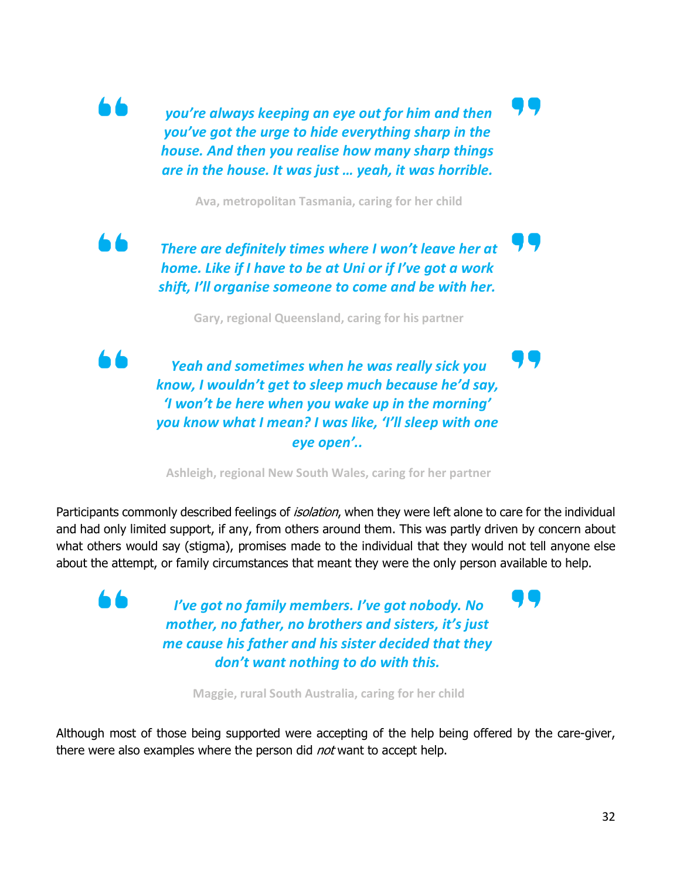> ***you're always keeping an eye out for him and then you've got the urge to hide everything sharp in the house. And then you realise how many sharp things are in the house. It was just … yeah, it was horrible.***
>
> **Ava, metropolitan Tasmania, caring for her child**

> ***There are definitely times where I won't leave her at home. Like if I have to be at Uni or if I've got a work shift, I'll organise someone to come and be with her.***
>
> **Gary, regional Queensland, caring for his partner**

> ***Yeah and sometimes when he was really sick you know, I wouldn't get to sleep much because he'd say, 'I won't be here when you wake up in the morning' you know what I mean? I was like, 'I'll sleep with one eye open'..***
>
> **Ashleigh, regional New South Wales, caring for her partner**

Participants commonly described feelings of *isolation*, when they were left alone to care for the individual and had only limited support, if any, from others around them. This was partly driven by concern about what others would say (stigma), promises made to the individual that they would not tell anyone else about the attempt, or family circumstances that meant they were the only person available to help.

> ***I've got no family members. I've got nobody. No mother, no father, no brothers and sisters, it's just me cause his father and his sister decided that they don't want nothing to do with this.***
>
> **Maggie, rural South Australia, caring for her child**

Although most of those being supported were accepting of the help being offered by the care-giver, there were also examples where the person did *not* want to accept help.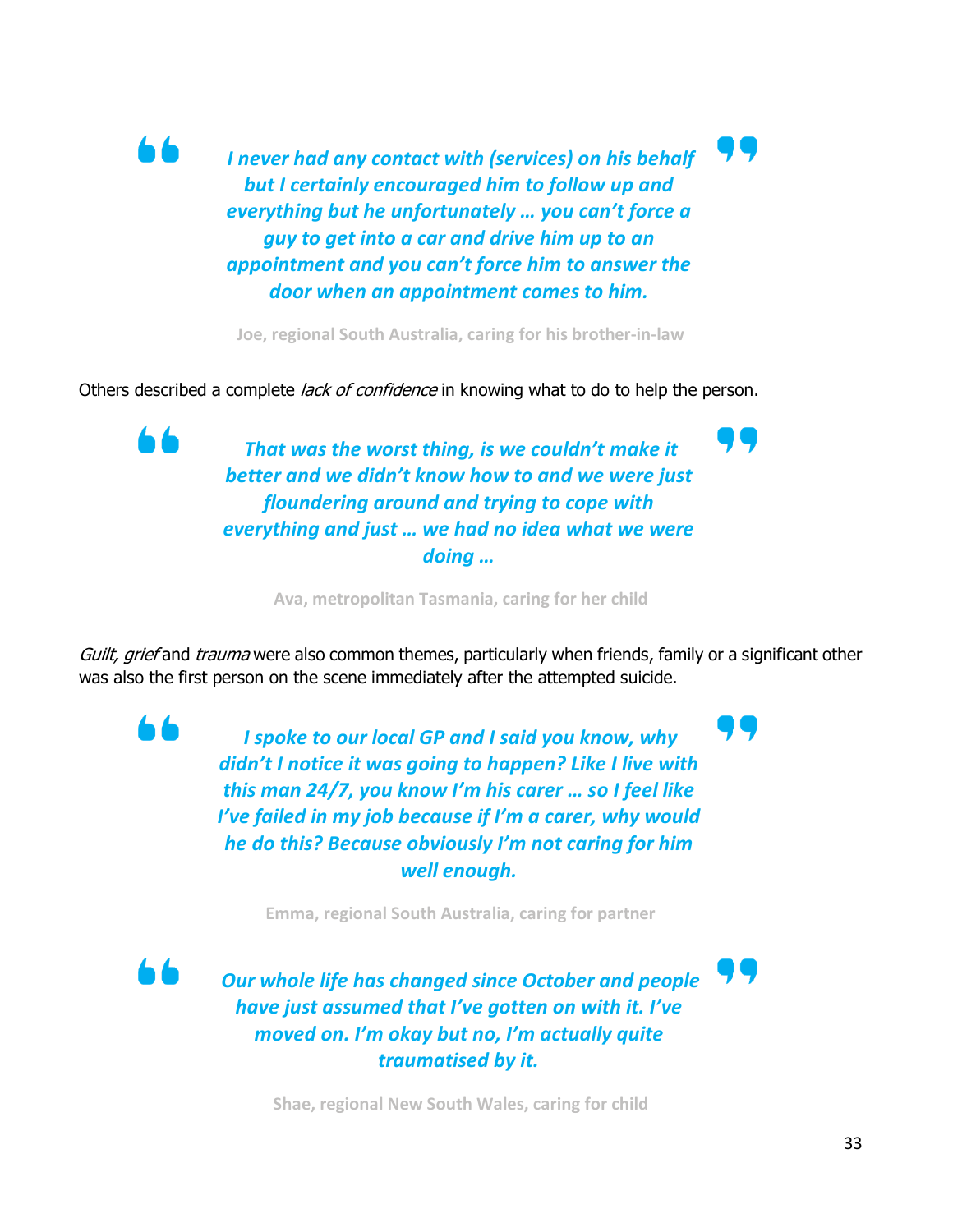> ***I never had any contact with (services) on his behalf but I certainly encouraged him to follow up and everything but he unfortunately … you can't force a guy to get into a car and drive him up to an appointment and you can't force him to answer the door when an appointment comes to him.***
>
> **Joe, regional South Australia, caring for his brother-in-law**

Others described a complete *lack of confidence* in knowing what to do to help the person.

> ***That was the worst thing, is we couldn't make it better and we didn't know how to and we were just floundering around and trying to cope with everything and just … we had no idea what we were doing …***
>
> **Ava, metropolitan Tasmania, caring for her child**

*Guilt, grief* and *trauma* were also common themes, particularly when friends, family or a significant other was also the first person on the scene immediately after the attempted suicide.

> ***I spoke to our local GP and I said you know, why didn't I notice it was going to happen? Like I live with this man 24/7, you know I'm his carer … so I feel like I've failed in my job because if I'm a carer, why would he do this? Because obviously I'm not caring for him well enough.***
>
> **Emma, regional South Australia, caring for partner**

> ***Our whole life has changed since October and people have just assumed that I've gotten on with it. I've moved on. I'm okay but no, I'm actually quite traumatised by it.***
>
> **Shae, regional New South Wales, caring for child**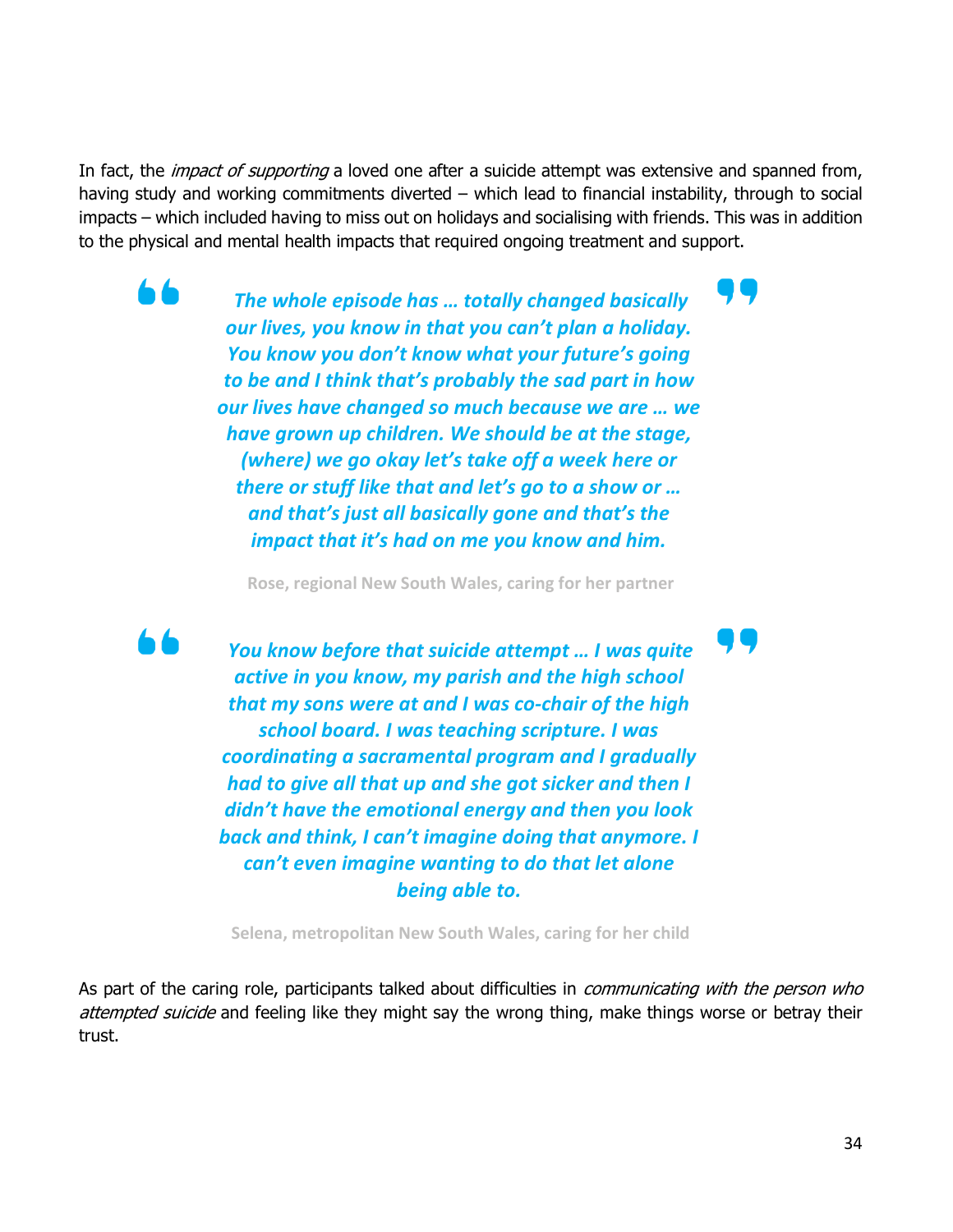In fact, the *impact of supporting* a loved one after a suicide attempt was extensive and spanned from, having study and working commitments diverted – which lead to financial instability, through to social impacts – which included having to miss out on holidays and socialising with friends. This was in addition to the physical and mental health impacts that required ongoing treatment and support.

> ***The whole episode has … totally changed basically our lives, you know in that you can't plan a holiday. You know you don't know what your future's going to be and I think that's probably the sad part in how our lives have changed so much because we are … we have grown up children. We should be at the stage, (where) we go okay let's take off a week here or there or stuff like that and let's go to a show or … and that's just all basically gone and that's the impact that it's had on me you know and him.***
>
> **Rose, regional New South Wales, caring for her partner**

> ***You know before that suicide attempt … I was quite active in you know, my parish and the high school that my sons were at and I was co-chair of the high school board. I was teaching scripture. I was coordinating a sacramental program and I gradually had to give all that up and she got sicker and then I didn't have the emotional energy and then you look back and think, I can't imagine doing that anymore. I can't even imagine wanting to do that let alone being able to.***
>
> **Selena, metropolitan New South Wales, caring for her child**

As part of the caring role, participants talked about difficulties in *communicating with the person who attempted suicide* and feeling like they might say the wrong thing, make things worse or betray their trust.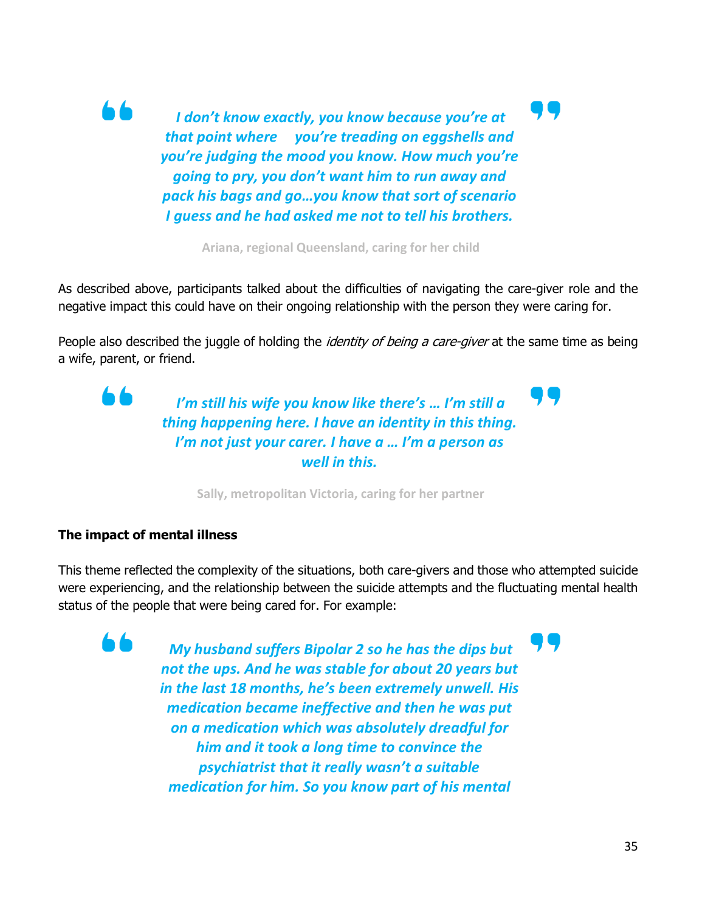> *I don't know exactly, you know because you're at that point where you're treading on eggshells and you're judging the mood you know. How much you're going to pry, you don't want him to run away and pack his bags and go…you know that sort of scenario I guess and he had asked me not to tell his brothers.*

Ariana, regional Queensland, caring for her child

As described above, participants talked about the difficulties of navigating the care-giver role and the negative impact this could have on their ongoing relationship with the person they were caring for.

People also described the juggle of holding the *identity of being a care-giver* at the same time as being a wife, parent, or friend.

> *I'm still his wife you know like there's … I'm still a thing happening here. I have an identity in this thing. I'm not just your carer. I have a … I'm a person as well in this.*

Sally, metropolitan Victoria, caring for her partner

**The impact of mental illness**

This theme reflected the complexity of the situations, both care-givers and those who attempted suicide were experiencing, and the relationship between the suicide attempts and the fluctuating mental health status of the people that were being cared for. For example:

> *My husband suffers Bipolar 2 so he has the dips but not the ups. And he was stable for about 20 years but in the last 18 months, he's been extremely unwell. His medication became ineffective and then he was put on a medication which was absolutely dreadful for him and it took a long time to convince the psychiatrist that it really wasn't a suitable medication for him. So you know part of his mental*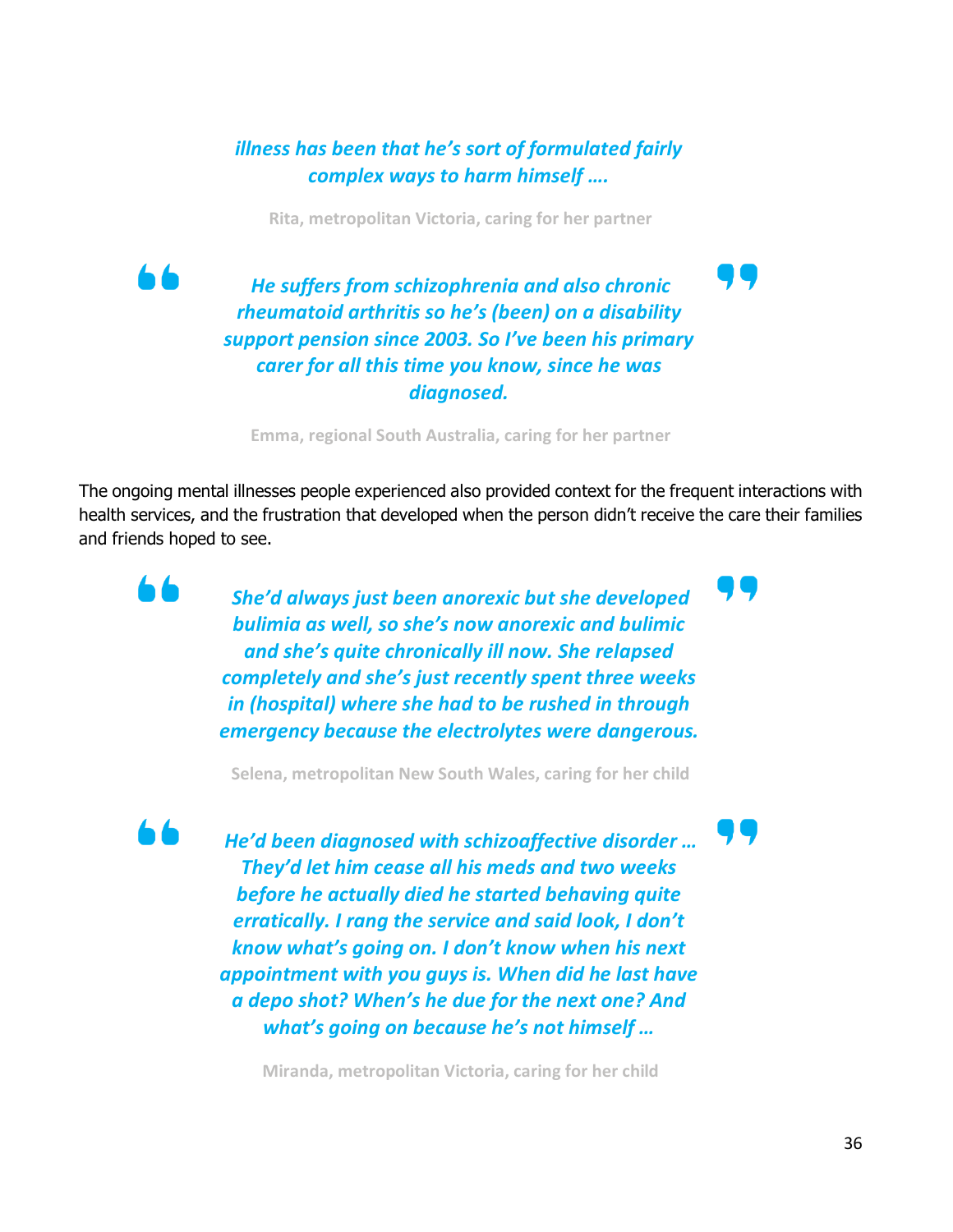*illness has been that he's sort of formulated fairly complex ways to harm himself ….*

Rita, metropolitan Victoria, caring for her partner

> *He suffers from schizophrenia and also chronic rheumatoid arthritis so he's (been) on a disability support pension since 2003. So I've been his primary carer for all this time you know, since he was diagnosed.*

Emma, regional South Australia, caring for her partner

The ongoing mental illnesses people experienced also provided context for the frequent interactions with health services, and the frustration that developed when the person didn't receive the care their families and friends hoped to see.

> *She'd always just been anorexic but she developed bulimia as well, so she's now anorexic and bulimic and she's quite chronically ill now. She relapsed completely and she's just recently spent three weeks in (hospital) where she had to be rushed in through emergency because the electrolytes were dangerous.*

Selena, metropolitan New South Wales, caring for her child

> *He'd been diagnosed with schizoaffective disorder … They'd let him cease all his meds and two weeks before he actually died he started behaving quite erratically. I rang the service and said look, I don't know what's going on. I don't know when his next appointment with you guys is. When did he last have a depo shot? When's he due for the next one? And what's going on because he's not himself …*

Miranda, metropolitan Victoria, caring for her child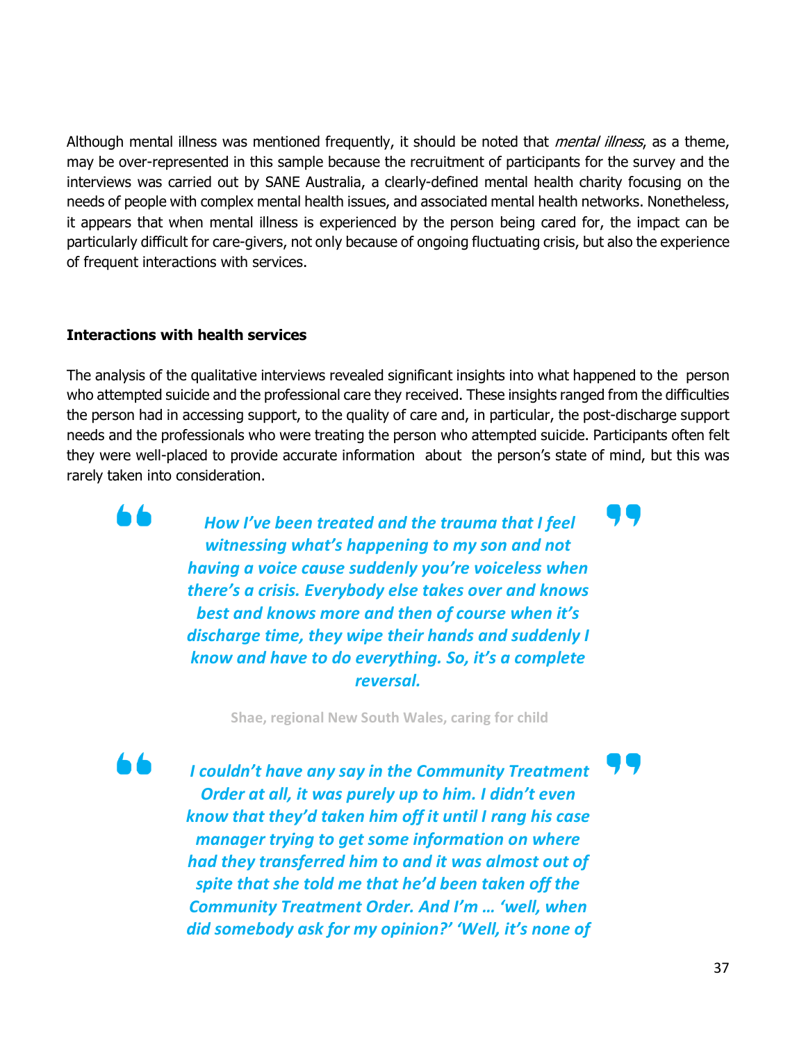Although mental illness was mentioned frequently, it should be noted that *mental illness*, as a theme, may be over-represented in this sample because the recruitment of participants for the survey and the interviews was carried out by SANE Australia, a clearly-defined mental health charity focusing on the needs of people with complex mental health issues, and associated mental health networks. Nonetheless, it appears that when mental illness is experienced by the person being cared for, the impact can be particularly difficult for care-givers, not only because of ongoing fluctuating crisis, but also the experience of frequent interactions with services.

### Interactions with health services

The analysis of the qualitative interviews revealed significant insights into what happened to the person who attempted suicide and the professional care they received. These insights ranged from the difficulties the person had in accessing support, to the quality of care and, in particular, the post-discharge support needs and the professionals who were treating the person who attempted suicide. Participants often felt they were well-placed to provide accurate information about the person's state of mind, but this was rarely taken into consideration.

> ***How I've been treated and the trauma that I feel witnessing what's happening to my son and not having a voice cause suddenly you're voiceless when there's a crisis. Everybody else takes over and knows best and knows more and then of course when it's discharge time, they wipe their hands and suddenly I know and have to do everything. So, it's a complete reversal.***
>
> **Shae, regional New South Wales, caring for child**

> ***I couldn't have any say in the Community Treatment Order at all, it was purely up to him. I didn't even know that they'd taken him off it until I rang his case manager trying to get some information on where had they transferred him to and it was almost out of spite that she told me that he'd been taken off the Community Treatment Order. And I'm … 'well, when did somebody ask for my opinion?' 'Well, it's none of***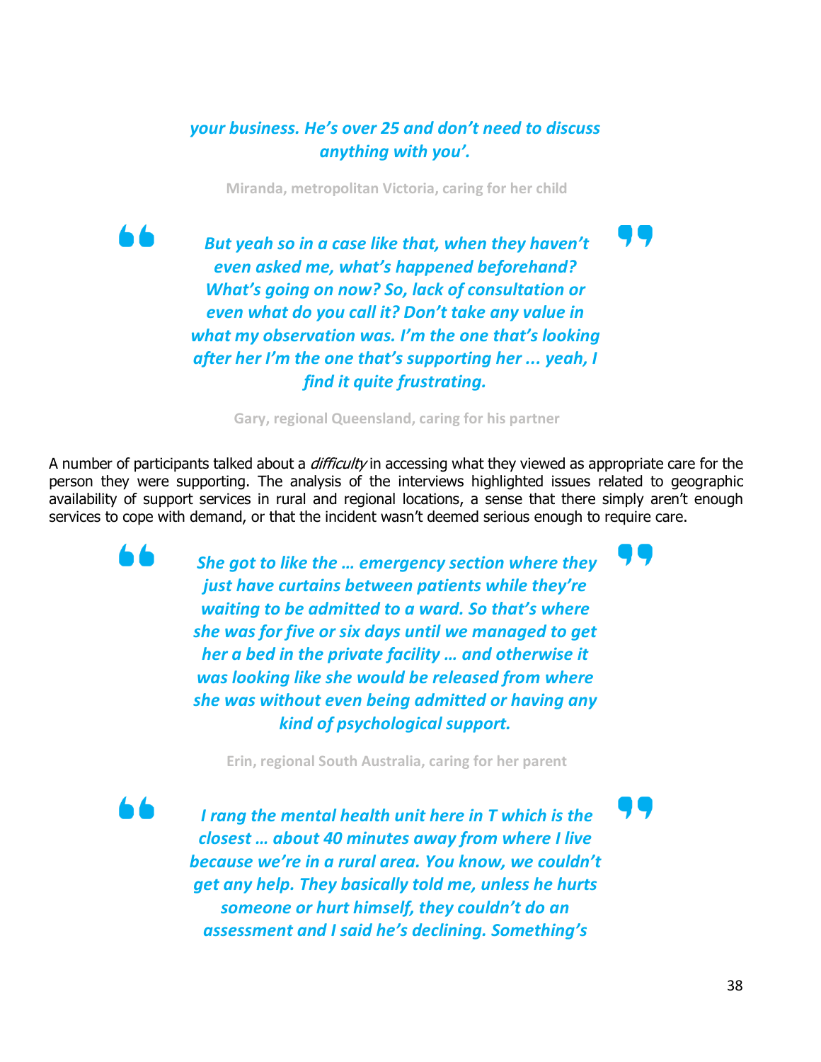***your business. He's over 25 and don't need to discuss anything with you'.***

**Miranda, metropolitan Victoria, caring for her child**

> ***But yeah so in a case like that, when they haven't even asked me, what's happened beforehand? What's going on now? So, lack of consultation or even what do you call it? Don't take any value in what my observation was. I'm the one that's looking after her I'm the one that's supporting her ... yeah, I find it quite frustrating.***

**Gary, regional Queensland, caring for his partner**

A number of participants talked about a *difficulty* in accessing what they viewed as appropriate care for the person they were supporting. The analysis of the interviews highlighted issues related to geographic availability of support services in rural and regional locations, a sense that there simply aren't enough services to cope with demand, or that the incident wasn't deemed serious enough to require care.

> ***She got to like the … emergency section where they just have curtains between patients while they're waiting to be admitted to a ward. So that's where she was for five or six days until we managed to get her a bed in the private facility … and otherwise it was looking like she would be released from where she was without even being admitted or having any kind of psychological support.***

**Erin, regional South Australia, caring for her parent**

> ***I rang the mental health unit here in T which is the closest … about 40 minutes away from where I live because we're in a rural area. You know, we couldn't get any help. They basically told me, unless he hurts someone or hurt himself, they couldn't do an assessment and I said he's declining. Something's***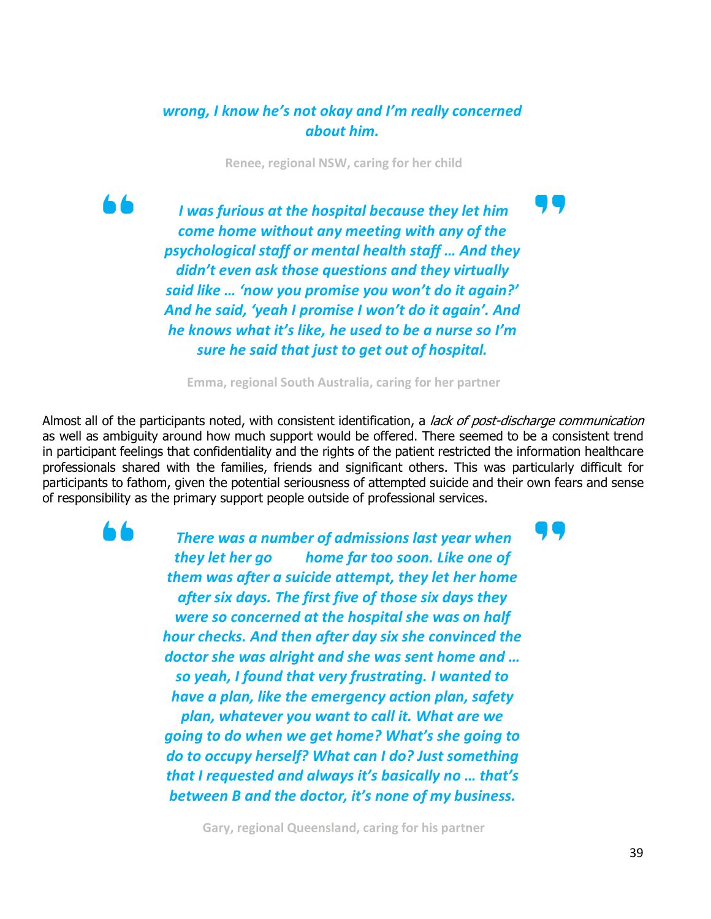> ***wrong, I know he's not okay and I'm really concerned about him.***
>
> Renee, regional NSW, caring for her child

> ***I was furious at the hospital because they let him come home without any meeting with any of the psychological staff or mental health staff … And they didn't even ask those questions and they virtually said like … 'now you promise you won't do it again?' And he said, 'yeah I promise I won't do it again'. And he knows what it's like, he used to be a nurse so I'm sure he said that just to get out of hospital.***
>
> Emma, regional South Australia, caring for her partner

Almost all of the participants noted, with consistent identification, a *lack of post-discharge communication* as well as ambiguity around how much support would be offered. There seemed to be a consistent trend in participant feelings that confidentiality and the rights of the patient restricted the information healthcare professionals shared with the families, friends and significant others. This was particularly difficult for participants to fathom, given the potential seriousness of attempted suicide and their own fears and sense of responsibility as the primary support people outside of professional services.

> ***There was a number of admissions last year when they let her go home far too soon. Like one of them was after a suicide attempt, they let her home after six days. The first five of those six days they were so concerned at the hospital she was on half hour checks. And then after day six she convinced the doctor she was alright and she was sent home and … so yeah, I found that very frustrating. I wanted to have a plan, like the emergency action plan, safety plan, whatever you want to call it. What are we going to do when we get home? What's she going to do to occupy herself? What can I do? Just something that I requested and always it's basically no … that's between B and the doctor, it's none of my business.***
>
> Gary, regional Queensland, caring for his partner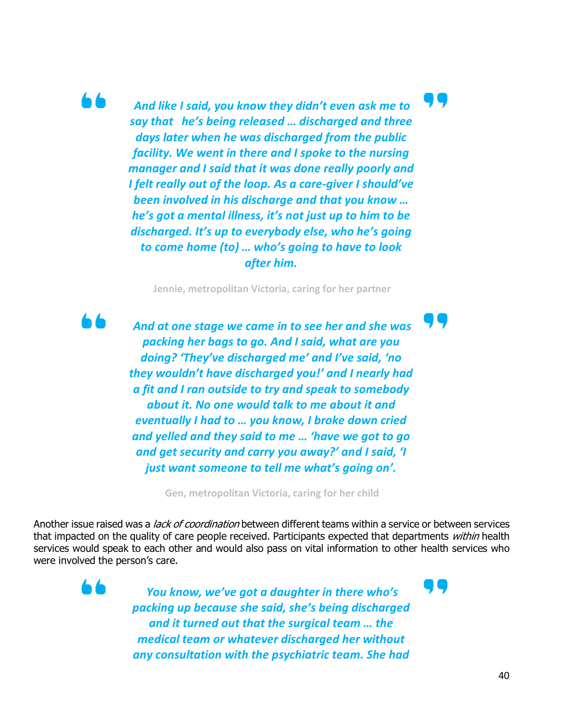> ***And like I said, you know they didn't even ask me to say that he's being released … discharged and three days later when he was discharged from the public facility. We went in there and I spoke to the nursing manager and I said that it was done really poorly and I felt really out of the loop. As a care-giver I should've been involved in his discharge and that you know … he's got a mental illness, it's not just up to him to be discharged. It's up to everybody else, who he's going to come home (to) … who's going to have to look after him.***
>
> **Jennie, metropolitan Victoria, caring for her partner**

> ***And at one stage we came in to see her and she was packing her bags to go. And I said, what are you doing? 'They've discharged me' and I've said, 'no they wouldn't have discharged you!' and I nearly had a fit and I ran outside to try and speak to somebody about it. No one would talk to me about it and eventually I had to … you know, I broke down cried and yelled and they said to me … 'have we got to go and get security and carry you away?' and I said, 'I just want someone to tell me what's going on'.***
>
> **Gen, metropolitan Victoria, caring for her child**

Another issue raised was a *lack of coordination* between different teams within a service or between services that impacted on the quality of care people received. Participants expected that departments *within* health services would speak to each other and would also pass on vital information to other health services who were involved the person's care.

> ***You know, we've got a daughter in there who's packing up because she said, she's being discharged and it turned out that the surgical team … the medical team or whatever discharged her without any consultation with the psychiatric team. She had***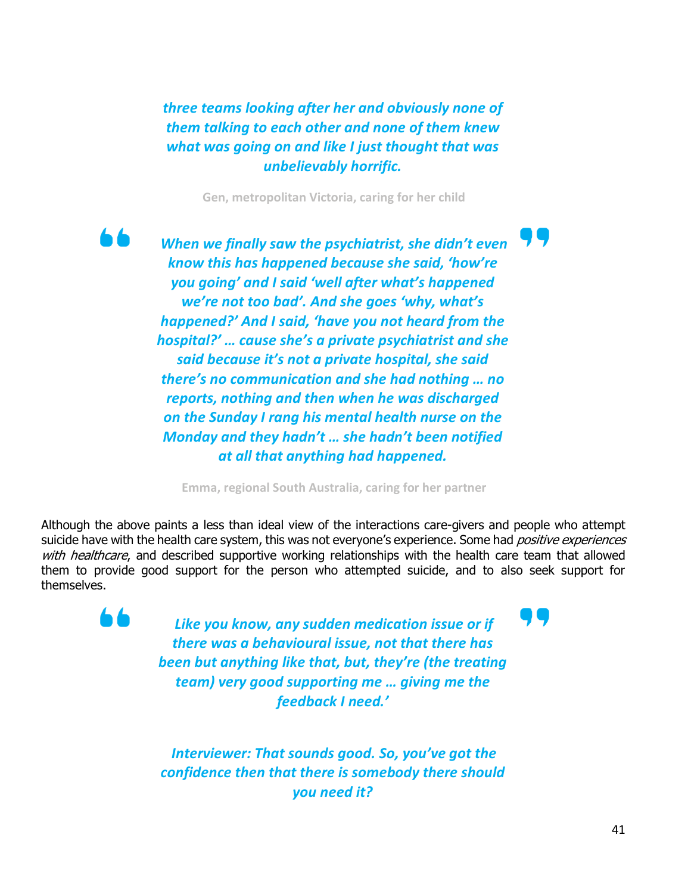*three teams looking after her and obviously none of them talking to each other and none of them knew what was going on and like I just thought that was unbelievably horrific.*

**Gen, metropolitan Victoria, caring for her child**

> *When we finally saw the psychiatrist, she didn't even know this has happened because she said, 'how're you going' and I said 'well after what's happened we're not too bad'. And she goes 'why, what's happened?' And I said, 'have you not heard from the hospital?' … cause she's a private psychiatrist and she said because it's not a private hospital, she said there's no communication and she had nothing … no reports, nothing and then when he was discharged on the Sunday I rang his mental health nurse on the Monday and they hadn't … she hadn't been notified at all that anything had happened.*

**Emma, regional South Australia, caring for her partner**

Although the above paints a less than ideal view of the interactions care-givers and people who attempt suicide have with the health care system, this was not everyone's experience. Some had *positive experiences with healthcare*, and described supportive working relationships with the health care team that allowed them to provide good support for the person who attempted suicide, and to also seek support for themselves.

> *Like you know, any sudden medication issue or if there was a behavioural issue, not that there has been but anything like that, but, they're (the treating team) very good supporting me … giving me the feedback I need.'*
>
> *Interviewer: That sounds good. So, you've got the confidence then that there is somebody there should you need it?*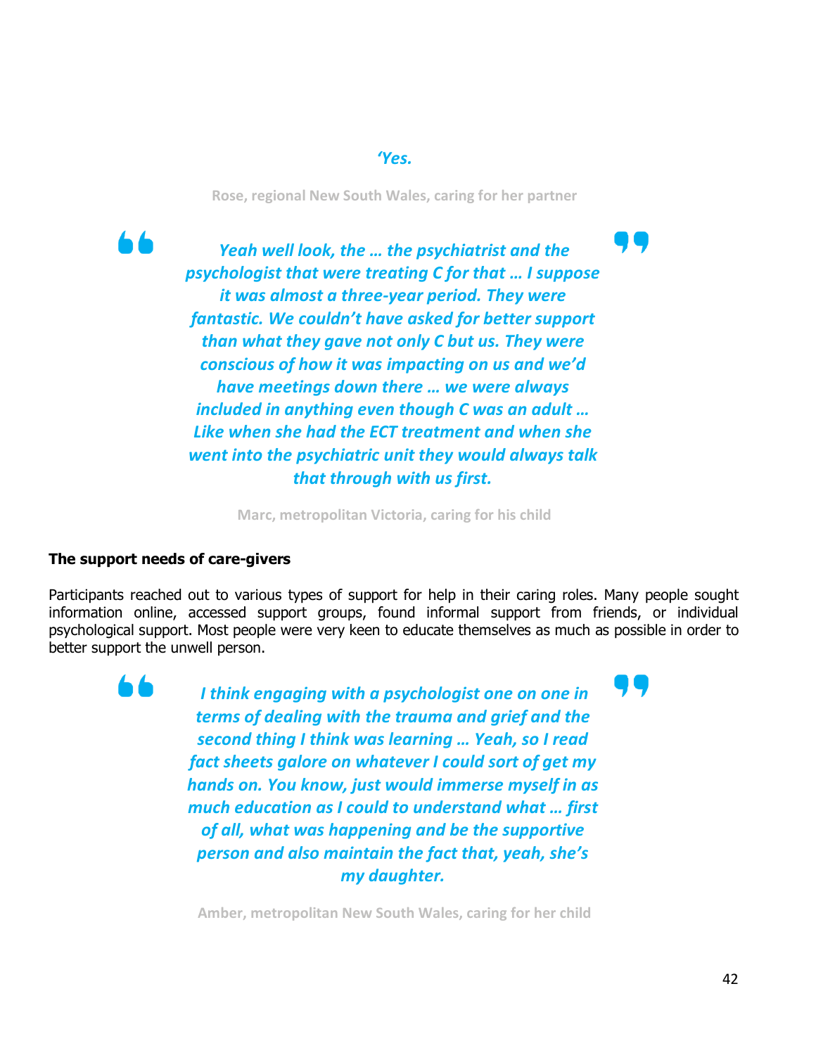*'Yes.*

Rose, regional New South Wales, caring for her partner

> *Yeah well look, the … the psychiatrist and the psychologist that were treating C for that … I suppose it was almost a three-year period. They were fantastic. We couldn't have asked for better support than what they gave not only C but us. They were conscious of how it was impacting on us and we'd have meetings down there … we were always included in anything even though C was an adult … Like when she had the ECT treatment and when she went into the psychiatric unit they would always talk that through with us first.*

Marc, metropolitan Victoria, caring for his child

**The support needs of care-givers**

Participants reached out to various types of support for help in their caring roles. Many people sought information online, accessed support groups, found informal support from friends, or individual psychological support. Most people were very keen to educate themselves as much as possible in order to better support the unwell person.

> *I think engaging with a psychologist one on one in terms of dealing with the trauma and grief and the second thing I think was learning … Yeah, so I read fact sheets galore on whatever I could sort of get my hands on. You know, just would immerse myself in as much education as I could to understand what … first of all, what was happening and be the supportive person and also maintain the fact that, yeah, she's my daughter.*

Amber, metropolitan New South Wales, caring for her child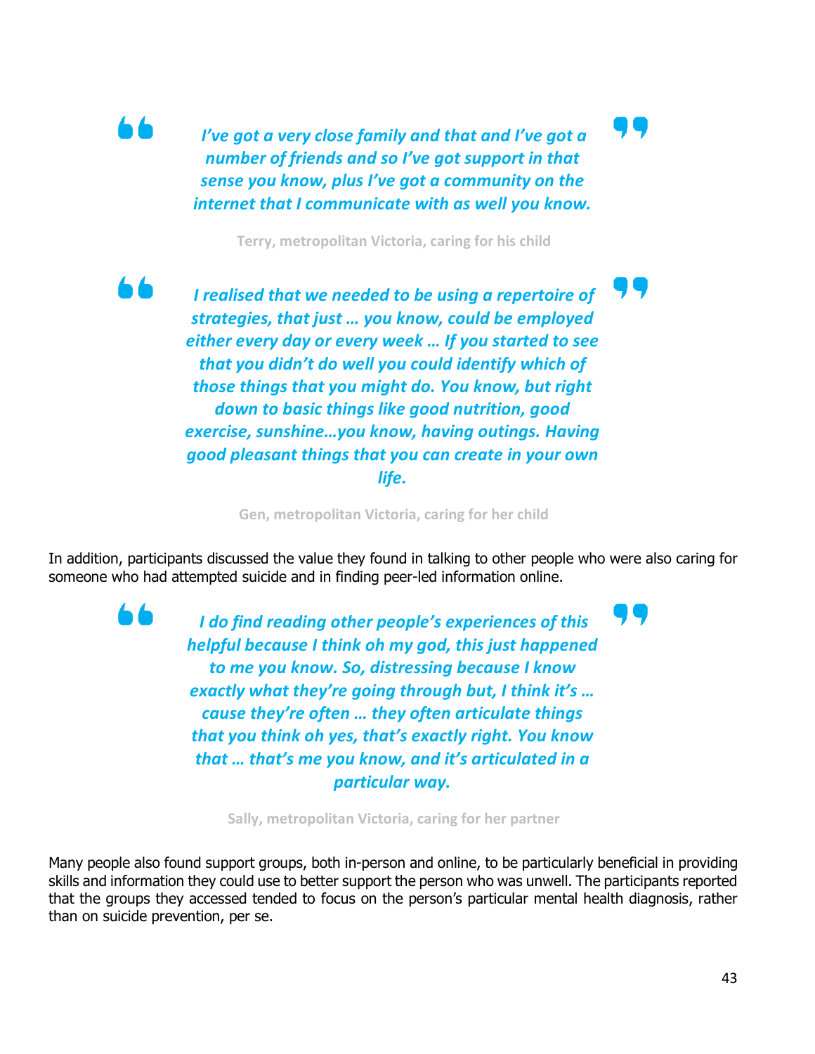> ***I've got a very close family and that and I've got a number of friends and so I've got support in that sense you know, plus I've got a community on the internet that I communicate with as well you know.***

**Terry, metropolitan Victoria, caring for his child**

> ***I realised that we needed to be using a repertoire of strategies, that just … you know, could be employed either every day or every week … If you started to see that you didn't do well you could identify which of those things that you might do. You know, but right down to basic things like good nutrition, good exercise, sunshine…you know, having outings. Having good pleasant things that you can create in your own life.***

**Gen, metropolitan Victoria, caring for her child**

In addition, participants discussed the value they found in talking to other people who were also caring for someone who had attempted suicide and in finding peer-led information online.

> ***I do find reading other people's experiences of this helpful because I think oh my god, this just happened to me you know. So, distressing because I know exactly what they're going through but, I think it's … cause they're often … they often articulate things that you think oh yes, that's exactly right. You know that … that's me you know, and it's articulated in a particular way.***

**Sally, metropolitan Victoria, caring for her partner**

Many people also found support groups, both in-person and online, to be particularly beneficial in providing skills and information they could use to better support the person who was unwell. The participants reported that the groups they accessed tended to focus on the person's particular mental health diagnosis, rather than on suicide prevention, per se.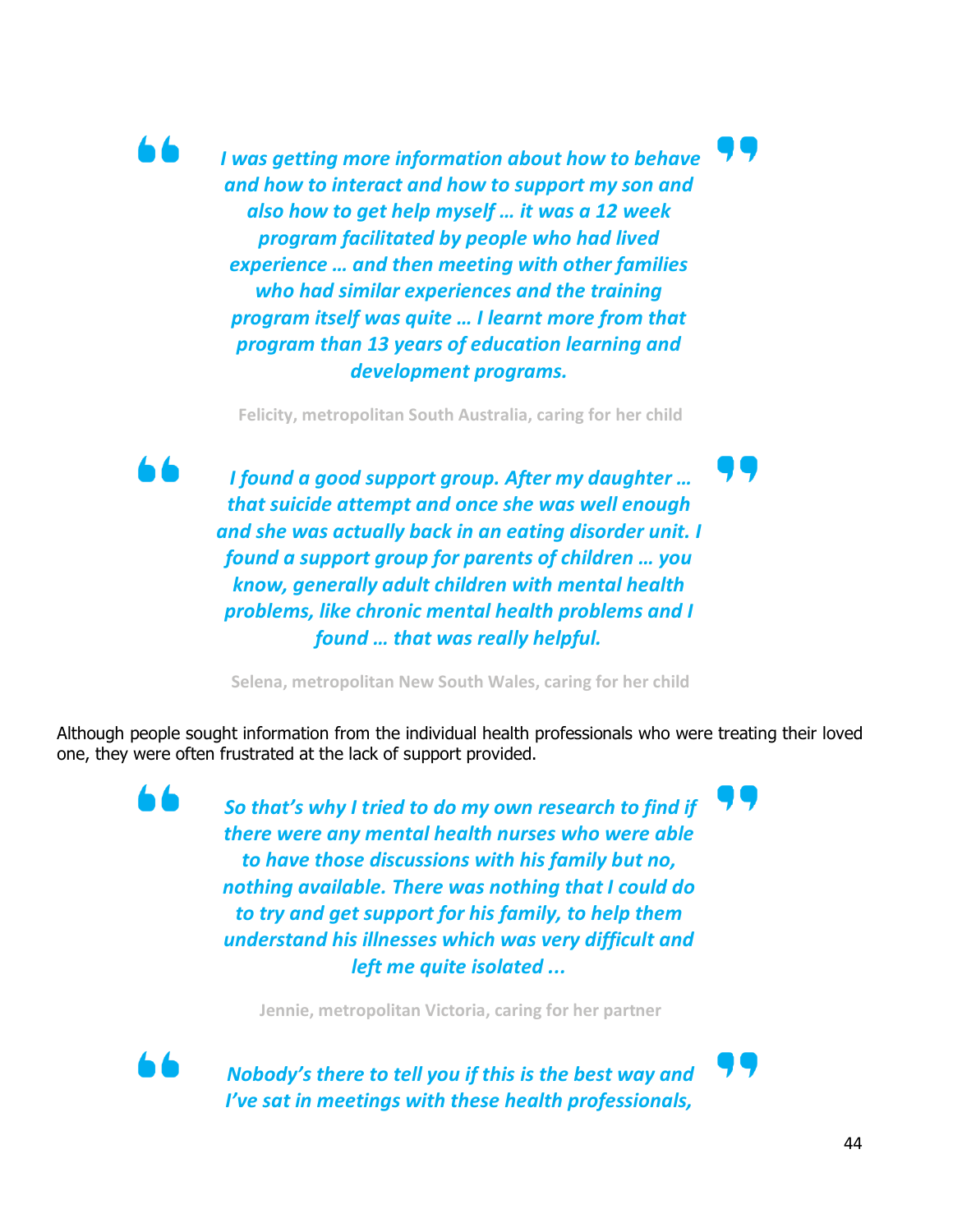> ***I was getting more information about how to behave and how to interact and how to support my son and also how to get help myself … it was a 12 week program facilitated by people who had lived experience … and then meeting with other families who had similar experiences and the training program itself was quite … I learnt more from that program than 13 years of education learning and development programs.***
>
> **Felicity, metropolitan South Australia, caring for her child**

> ***I found a good support group. After my daughter … that suicide attempt and once she was well enough and she was actually back in an eating disorder unit. I found a support group for parents of children … you know, generally adult children with mental health problems, like chronic mental health problems and I found … that was really helpful.***
>
> **Selena, metropolitan New South Wales, caring for her child**

Although people sought information from the individual health professionals who were treating their loved one, they were often frustrated at the lack of support provided.

> ***So that's why I tried to do my own research to find if there were any mental health nurses who were able to have those discussions with his family but no, nothing available. There was nothing that I could do to try and get support for his family, to help them understand his illnesses which was very difficult and left me quite isolated ...***
>
> **Jennie, metropolitan Victoria, caring for her partner**

> ***Nobody's there to tell you if this is the best way and I've sat in meetings with these health professionals,***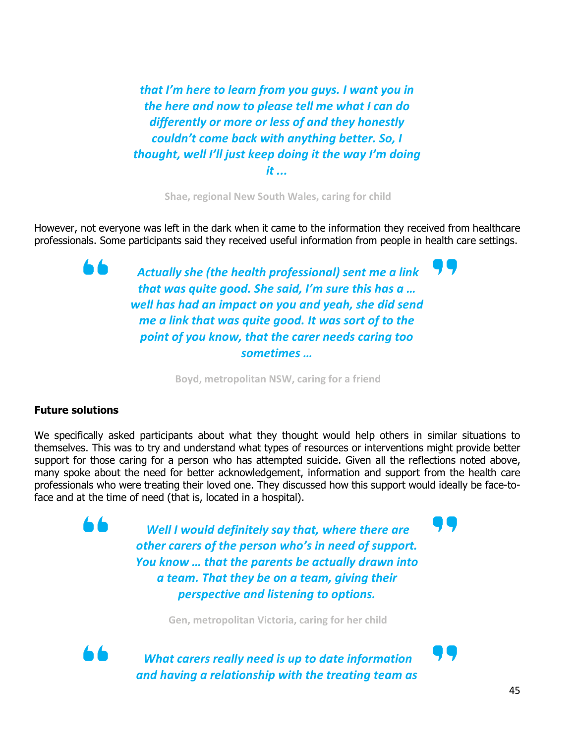*that I'm here to learn from you guys. I want you in the here and now to please tell me what I can do differently or more or less of and they honestly couldn't come back with anything better. So, I thought, well I'll just keep doing it the way I'm doing it ...*

**Shae, regional New South Wales, caring for child**

However, not everyone was left in the dark when it came to the information they received from healthcare professionals. Some participants said they received useful information from people in health care settings.

> *Actually she (the health professional) sent me a link that was quite good. She said, I'm sure this has a … well has had an impact on you and yeah, she did send me a link that was quite good. It was sort of to the point of you know, that the carer needs caring too sometimes …*

**Boyd, metropolitan NSW, caring for a friend**

**Future solutions**

We specifically asked participants about what they thought would help others in similar situations to themselves. This was to try and understand what types of resources or interventions might provide better support for those caring for a person who has attempted suicide. Given all the reflections noted above, many spoke about the need for better acknowledgement, information and support from the health care professionals who were treating their loved one. They discussed how this support would ideally be face-to-face and at the time of need (that is, located in a hospital).

> *Well I would definitely say that, where there are other carers of the person who's in need of support. You know … that the parents be actually drawn into a team. That they be on a team, giving their perspective and listening to options.*

**Gen, metropolitan Victoria, caring for her child**

> *What carers really need is up to date information and having a relationship with the treating team as*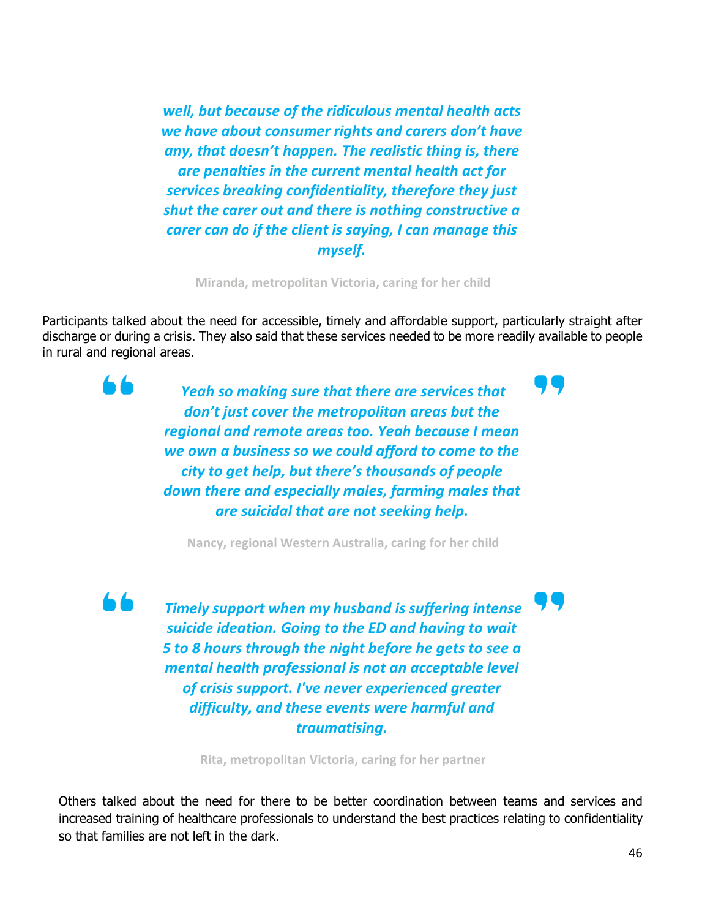> ***well, but because of the ridiculous mental health acts we have about consumer rights and carers don't have any, that doesn't happen. The realistic thing is, there are penalties in the current mental health act for services breaking confidentiality, therefore they just shut the carer out and there is nothing constructive a carer can do if the client is saying, I can manage this myself.***
>
> **Miranda, metropolitan Victoria, caring for her child**

Participants talked about the need for accessible, timely and affordable support, particularly straight after discharge or during a crisis. They also said that these services needed to be more readily available to people in rural and regional areas.

> ***Yeah so making sure that there are services that don't just cover the metropolitan areas but the regional and remote areas too. Yeah because I mean we own a business so we could afford to come to the city to get help, but there's thousands of people down there and especially males, farming males that are suicidal that are not seeking help.***
>
> **Nancy, regional Western Australia, caring for her child**

> ***Timely support when my husband is suffering intense suicide ideation. Going to the ED and having to wait 5 to 8 hours through the night before he gets to see a mental health professional is not an acceptable level of crisis support. I've never experienced greater difficulty, and these events were harmful and traumatising.***
>
> **Rita, metropolitan Victoria, caring for her partner**

Others talked about the need for there to be better coordination between teams and services and increased training of healthcare professionals to understand the best practices relating to confidentiality so that families are not left in the dark.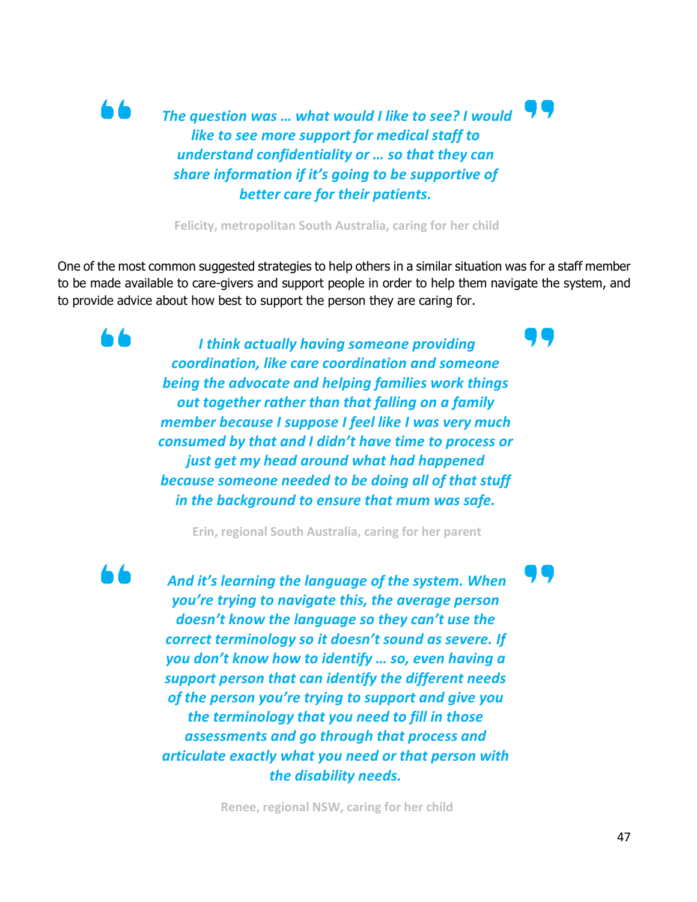> ***The question was … what would I like to see? I would like to see more support for medical staff to understand confidentiality or … so that they can share information if it's going to be supportive of better care for their patients.***
>
> **Felicity, metropolitan South Australia, caring for her child**

One of the most common suggested strategies to help others in a similar situation was for a staff member to be made available to care-givers and support people in order to help them navigate the system, and to provide advice about how best to support the person they are caring for.

> ***I think actually having someone providing coordination, like care coordination and someone being the advocate and helping families work things out together rather than that falling on a family member because I suppose I feel like I was very much consumed by that and I didn't have time to process or just get my head around what had happened because someone needed to be doing all of that stuff in the background to ensure that mum was safe.***
>
> **Erin, regional South Australia, caring for her parent**

> ***And it's learning the language of the system. When you're trying to navigate this, the average person doesn't know the language so they can't use the correct terminology so it doesn't sound as severe. If you don't know how to identify … so, even having a support person that can identify the different needs of the person you're trying to support and give you the terminology that you need to fill in those assessments and go through that process and articulate exactly what you need or that person with the disability needs.***
>
> **Renee, regional NSW, caring for her child**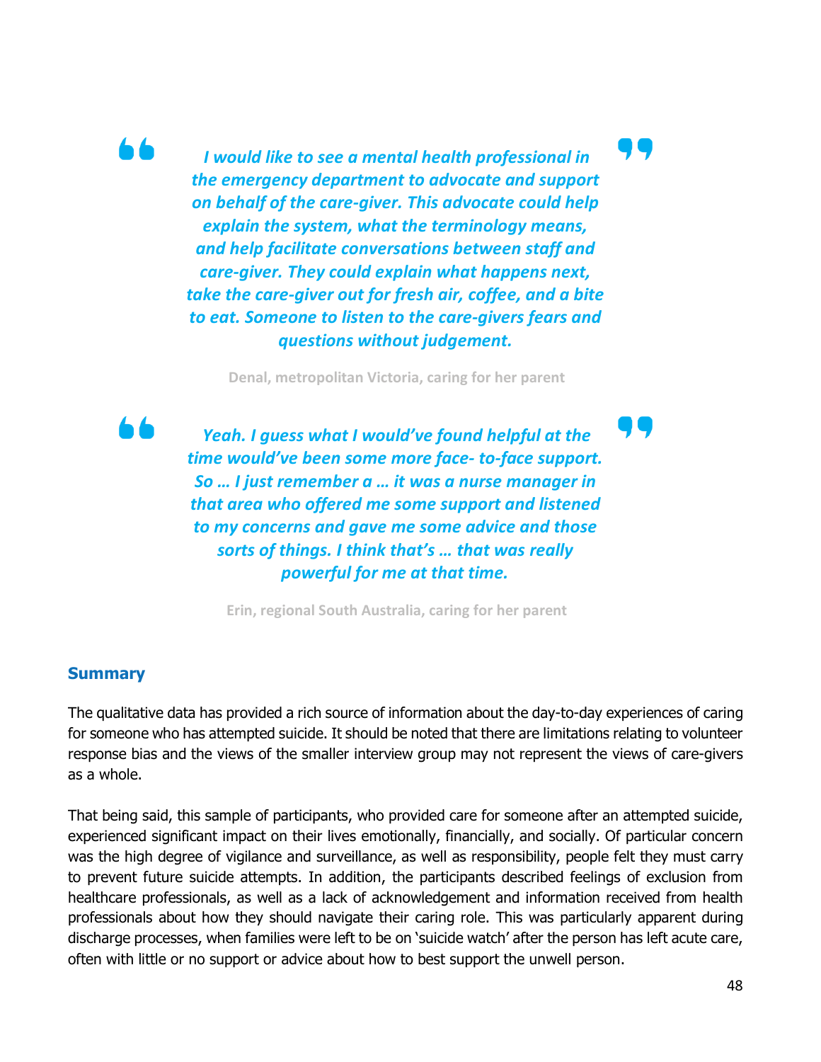> ***I would like to see a mental health professional in the emergency department to advocate and support on behalf of the care-giver. This advocate could help explain the system, what the terminology means, and help facilitate conversations between staff and care-giver. They could explain what happens next, take the care-giver out for fresh air, coffee, and a bite to eat. Someone to listen to the care-givers fears and questions without judgement.***
>
> **Denal, metropolitan Victoria, caring for her parent**

> ***Yeah. I guess what I would've found helpful at the time would've been some more face- to-face support. So … I just remember a … it was a nurse manager in that area who offered me some support and listened to my concerns and gave me some advice and those sorts of things. I think that's … that was really powerful for me at that time.***
>
> **Erin, regional South Australia, caring for her parent**

## Summary

The qualitative data has provided a rich source of information about the day-to-day experiences of caring for someone who has attempted suicide. It should be noted that there are limitations relating to volunteer response bias and the views of the smaller interview group may not represent the views of care-givers as a whole.

That being said, this sample of participants, who provided care for someone after an attempted suicide, experienced significant impact on their lives emotionally, financially, and socially. Of particular concern was the high degree of vigilance and surveillance, as well as responsibility, people felt they must carry to prevent future suicide attempts. In addition, the participants described feelings of exclusion from healthcare professionals, as well as a lack of acknowledgement and information received from health professionals about how they should navigate their caring role. This was particularly apparent during discharge processes, when families were left to be on 'suicide watch' after the person has left acute care, often with little or no support or advice about how to best support the unwell person.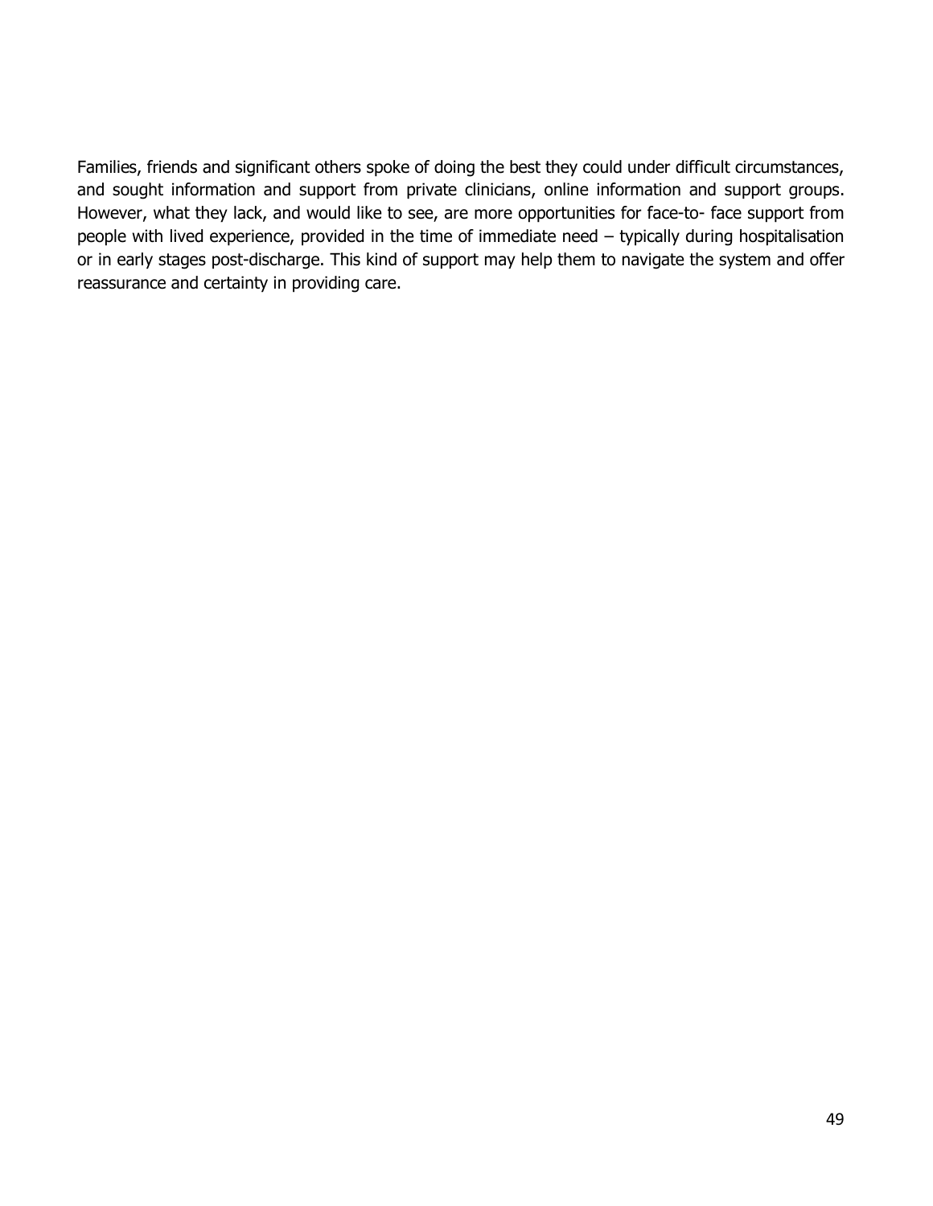Families, friends and significant others spoke of doing the best they could under difficult circumstances, and sought information and support from private clinicians, online information and support groups. However, what they lack, and would like to see, are more opportunities for face-to- face support from people with lived experience, provided in the time of immediate need – typically during hospitalisation or in early stages post-discharge. This kind of support may help them to navigate the system and offer reassurance and certainty in providing care.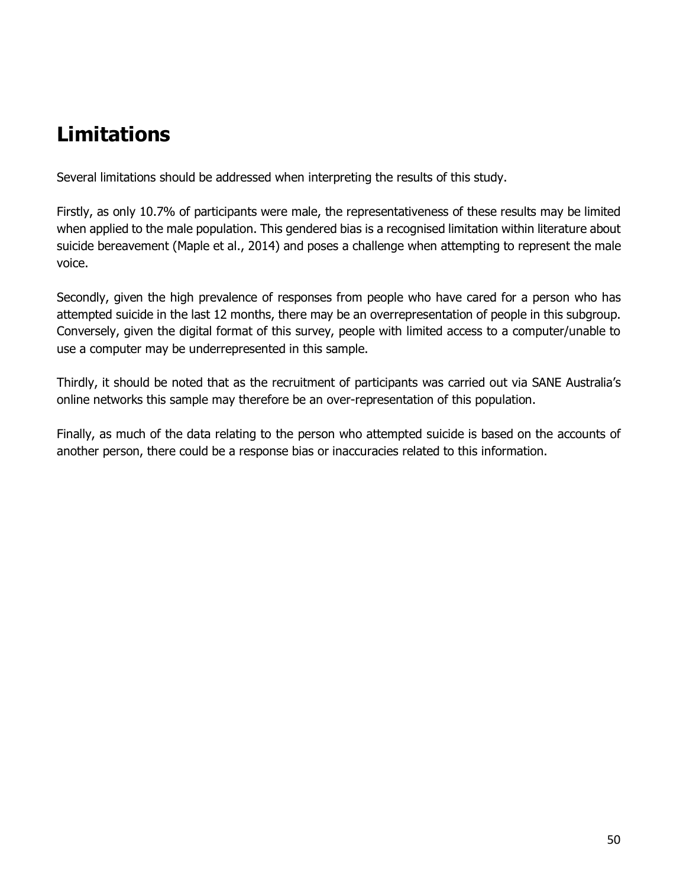## Limitations

Several limitations should be addressed when interpreting the results of this study.

Firstly, as only 10.7% of participants were male, the representativeness of these results may be limited when applied to the male population. This gendered bias is a recognised limitation within literature about suicide bereavement (Maple et al., 2014) and poses a challenge when attempting to represent the male voice.

Secondly, given the high prevalence of responses from people who have cared for a person who has attempted suicide in the last 12 months, there may be an overrepresentation of people in this subgroup. Conversely, given the digital format of this survey, people with limited access to a computer/unable to use a computer may be underrepresented in this sample.

Thirdly, it should be noted that as the recruitment of participants was carried out via SANE Australia's online networks this sample may therefore be an over-representation of this population.

Finally, as much of the data relating to the person who attempted suicide is based on the accounts of another person, there could be a response bias or inaccuracies related to this information.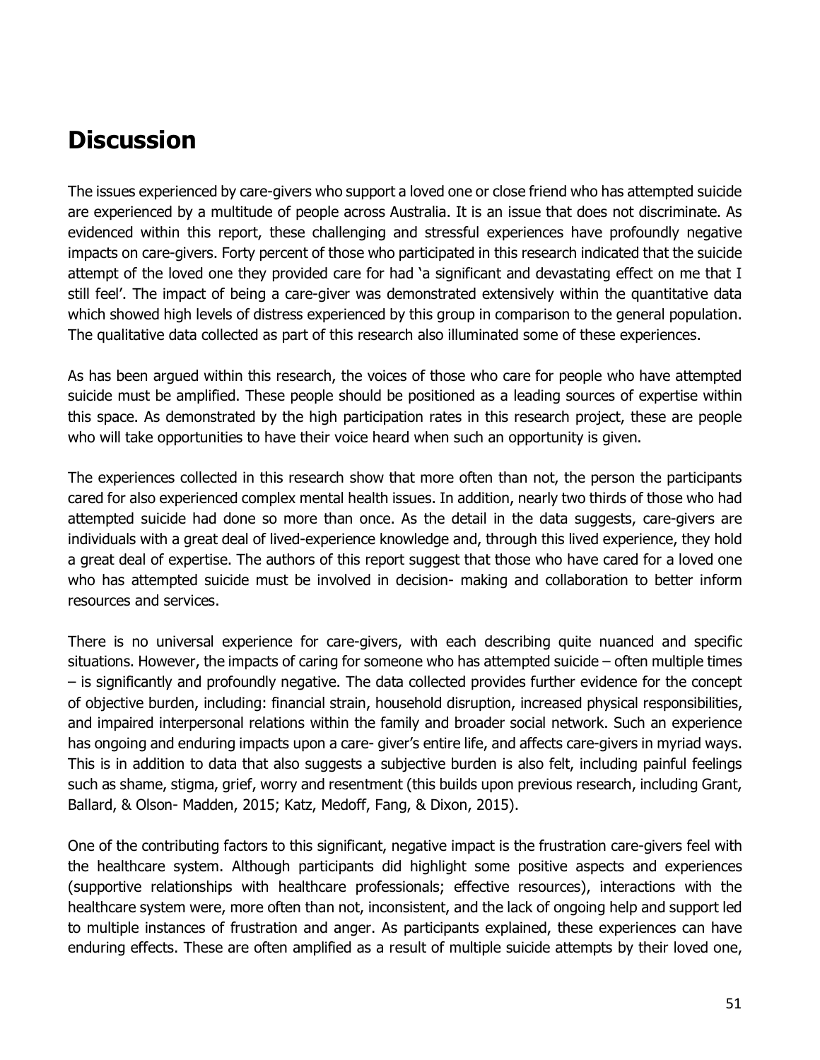# Discussion

The issues experienced by care-givers who support a loved one or close friend who has attempted suicide are experienced by a multitude of people across Australia. It is an issue that does not discriminate. As evidenced within this report, these challenging and stressful experiences have profoundly negative impacts on care-givers. Forty percent of those who participated in this research indicated that the suicide attempt of the loved one they provided care for had 'a significant and devastating effect on me that I still feel'. The impact of being a care-giver was demonstrated extensively within the quantitative data which showed high levels of distress experienced by this group in comparison to the general population. The qualitative data collected as part of this research also illuminated some of these experiences.

As has been argued within this research, the voices of those who care for people who have attempted suicide must be amplified. These people should be positioned as a leading sources of expertise within this space. As demonstrated by the high participation rates in this research project, these are people who will take opportunities to have their voice heard when such an opportunity is given.

The experiences collected in this research show that more often than not, the person the participants cared for also experienced complex mental health issues. In addition, nearly two thirds of those who had attempted suicide had done so more than once. As the detail in the data suggests, care-givers are individuals with a great deal of lived-experience knowledge and, through this lived experience, they hold a great deal of expertise. The authors of this report suggest that those who have cared for a loved one who has attempted suicide must be involved in decision- making and collaboration to better inform resources and services.

There is no universal experience for care-givers, with each describing quite nuanced and specific situations. However, the impacts of caring for someone who has attempted suicide – often multiple times – is significantly and profoundly negative. The data collected provides further evidence for the concept of objective burden, including: financial strain, household disruption, increased physical responsibilities, and impaired interpersonal relations within the family and broader social network. Such an experience has ongoing and enduring impacts upon a care- giver's entire life, and affects care-givers in myriad ways. This is in addition to data that also suggests a subjective burden is also felt, including painful feelings such as shame, stigma, grief, worry and resentment (this builds upon previous research, including Grant, Ballard, & Olson- Madden, 2015; Katz, Medoff, Fang, & Dixon, 2015).

One of the contributing factors to this significant, negative impact is the frustration care-givers feel with the healthcare system. Although participants did highlight some positive aspects and experiences (supportive relationships with healthcare professionals; effective resources), interactions with the healthcare system were, more often than not, inconsistent, and the lack of ongoing help and support led to multiple instances of frustration and anger. As participants explained, these experiences can have enduring effects. These are often amplified as a result of multiple suicide attempts by their loved one,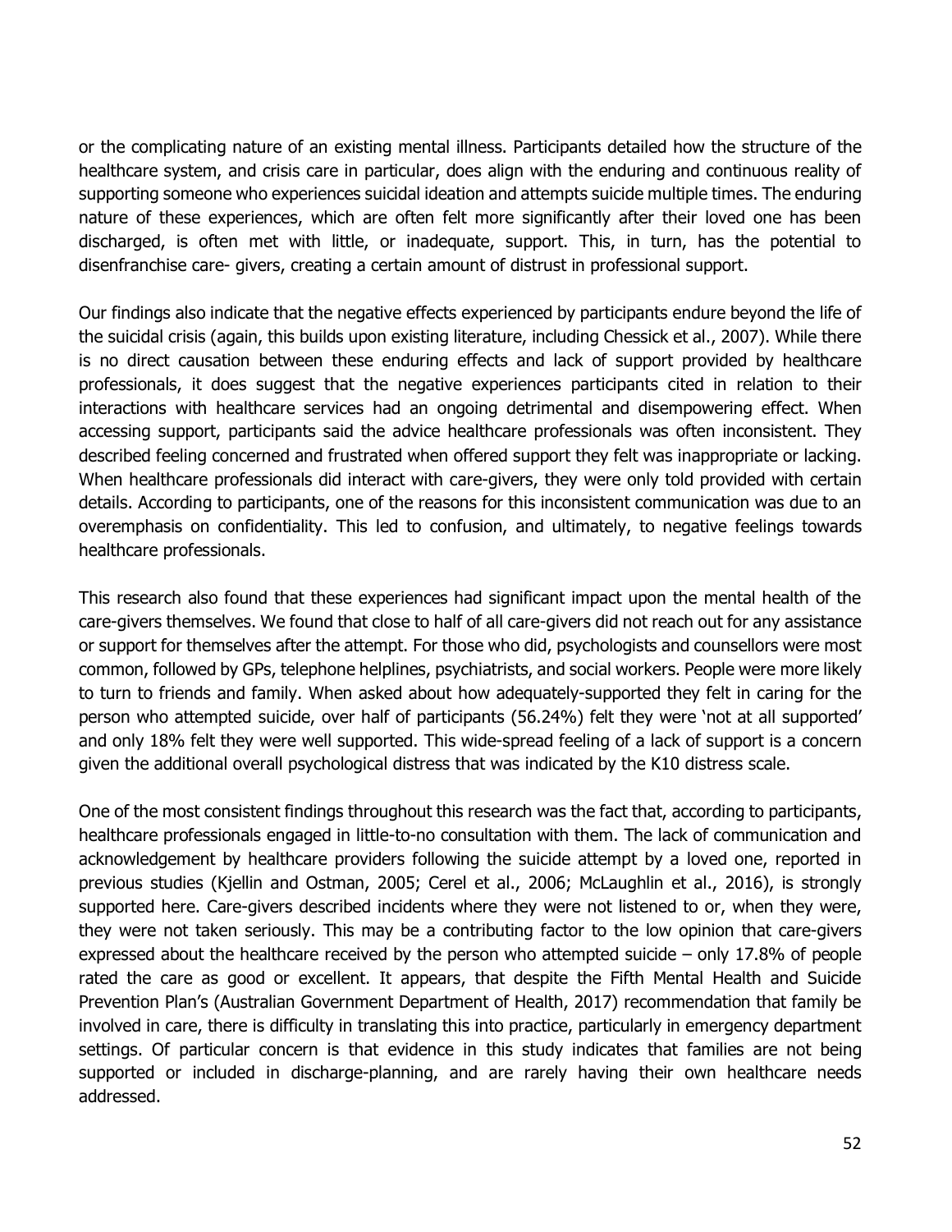or the complicating nature of an existing mental illness. Participants detailed how the structure of the healthcare system, and crisis care in particular, does align with the enduring and continuous reality of supporting someone who experiences suicidal ideation and attempts suicide multiple times. The enduring nature of these experiences, which are often felt more significantly after their loved one has been discharged, is often met with little, or inadequate, support. This, in turn, has the potential to disenfranchise care- givers, creating a certain amount of distrust in professional support.

Our findings also indicate that the negative effects experienced by participants endure beyond the life of the suicidal crisis (again, this builds upon existing literature, including Chessick et al., 2007). While there is no direct causation between these enduring effects and lack of support provided by healthcare professionals, it does suggest that the negative experiences participants cited in relation to their interactions with healthcare services had an ongoing detrimental and disempowering effect. When accessing support, participants said the advice healthcare professionals was often inconsistent. They described feeling concerned and frustrated when offered support they felt was inappropriate or lacking. When healthcare professionals did interact with care-givers, they were only told provided with certain details. According to participants, one of the reasons for this inconsistent communication was due to an overemphasis on confidentiality. This led to confusion, and ultimately, to negative feelings towards healthcare professionals.

This research also found that these experiences had significant impact upon the mental health of the care-givers themselves. We found that close to half of all care-givers did not reach out for any assistance or support for themselves after the attempt. For those who did, psychologists and counsellors were most common, followed by GPs, telephone helplines, psychiatrists, and social workers. People were more likely to turn to friends and family. When asked about how adequately-supported they felt in caring for the person who attempted suicide, over half of participants (56.24%) felt they were 'not at all supported' and only 18% felt they were well supported. This wide-spread feeling of a lack of support is a concern given the additional overall psychological distress that was indicated by the K10 distress scale.

One of the most consistent findings throughout this research was the fact that, according to participants, healthcare professionals engaged in little-to-no consultation with them. The lack of communication and acknowledgement by healthcare providers following the suicide attempt by a loved one, reported in previous studies (Kjellin and Ostman, 2005; Cerel et al., 2006; McLaughlin et al., 2016), is strongly supported here. Care-givers described incidents where they were not listened to or, when they were, they were not taken seriously. This may be a contributing factor to the low opinion that care-givers expressed about the healthcare received by the person who attempted suicide – only 17.8% of people rated the care as good or excellent. It appears, that despite the Fifth Mental Health and Suicide Prevention Plan's (Australian Government Department of Health, 2017) recommendation that family be involved in care, there is difficulty in translating this into practice, particularly in emergency department settings. Of particular concern is that evidence in this study indicates that families are not being supported or included in discharge-planning, and are rarely having their own healthcare needs addressed.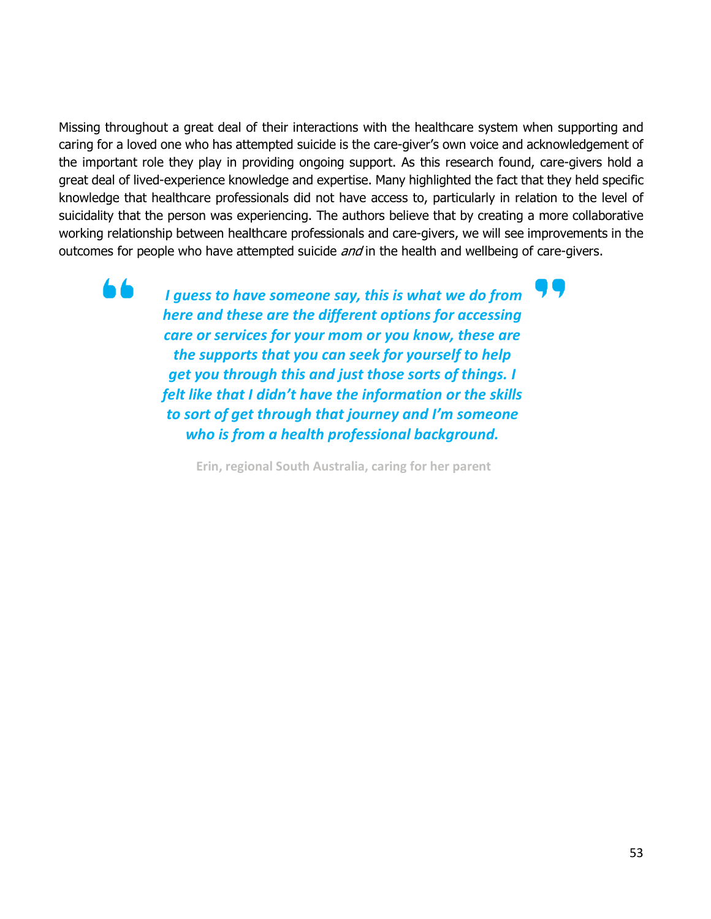Missing throughout a great deal of their interactions with the healthcare system when supporting and caring for a loved one who has attempted suicide is the care-giver's own voice and acknowledgement of the important role they play in providing ongoing support. As this research found, care-givers hold a great deal of lived-experience knowledge and expertise. Many highlighted the fact that they held specific knowledge that healthcare professionals did not have access to, particularly in relation to the level of suicidality that the person was experiencing. The authors believe that by creating a more collaborative working relationship between healthcare professionals and care-givers, we will see improvements in the outcomes for people who have attempted suicide *and* in the health and wellbeing of care-givers.

> ***I guess to have someone say, this is what we do from here and these are the different options for accessing care or services for your mom or you know, these are the supports that you can seek for yourself to help get you through this and just those sorts of things. I felt like that I didn't have the information or the skills to sort of get through that journey and I'm someone who is from a health professional background.***
>
> **Erin, regional South Australia, caring for her parent**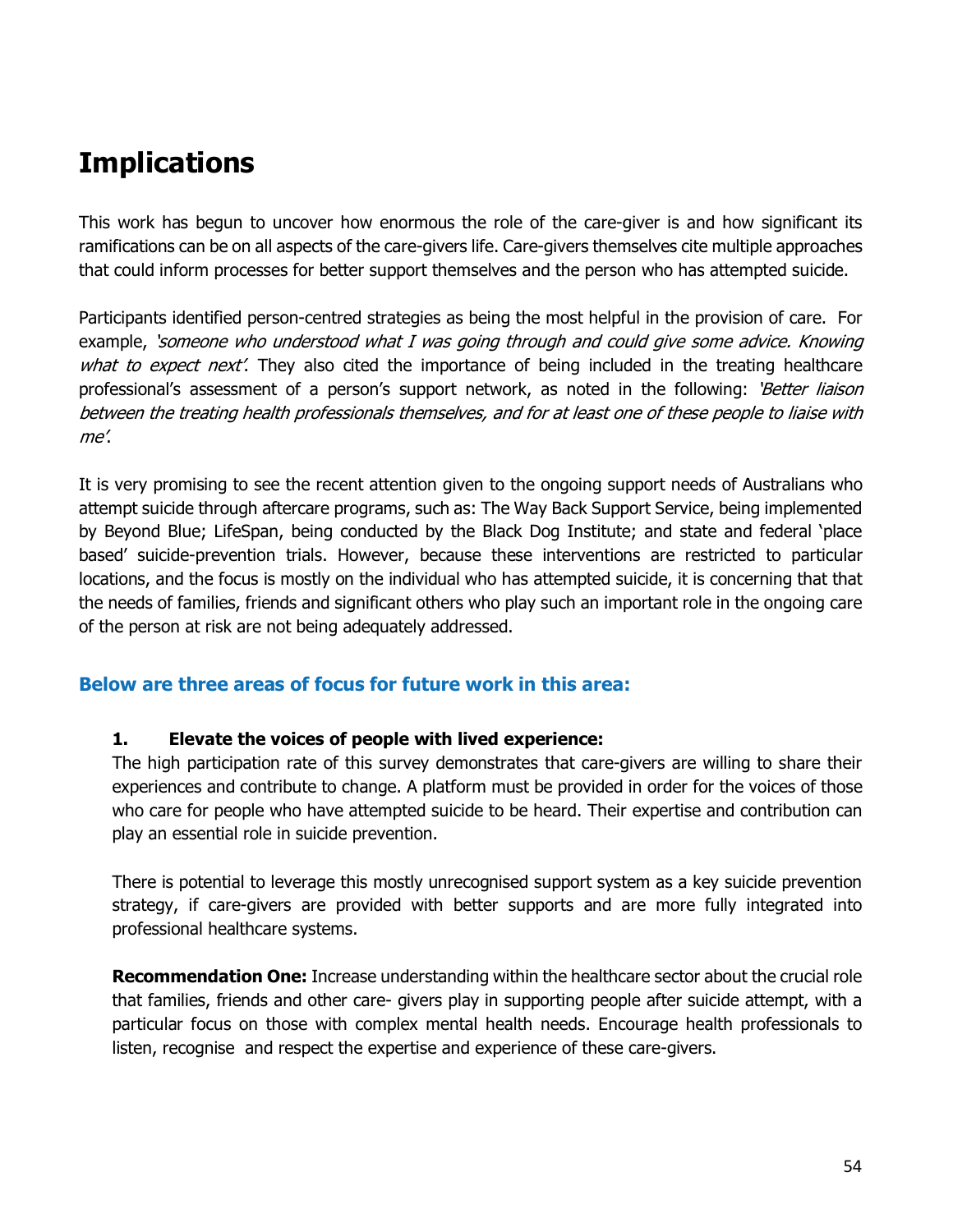# Implications

This work has begun to uncover how enormous the role of the care-giver is and how significant its ramifications can be on all aspects of the care-givers life. Care-givers themselves cite multiple approaches that could inform processes for better support themselves and the person who has attempted suicide.

Participants identified person-centred strategies as being the most helpful in the provision of care. For example, *'someone who understood what I was going through and could give some advice. Knowing what to expect next'*. They also cited the importance of being included in the treating healthcare professional's assessment of a person's support network, as noted in the following: *'Better liaison between the treating health professionals themselves, and for at least one of these people to liaise with me'*.

It is very promising to see the recent attention given to the ongoing support needs of Australians who attempt suicide through aftercare programs, such as: The Way Back Support Service, being implemented by Beyond Blue; LifeSpan, being conducted by the Black Dog Institute; and state and federal 'place based' suicide-prevention trials. However, because these interventions are restricted to particular locations, and the focus is mostly on the individual who has attempted suicide, it is concerning that that the needs of families, friends and significant others who play such an important role in the ongoing care of the person at risk are not being adequately addressed.

### Below are three areas of focus for future work in this area:

**1. Elevate the voices of people with lived experience:**

The high participation rate of this survey demonstrates that care-givers are willing to share their experiences and contribute to change. A platform must be provided in order for the voices of those who care for people who have attempted suicide to be heard. Their expertise and contribution can play an essential role in suicide prevention.

There is potential to leverage this mostly unrecognised support system as a key suicide prevention strategy, if care-givers are provided with better supports and are more fully integrated into professional healthcare systems.

**Recommendation One:** Increase understanding within the healthcare sector about the crucial role that families, friends and other care- givers play in supporting people after suicide attempt, with a particular focus on those with complex mental health needs. Encourage health professionals to listen, recognise and respect the expertise and experience of these care-givers.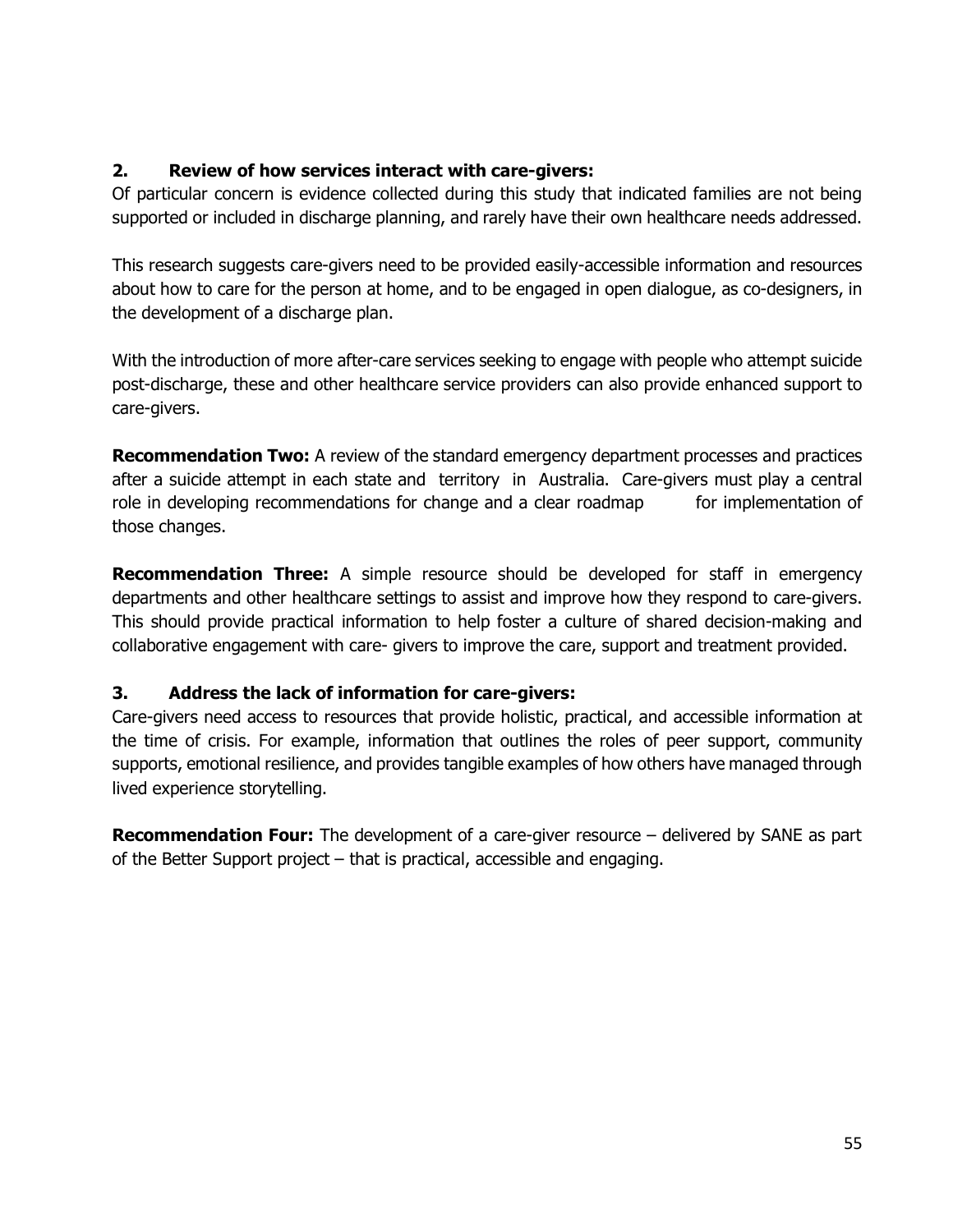## 2. Review of how services interact with care-givers:

Of particular concern is evidence collected during this study that indicated families are not being supported or included in discharge planning, and rarely have their own healthcare needs addressed.

This research suggests care-givers need to be provided easily-accessible information and resources about how to care for the person at home, and to be engaged in open dialogue, as co-designers, in the development of a discharge plan.

With the introduction of more after-care services seeking to engage with people who attempt suicide post-discharge, these and other healthcare service providers can also provide enhanced support to care-givers.

**Recommendation Two:** A review of the standard emergency department processes and practices after a suicide attempt in each state and territory in Australia. Care-givers must play a central role in developing recommendations for change and a clear roadmap for implementation of those changes.

**Recommendation Three:** A simple resource should be developed for staff in emergency departments and other healthcare settings to assist and improve how they respond to care-givers. This should provide practical information to help foster a culture of shared decision-making and collaborative engagement with care- givers to improve the care, support and treatment provided.

## 3. Address the lack of information for care-givers:

Care-givers need access to resources that provide holistic, practical, and accessible information at the time of crisis. For example, information that outlines the roles of peer support, community supports, emotional resilience, and provides tangible examples of how others have managed through lived experience storytelling.

**Recommendation Four:** The development of a care-giver resource – delivered by SANE as part of the Better Support project – that is practical, accessible and engaging.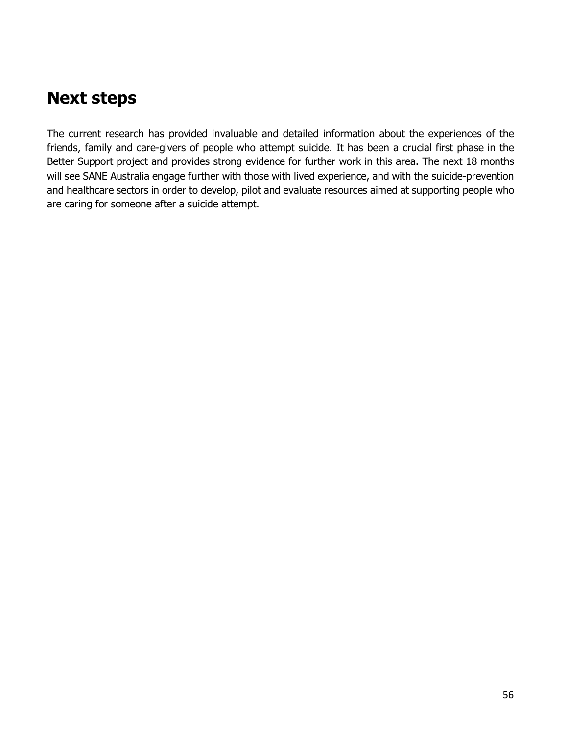## Next steps

The current research has provided invaluable and detailed information about the experiences of the friends, family and care-givers of people who attempt suicide. It has been a crucial first phase in the Better Support project and provides strong evidence for further work in this area. The next 18 months will see SANE Australia engage further with those with lived experience, and with the suicide-prevention and healthcare sectors in order to develop, pilot and evaluate resources aimed at supporting people who are caring for someone after a suicide attempt.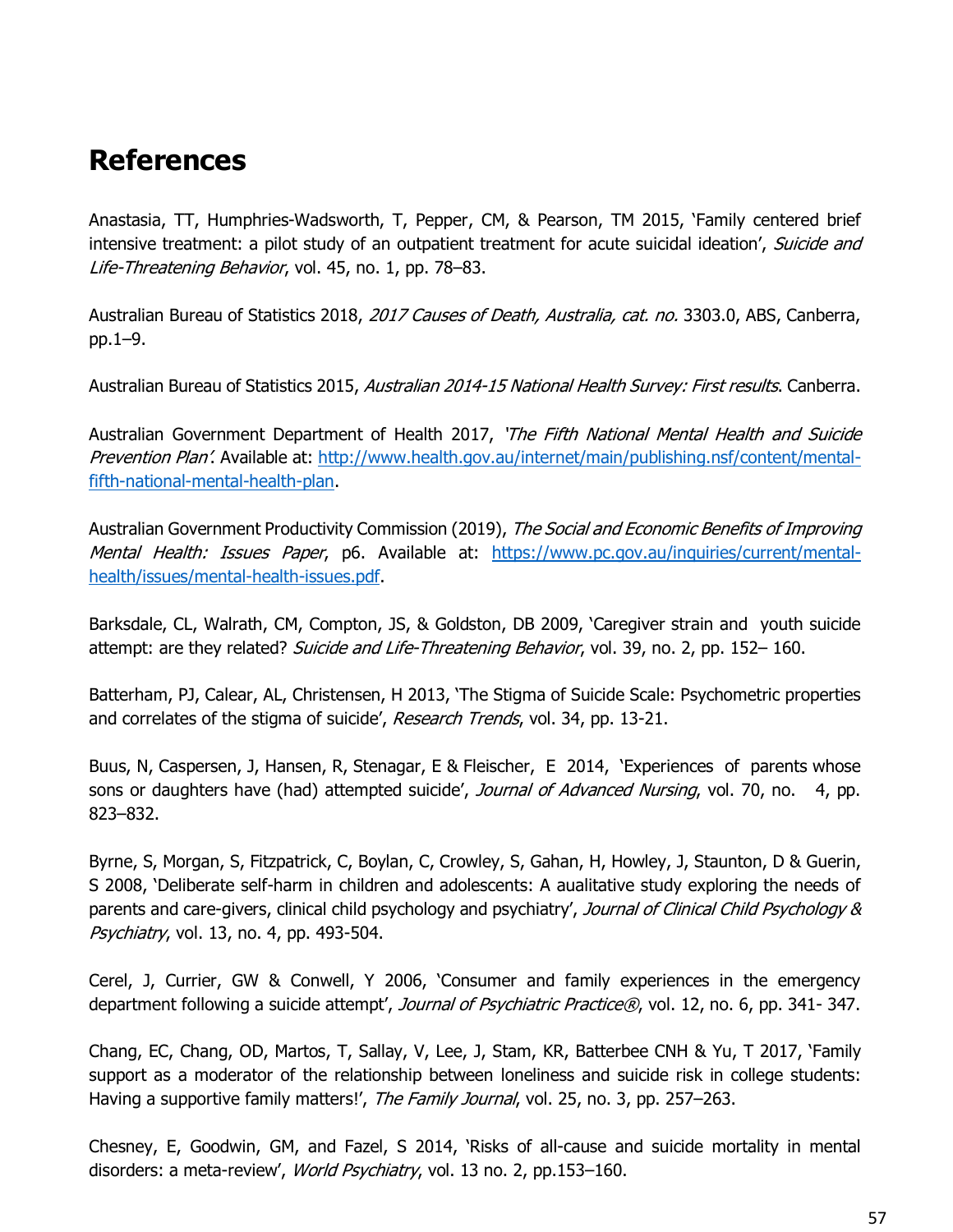# References

Anastasia, TT, Humphries-Wadsworth, T, Pepper, CM, & Pearson, TM 2015, 'Family centered brief intensive treatment: a pilot study of an outpatient treatment for acute suicidal ideation', *Suicide and Life-Threatening Behavior*, vol. 45, no. 1, pp. 78–83.

Australian Bureau of Statistics 2018, *2017 Causes of Death, Australia, cat. no.* 3303.0, ABS, Canberra, pp.1–9.

Australian Bureau of Statistics 2015, *Australian 2014-15 National Health Survey: First results*. Canberra.

Australian Government Department of Health 2017, *'The Fifth National Mental Health and Suicide Prevention Plan'*. Available at: [http://www.health.gov.au/internet/main/publishing.nsf/content/mental-fifth-national-mental-health-plan](http://www.health.gov.au/internet/main/publishing.nsf/content/mental-fifth-national-mental-health-plan).

Australian Government Productivity Commission (2019), *The Social and Economic Benefits of Improving Mental Health: Issues Paper*, p6. Available at: [https://www.pc.gov.au/inquiries/current/mental-health/issues/mental-health-issues.pdf](https://www.pc.gov.au/inquiries/current/mental-health/issues/mental-health-issues.pdf).

Barksdale, CL, Walrath, CM, Compton, JS, & Goldston, DB 2009, 'Caregiver strain and youth suicide attempt: are they related? *Suicide and Life-Threatening Behavior*, vol. 39, no. 2, pp. 152– 160.

Batterham, PJ, Calear, AL, Christensen, H 2013, 'The Stigma of Suicide Scale: Psychometric properties and correlates of the stigma of suicide', *Research Trends*, vol. 34, pp. 13-21.

Buus, N, Caspersen, J, Hansen, R, Stenagar, E & Fleischer, E 2014, 'Experiences of parents whose sons or daughters have (had) attempted suicide', *Journal of Advanced Nursing*, vol. 70, no. 4, pp. 823–832.

Byrne, S, Morgan, S, Fitzpatrick, C, Boylan, C, Crowley, S, Gahan, H, Howley, J, Staunton, D & Guerin, S 2008, 'Deliberate self-harm in children and adolescents: A aualitative study exploring the needs of parents and care-givers, clinical child psychology and psychiatry', *Journal of Clinical Child Psychology & Psychiatry*, vol. 13, no. 4, pp. 493-504.

Cerel, J, Currier, GW & Conwell, Y 2006, 'Consumer and family experiences in the emergency department following a suicide attempt', *Journal of Psychiatric Practice®*, vol. 12, no. 6, pp. 341- 347.

Chang, EC, Chang, OD, Martos, T, Sallay, V, Lee, J, Stam, KR, Batterbee CNH & Yu, T 2017, 'Family support as a moderator of the relationship between loneliness and suicide risk in college students: Having a supportive family matters!', *The Family Journal*, vol. 25, no. 3, pp. 257–263.

Chesney, E, Goodwin, GM, and Fazel, S 2014, 'Risks of all-cause and suicide mortality in mental disorders: a meta-review', *World Psychiatry*, vol. 13 no. 2, pp.153–160.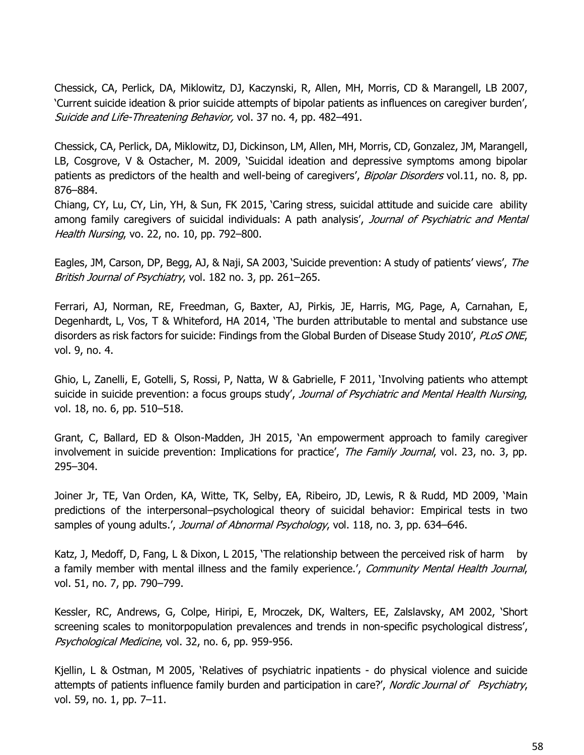Chessick, CA, Perlick, DA, Miklowitz, DJ, Kaczynski, R, Allen, MH, Morris, CD & Marangell, LB 2007, 'Current suicide ideation & prior suicide attempts of bipolar patients as influences on caregiver burden', *Suicide and Life-Threatening Behavior,* vol. 37 no. 4, pp. 482–491.

Chessick, CA, Perlick, DA, Miklowitz, DJ, Dickinson, LM, Allen, MH, Morris, CD, Gonzalez, JM, Marangell, LB, Cosgrove, V & Ostacher, M. 2009, 'Suicidal ideation and depressive symptoms among bipolar patients as predictors of the health and well-being of caregivers', *Bipolar Disorders* vol.11, no. 8, pp. 876–884.

Chiang, CY, Lu, CY, Lin, YH, & Sun, FK 2015, 'Caring stress, suicidal attitude and suicide care ability among family caregivers of suicidal individuals: A path analysis', *Journal of Psychiatric and Mental Health Nursing*, vo. 22, no. 10, pp. 792–800.

Eagles, JM, Carson, DP, Begg, AJ, & Naji, SA 2003, 'Suicide prevention: A study of patients' views', *The British Journal of Psychiatry*, vol. 182 no. 3, pp. 261–265.

Ferrari, AJ, Norman, RE, Freedman, G, Baxter, AJ, Pirkis, JE, Harris, MG, Page, A, Carnahan, E, Degenhardt, L, Vos, T & Whiteford, HA 2014, 'The burden attributable to mental and substance use disorders as risk factors for suicide: Findings from the Global Burden of Disease Study 2010', *PLoS ONE*, vol. 9, no. 4.

Ghio, L, Zanelli, E, Gotelli, S, Rossi, P, Natta, W & Gabrielle, F 2011, 'Involving patients who attempt suicide in suicide prevention: a focus groups study', *Journal of Psychiatric and Mental Health Nursing*, vol. 18, no. 6, pp. 510–518.

Grant, C, Ballard, ED & Olson-Madden, JH 2015, 'An empowerment approach to family caregiver involvement in suicide prevention: Implications for practice', *The Family Journal*, vol. 23, no. 3, pp. 295–304.

Joiner Jr, TE, Van Orden, KA, Witte, TK, Selby, EA, Ribeiro, JD, Lewis, R & Rudd, MD 2009, 'Main predictions of the interpersonal–psychological theory of suicidal behavior: Empirical tests in two samples of young adults.', *Journal of Abnormal Psychology*, vol. 118, no. 3, pp. 634–646.

Katz, J, Medoff, D, Fang, L & Dixon, L 2015, 'The relationship between the perceived risk of harm by a family member with mental illness and the family experience.', *Community Mental Health Journal*, vol. 51, no. 7, pp. 790–799.

Kessler, RC, Andrews, G, Colpe, Hiripi, E, Mroczek, DK, Walters, EE, Zalslavsky, AM 2002, 'Short screening scales to monitorpopulation prevalences and trends in non-specific psychological distress', *Psychological Medicine*, vol. 32, no. 6, pp. 959-956.

Kjellin, L & Ostman, M 2005, 'Relatives of psychiatric inpatients - do physical violence and suicide attempts of patients influence family burden and participation in care?', *Nordic Journal of Psychiatry*, vol. 59, no. 1, pp. 7–11.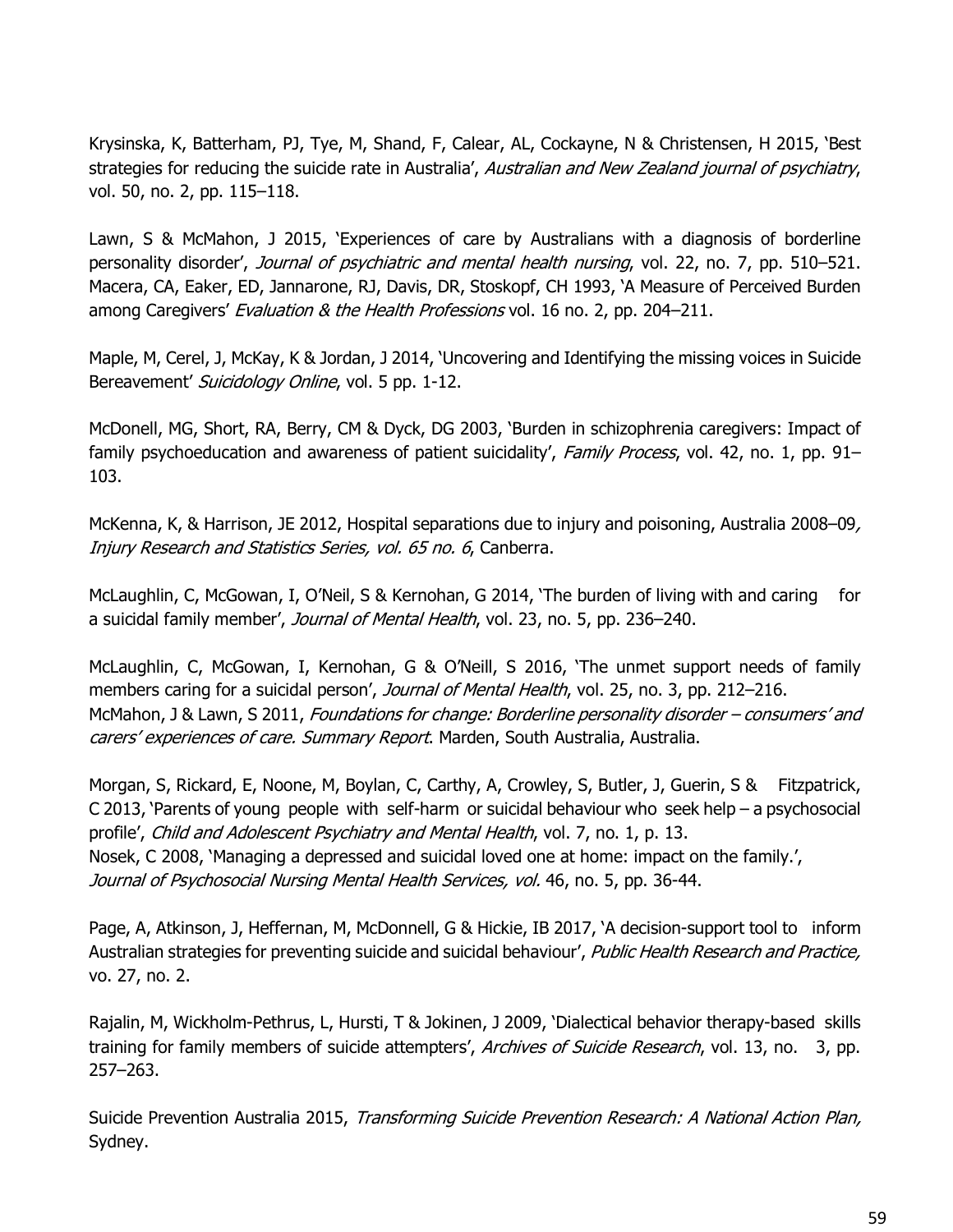Krysinska, K, Batterham, PJ, Tye, M, Shand, F, Calear, AL, Cockayne, N & Christensen, H 2015, 'Best strategies for reducing the suicide rate in Australia', *Australian and New Zealand journal of psychiatry*, vol. 50, no. 2, pp. 115–118.

Lawn, S & McMahon, J 2015, 'Experiences of care by Australians with a diagnosis of borderline personality disorder', *Journal of psychiatric and mental health nursing*, vol. 22, no. 7, pp. 510–521. Macera, CA, Eaker, ED, Jannarone, RJ, Davis, DR, Stoskopf, CH 1993, 'A Measure of Perceived Burden among Caregivers' *Evaluation & the Health Professions* vol. 16 no. 2, pp. 204–211.

Maple, M, Cerel, J, McKay, K & Jordan, J 2014, 'Uncovering and Identifying the missing voices in Suicide Bereavement' *Suicidology Online*, vol. 5 pp. 1-12.

McDonell, MG, Short, RA, Berry, CM & Dyck, DG 2003, 'Burden in schizophrenia caregivers: Impact of family psychoeducation and awareness of patient suicidality', *Family Process*, vol. 42, no. 1, pp. 91–103.

McKenna, K, & Harrison, JE 2012, Hospital separations due to injury and poisoning, Australia 2008–09*, Injury Research and Statistics Series, vol. 65 no. 6*, Canberra.

McLaughlin, C, McGowan, I, O'Neil, S & Kernohan, G 2014, 'The burden of living with and caring for a suicidal family member', *Journal of Mental Health*, vol. 23, no. 5, pp. 236–240.

McLaughlin, C, McGowan, I, Kernohan, G & O'Neill, S 2016, 'The unmet support needs of family members caring for a suicidal person', *Journal of Mental Health*, vol. 25, no. 3, pp. 212–216. McMahon, J & Lawn, S 2011, *Foundations for change: Borderline personality disorder – consumers' and carers' experiences of care. Summary Report*. Marden, South Australia, Australia.

Morgan, S, Rickard, E, Noone, M, Boylan, C, Carthy, A, Crowley, S, Butler, J, Guerin, S & Fitzpatrick, C 2013, 'Parents of young people with self-harm or suicidal behaviour who seek help – a psychosocial profile', *Child and Adolescent Psychiatry and Mental Health*, vol. 7, no. 1, p. 13. Nosek, C 2008, 'Managing a depressed and suicidal loved one at home: impact on the family.', *Journal of Psychosocial Nursing Mental Health Services, vol.* 46, no. 5, pp. 36-44.

Page, A, Atkinson, J, Heffernan, M, McDonnell, G & Hickie, IB 2017, 'A decision-support tool to inform Australian strategies for preventing suicide and suicidal behaviour', *Public Health Research and Practice,* vo. 27, no. 2.

Rajalin, M, Wickholm-Pethrus, L, Hursti, T & Jokinen, J 2009, 'Dialectical behavior therapy-based skills training for family members of suicide attempters', *Archives of Suicide Research*, vol. 13, no. 3, pp. 257–263.

Suicide Prevention Australia 2015, *Transforming Suicide Prevention Research: A National Action Plan,* Sydney.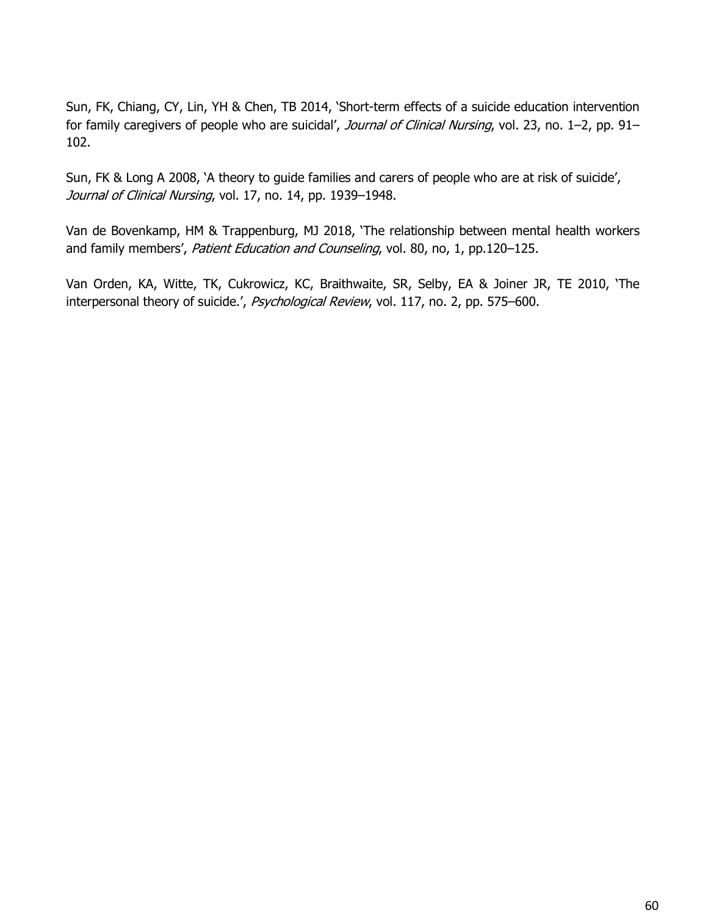Sun, FK, Chiang, CY, Lin, YH & Chen, TB 2014, 'Short-term effects of a suicide education intervention for family caregivers of people who are suicidal', *Journal of Clinical Nursing*, vol. 23, no. 1–2, pp. 91–102.

Sun, FK & Long A 2008, 'A theory to guide families and carers of people who are at risk of suicide', *Journal of Clinical Nursing*, vol. 17, no. 14, pp. 1939–1948.

Van de Bovenkamp, HM & Trappenburg, MJ 2018, 'The relationship between mental health workers and family members', *Patient Education and Counseling*, vol. 80, no, 1, pp.120–125.

Van Orden, KA, Witte, TK, Cukrowicz, KC, Braithwaite, SR, Selby, EA & Joiner JR, TE 2010, 'The interpersonal theory of suicide.', *Psychological Review*, vol. 117, no. 2, pp. 575–600.